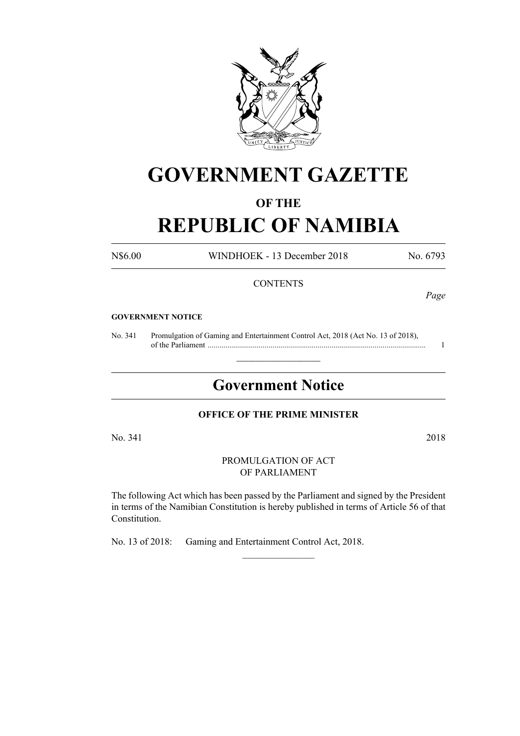# GOVERNMENT GAZETTE

## OF THE

# REPUBLIC OF NAMIBIA

N$6.00 WINDHOEK - 13 December 2018 No. 6793

CONTENTS

*Page*

**GOVERNMENT NOTICE**

No. 341 Promulgation of Gaming and Entertainment Control Act, 2018 (Act No. 13 of 2018), of the Parliament ............................................................................................................ 1

---

## Government Notice

**OFFICE OF THE PRIME MINISTER**

No. 341 2018

PROMULGATION OF ACT
OF PARLIAMENT

The following Act which has been passed by the Parliament and signed by the President in terms of the Namibian Constitution is hereby published in terms of Article 56 of that Constitution.

No. 13 of 2018: Gaming and Entertainment Control Act, 2018.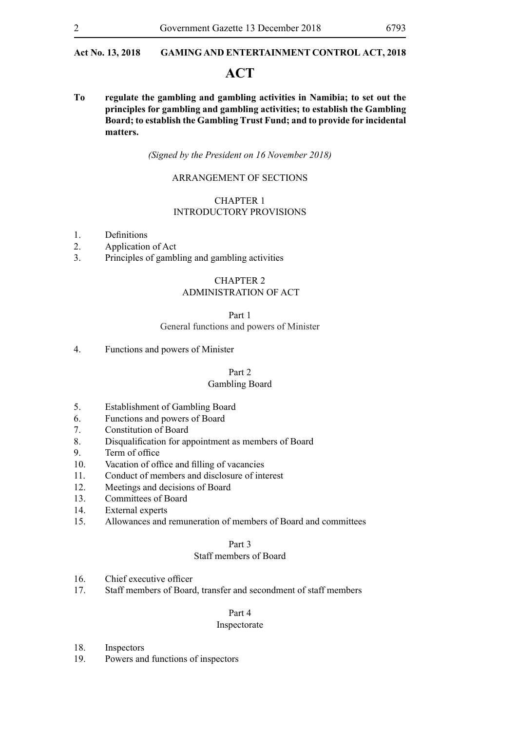**Act No. 13, 2018 GAMING AND ENTERTAINMENT CONTROL ACT, 2018**

# ACT

**To regulate the gambling and gambling activities in Namibia; to set out the principles for gambling and gambling activities; to establish the Gambling Board; to establish the Gambling Trust Fund; and to provide for incidental matters.**

*(Signed by the President on 16 November 2018)*

## ARRANGEMENT OF SECTIONS

### CHAPTER 1
### INTRODUCTORY PROVISIONS

1. Definitions
2. Application of Act
3. Principles of gambling and gambling activities

### CHAPTER 2
### ADMINISTRATION OF ACT

#### Part 1
General functions and powers of Minister

4. Functions and powers of Minister

#### Part 2
Gambling Board

5. Establishment of Gambling Board
6. Functions and powers of Board
7. Constitution of Board
8. Disqualification for appointment as members of Board
9. Term of office
10. Vacation of office and filling of vacancies
11. Conduct of members and disclosure of interest
12. Meetings and decisions of Board
13. Committees of Board
14. External experts
15. Allowances and remuneration of members of Board and committees

#### Part 3
Staff members of Board

16. Chief executive officer
17. Staff members of Board, transfer and secondment of staff members

#### Part 4
Inspectorate

18. Inspectors
19. Powers and functions of inspectors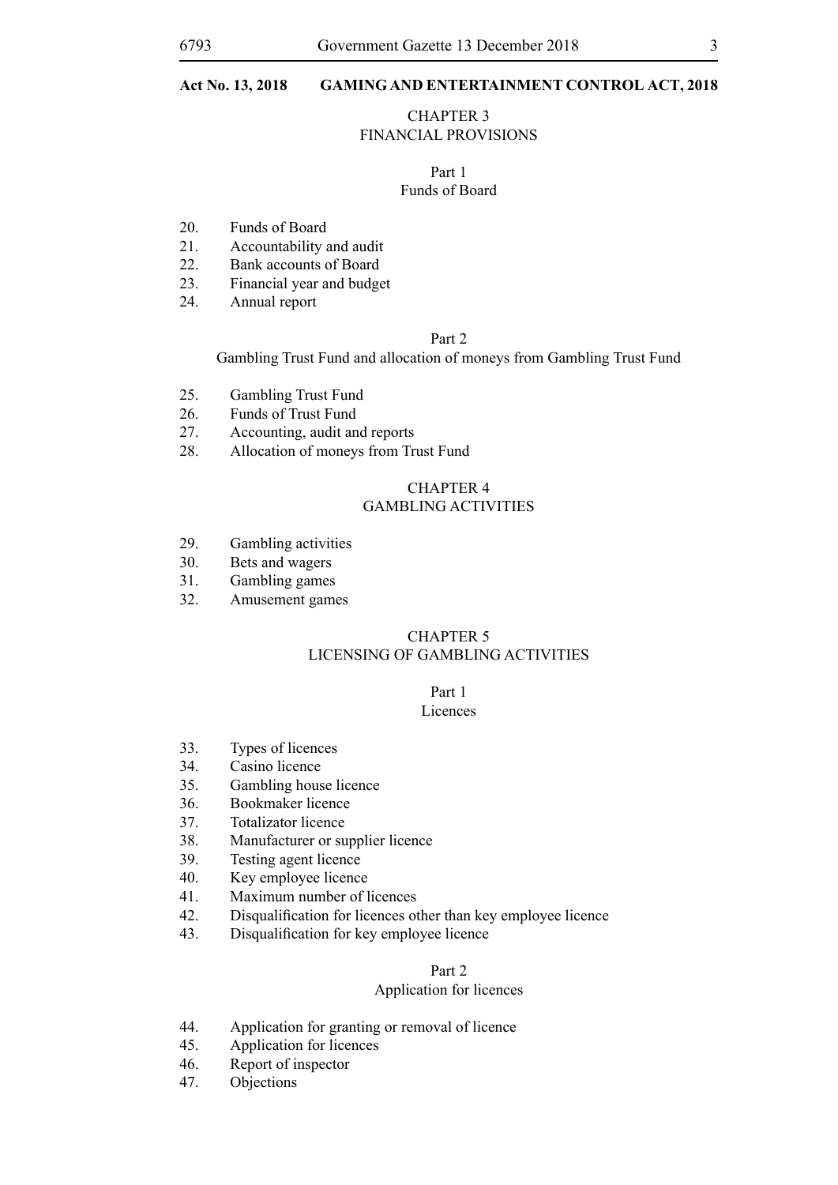CHAPTER 3
FINANCIAL PROVISIONS

Part 1
Funds of Board

20. Funds of Board
21. Accountability and audit
22. Bank accounts of Board
23. Financial year and budget
24. Annual report

Part 2
Gambling Trust Fund and allocation of moneys from Gambling Trust Fund

25. Gambling Trust Fund
26. Funds of Trust Fund
27. Accounting, audit and reports
28. Allocation of moneys from Trust Fund

CHAPTER 4
GAMBLING ACTIVITIES

29. Gambling activities
30. Bets and wagers
31. Gambling games
32. Amusement games

CHAPTER 5
LICENSING OF GAMBLING ACTIVITIES

Part 1
Licences

33. Types of licences
34. Casino licence
35. Gambling house licence
36. Bookmaker licence
37. Totalizator licence
38. Manufacturer or supplier licence
39. Testing agent licence
40. Key employee licence
41. Maximum number of licences
42. Disqualification for licences other than key employee licence
43. Disqualification for key employee licence

Part 2
Application for licences

44. Application for granting or removal of licence
45. Application for licences
46. Report of inspector
47. Objections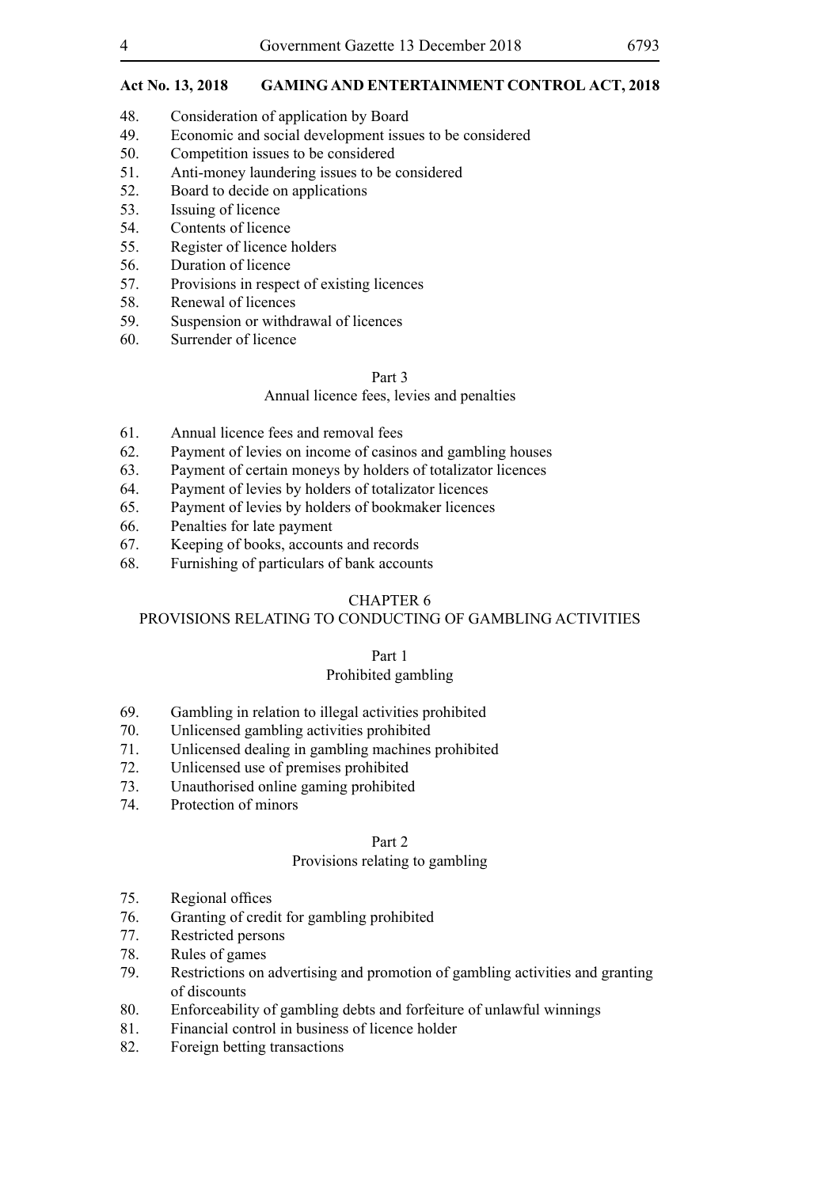48. Consideration of application by Board
49. Economic and social development issues to be considered
50. Competition issues to be considered
51. Anti-money laundering issues to be considered
52. Board to decide on applications
53. Issuing of licence
54. Contents of licence
55. Register of licence holders
56. Duration of licence
57. Provisions in respect of existing licences
58. Renewal of licences
59. Suspension or withdrawal of licences
60. Surrender of licence

Part 3
Annual licence fees, levies and penalties

61. Annual licence fees and removal fees
62. Payment of levies on income of casinos and gambling houses
63. Payment of certain moneys by holders of totalizator licences
64. Payment of levies by holders of totalizator licences
65. Payment of levies by holders of bookmaker licences
66. Penalties for late payment
67. Keeping of books, accounts and records
68. Furnishing of particulars of bank accounts

CHAPTER 6
PROVISIONS RELATING TO CONDUCTING OF GAMBLING ACTIVITIES

Part 1
Prohibited gambling

69. Gambling in relation to illegal activities prohibited
70. Unlicensed gambling activities prohibited
71. Unlicensed dealing in gambling machines prohibited
72. Unlicensed use of premises prohibited
73. Unauthorised online gaming prohibited
74. Protection of minors

Part 2
Provisions relating to gambling

75. Regional offices
76. Granting of credit for gambling prohibited
77. Restricted persons
78. Rules of games
79. Restrictions on advertising and promotion of gambling activities and granting of discounts
80. Enforceability of gambling debts and forfeiture of unlawful winnings
81. Financial control in business of licence holder
82. Foreign betting transactions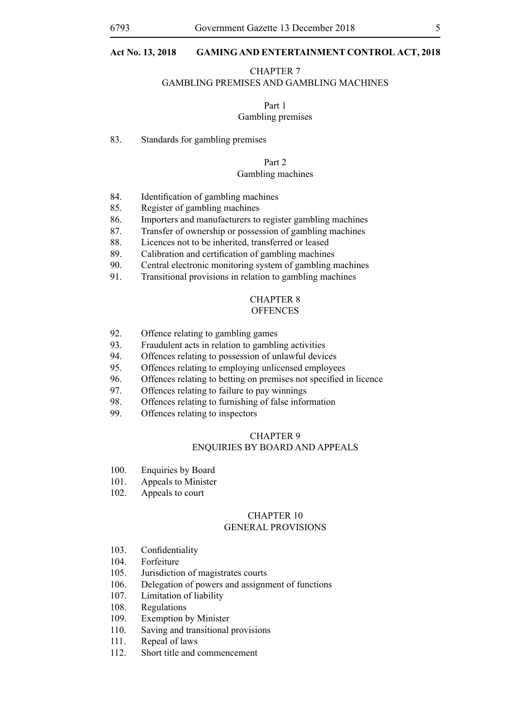CHAPTER 7
GAMBLING PREMISES AND GAMBLING MACHINES

Part 1
Gambling premises

83. Standards for gambling premises

Part 2
Gambling machines

84. Identification of gambling machines
85. Register of gambling machines
86. Importers and manufacturers to register gambling machines
87. Transfer of ownership or possession of gambling machines
88. Licences not to be inherited, transferred or leased
89. Calibration and certification of gambling machines
90. Central electronic monitoring system of gambling machines
91. Transitional provisions in relation to gambling machines

CHAPTER 8
OFFENCES

92. Offence relating to gambling games
93. Fraudulent acts in relation to gambling activities
94. Offences relating to possession of unlawful devices
95. Offences relating to employing unlicensed employees
96. Offences relating to betting on premises not specified in licence
97. Offences relating to failure to pay winnings
98. Offences relating to furnishing of false information
99. Offences relating to inspectors

CHAPTER 9
ENQUIRIES BY BOARD AND APPEALS

100. Enquiries by Board
101. Appeals to Minister
102. Appeals to court

CHAPTER 10
GENERAL PROVISIONS

103. Confidentiality
104. Forfeiture
105. Jurisdiction of magistrates courts
106. Delegation of powers and assignment of functions
107. Limitation of liability
108. Regulations
109. Exemption by Minister
110. Saving and transitional provisions
111. Repeal of laws
112. Short title and commencement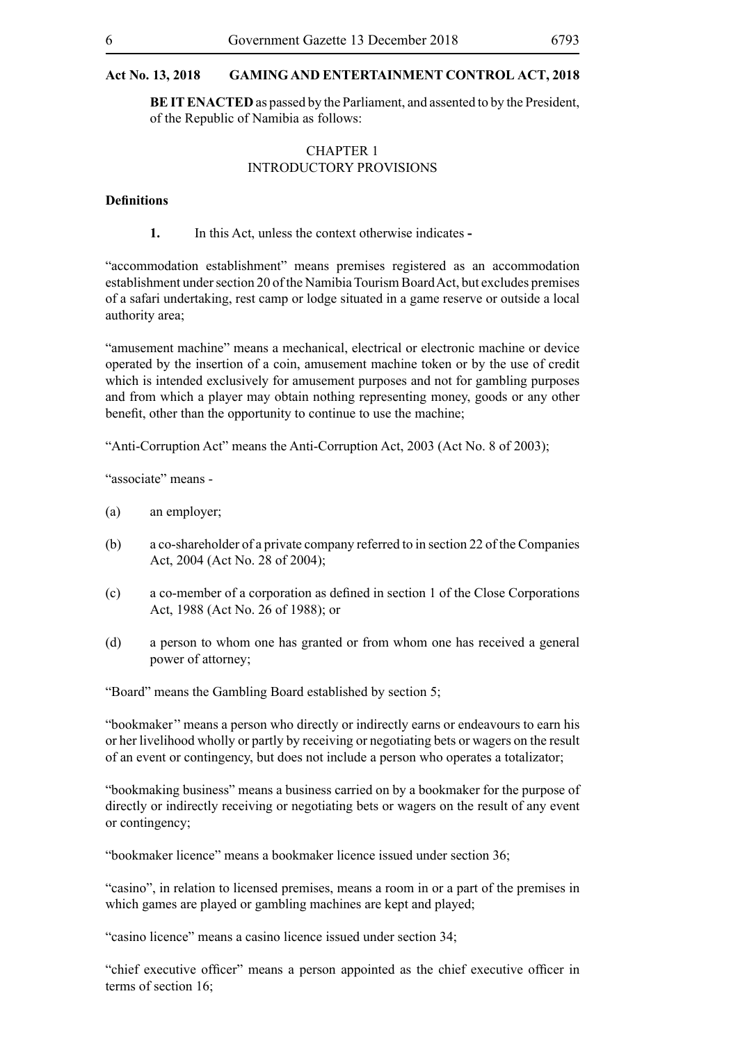**Act No. 13, 2018 GAMING AND ENTERTAINMENT CONTROL ACT, 2018**

**BE IT ENACTED** as passed by the Parliament, and assented to by the President, of the Republic of Namibia as follows:

## CHAPTER 1
## INTRODUCTORY PROVISIONS

### Definitions

**1.** In this Act, unless the context otherwise indicates -

"accommodation establishment" means premises registered as an accommodation establishment under section 20 of the Namibia Tourism Board Act, but excludes premises of a safari undertaking, rest camp or lodge situated in a game reserve or outside a local authority area;

"amusement machine" means a mechanical, electrical or electronic machine or device operated by the insertion of a coin, amusement machine token or by the use of credit which is intended exclusively for amusement purposes and not for gambling purposes and from which a player may obtain nothing representing money, goods or any other benefit, other than the opportunity to continue to use the machine;

"Anti-Corruption Act" means the Anti-Corruption Act, 2003 (Act No. 8 of 2003);

"associate" means -

(a) an employer;

(b) a co-shareholder of a private company referred to in section 22 of the Companies Act, 2004 (Act No. 28 of 2004);

(c) a co-member of a corporation as defined in section 1 of the Close Corporations Act, 1988 (Act No. 26 of 1988); or

(d) a person to whom one has granted or from whom one has received a general power of attorney;

"Board" means the Gambling Board established by section 5;

"bookmaker" means a person who directly or indirectly earns or endeavours to earn his or her livelihood wholly or partly by receiving or negotiating bets or wagers on the result of an event or contingency, but does not include a person who operates a totalizator;

"bookmaking business" means a business carried on by a bookmaker for the purpose of directly or indirectly receiving or negotiating bets or wagers on the result of any event or contingency;

"bookmaker licence" means a bookmaker licence issued under section 36;

"casino", in relation to licensed premises, means a room in or a part of the premises in which games are played or gambling machines are kept and played;

"casino licence" means a casino licence issued under section 34;

"chief executive officer" means a person appointed as the chief executive officer in terms of section 16;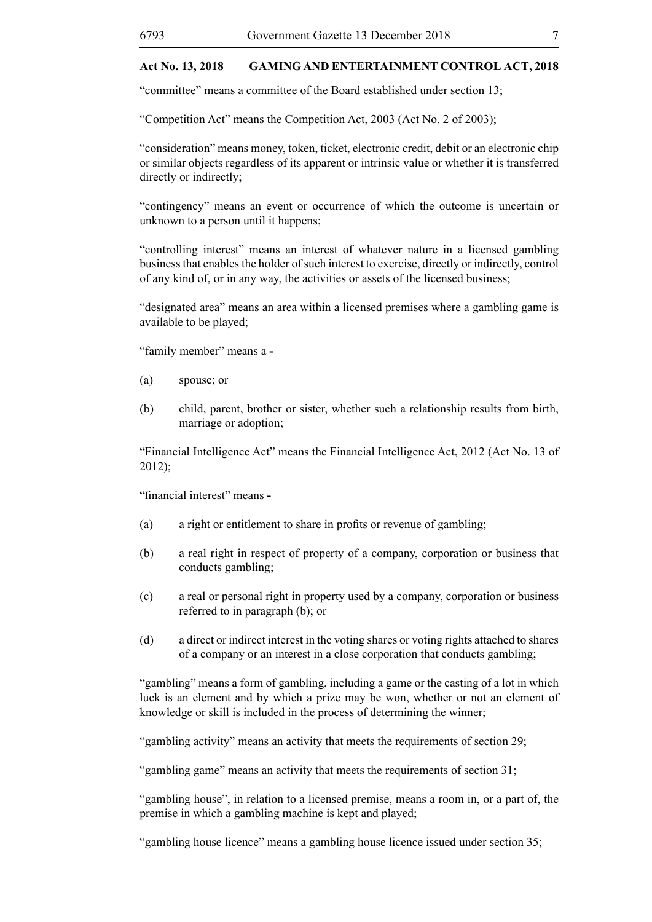"committee" means a committee of the Board established under section 13;

"Competition Act" means the Competition Act, 2003 (Act No. 2 of 2003);

"consideration" means money, token, ticket, electronic credit, debit or an electronic chip or similar objects regardless of its apparent or intrinsic value or whether it is transferred directly or indirectly;

"contingency" means an event or occurrence of which the outcome is uncertain or unknown to a person until it happens;

"controlling interest" means an interest of whatever nature in a licensed gambling business that enables the holder of such interest to exercise, directly or indirectly, control of any kind of, or in any way, the activities or assets of the licensed business;

"designated area" means an area within a licensed premises where a gambling game is available to be played;

"family member" means a -

(a) spouse; or

(b) child, parent, brother or sister, whether such a relationship results from birth, marriage or adoption;

"Financial Intelligence Act" means the Financial Intelligence Act, 2012 (Act No. 13 of 2012);

"financial interest" means -

(a) a right or entitlement to share in profits or revenue of gambling;

(b) a real right in respect of property of a company, corporation or business that conducts gambling;

(c) a real or personal right in property used by a company, corporation or business referred to in paragraph (b); or

(d) a direct or indirect interest in the voting shares or voting rights attached to shares of a company or an interest in a close corporation that conducts gambling;

"gambling" means a form of gambling, including a game or the casting of a lot in which luck is an element and by which a prize may be won, whether or not an element of knowledge or skill is included in the process of determining the winner;

"gambling activity" means an activity that meets the requirements of section 29;

"gambling game" means an activity that meets the requirements of section 31;

"gambling house", in relation to a licensed premise, means a room in, or a part of, the premise in which a gambling machine is kept and played;

"gambling house licence" means a gambling house licence issued under section 35;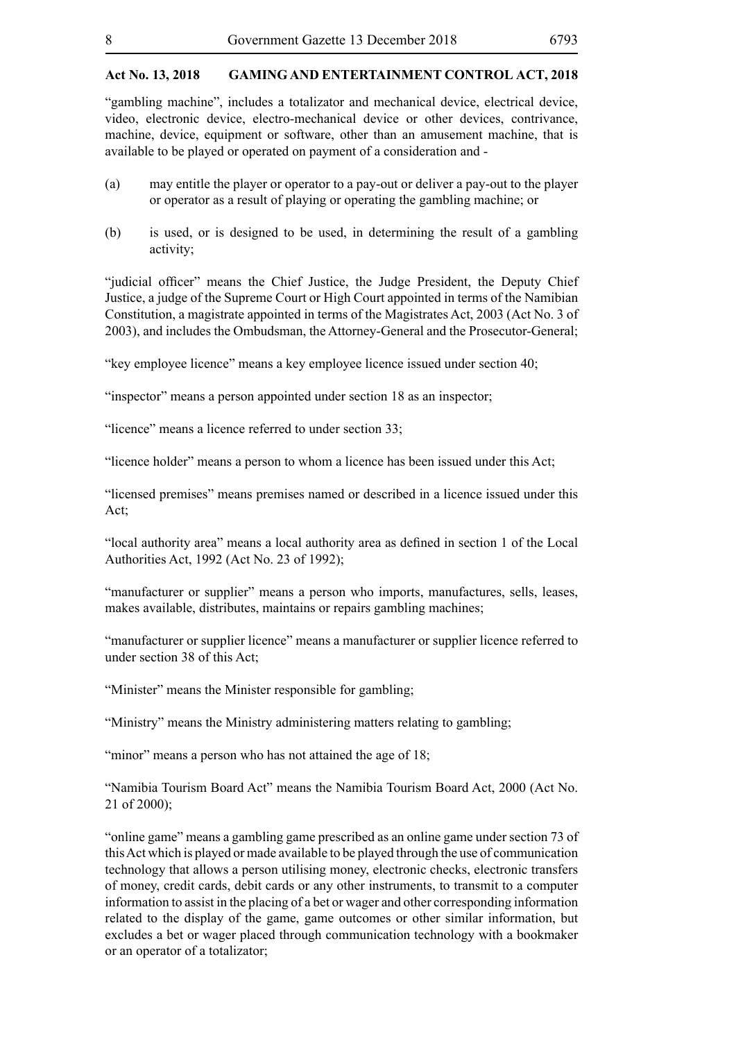"gambling machine", includes a totalizator and mechanical device, electrical device, video, electronic device, electro-mechanical device or other devices, contrivance, machine, device, equipment or software, other than an amusement machine, that is available to be played or operated on payment of a consideration and -

(a) may entitle the player or operator to a pay-out or deliver a pay-out to the player or operator as a result of playing or operating the gambling machine; or

(b) is used, or is designed to be used, in determining the result of a gambling activity;

"judicial officer" means the Chief Justice, the Judge President, the Deputy Chief Justice, a judge of the Supreme Court or High Court appointed in terms of the Namibian Constitution, a magistrate appointed in terms of the Magistrates Act, 2003 (Act No. 3 of 2003), and includes the Ombudsman, the Attorney-General and the Prosecutor-General;

"key employee licence" means a key employee licence issued under section 40;

"inspector" means a person appointed under section 18 as an inspector;

"licence" means a licence referred to under section 33;

"licence holder" means a person to whom a licence has been issued under this Act;

"licensed premises" means premises named or described in a licence issued under this Act;

"local authority area" means a local authority area as defined in section 1 of the Local Authorities Act, 1992 (Act No. 23 of 1992);

"manufacturer or supplier" means a person who imports, manufactures, sells, leases, makes available, distributes, maintains or repairs gambling machines;

"manufacturer or supplier licence" means a manufacturer or supplier licence referred to under section 38 of this Act;

"Minister" means the Minister responsible for gambling;

"Ministry" means the Ministry administering matters relating to gambling;

"minor" means a person who has not attained the age of 18;

"Namibia Tourism Board Act" means the Namibia Tourism Board Act, 2000 (Act No. 21 of 2000);

"online game" means a gambling game prescribed as an online game under section 73 of this Act which is played or made available to be played through the use of communication technology that allows a person utilising money, electronic checks, electronic transfers of money, credit cards, debit cards or any other instruments, to transmit to a computer information to assist in the placing of a bet or wager and other corresponding information related to the display of the game, game outcomes or other similar information, but excludes a bet or wager placed through communication technology with a bookmaker or an operator of a totalizator;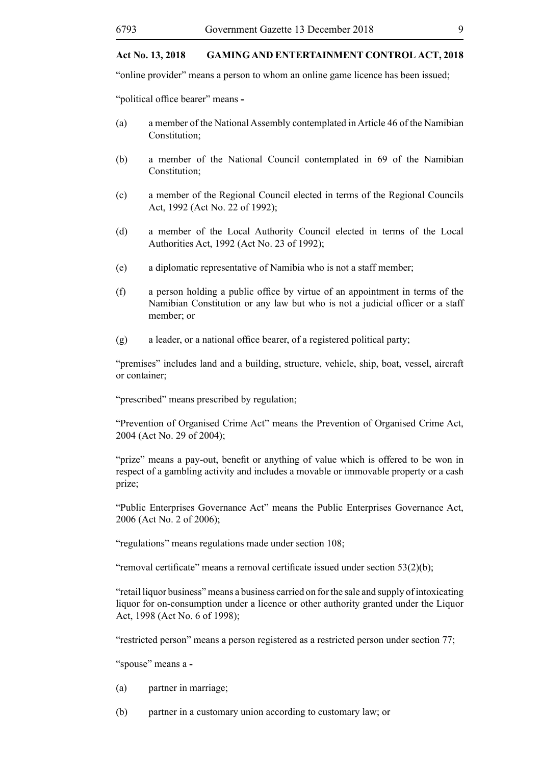"online provider" means a person to whom an online game licence has been issued;

"political office bearer" means -

(a) a member of the National Assembly contemplated in Article 46 of the Namibian Constitution;

(b) a member of the National Council contemplated in 69 of the Namibian Constitution;

(c) a member of the Regional Council elected in terms of the Regional Councils Act, 1992 (Act No. 22 of 1992);

(d) a member of the Local Authority Council elected in terms of the Local Authorities Act, 1992 (Act No. 23 of 1992);

(e) a diplomatic representative of Namibia who is not a staff member;

(f) a person holding a public office by virtue of an appointment in terms of the Namibian Constitution or any law but who is not a judicial officer or a staff member; or

(g) a leader, or a national office bearer, of a registered political party;

"premises" includes land and a building, structure, vehicle, ship, boat, vessel, aircraft or container;

"prescribed" means prescribed by regulation;

"Prevention of Organised Crime Act" means the Prevention of Organised Crime Act, 2004 (Act No. 29 of 2004);

"prize" means a pay-out, benefit or anything of value which is offered to be won in respect of a gambling activity and includes a movable or immovable property or a cash prize;

"Public Enterprises Governance Act" means the Public Enterprises Governance Act, 2006 (Act No. 2 of 2006);

"regulations" means regulations made under section 108;

"removal certificate" means a removal certificate issued under section 53(2)(b);

"retail liquor business" means a business carried on for the sale and supply of intoxicating liquor for on-consumption under a licence or other authority granted under the Liquor Act, 1998 (Act No. 6 of 1998);

"restricted person" means a person registered as a restricted person under section 77;

"spouse" means a -

(a) partner in marriage;

(b) partner in a customary union according to customary law; or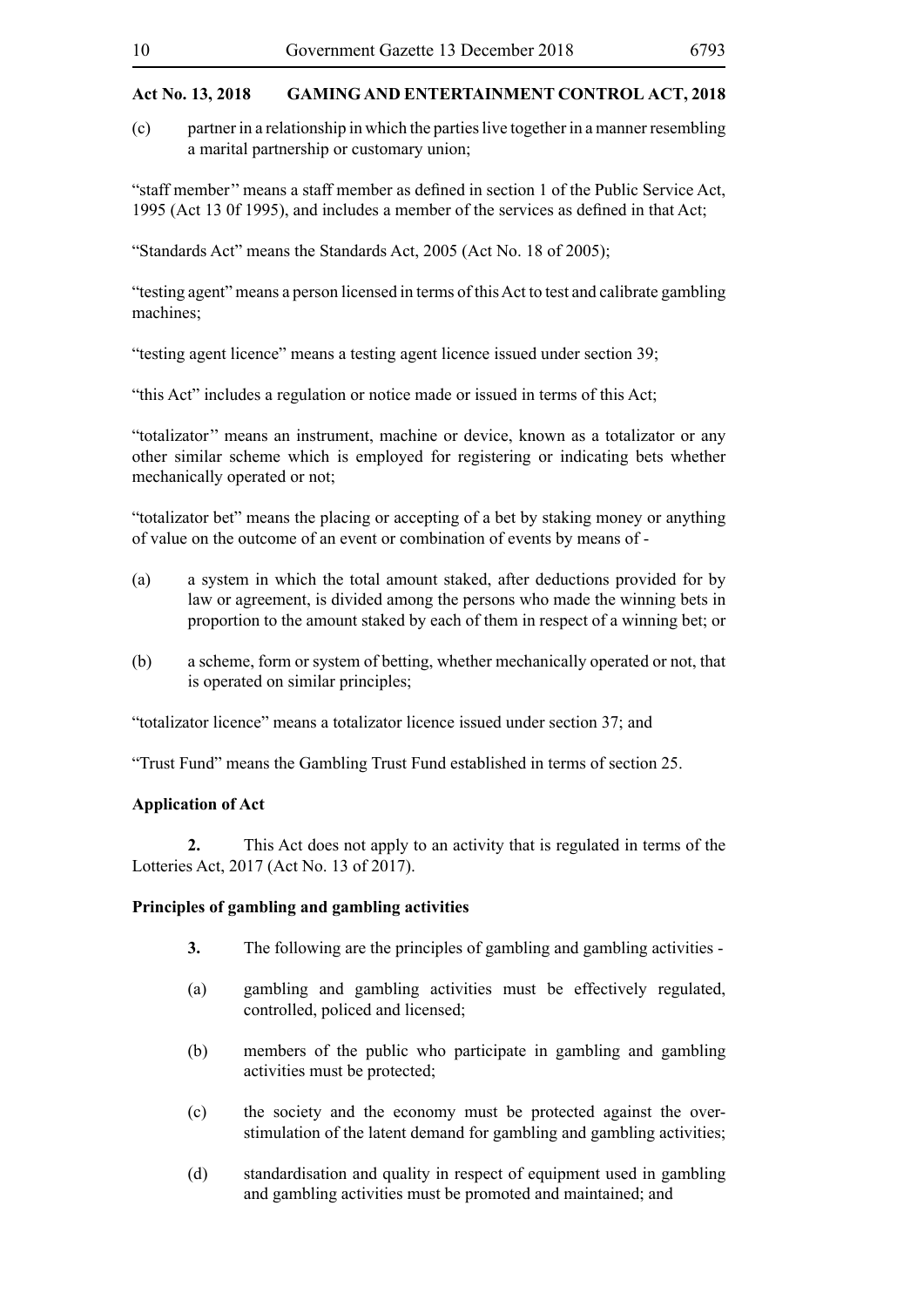(c) partner in a relationship in which the parties live together in a manner resembling a marital partnership or customary union;

"staff member'' means a staff member as defined in section 1 of the Public Service Act, 1995 (Act 13 0f 1995), and includes a member of the services as defined in that Act;

"Standards Act" means the Standards Act, 2005 (Act No. 18 of 2005);

"testing agent" means a person licensed in terms of this Act to test and calibrate gambling machines;

"testing agent licence" means a testing agent licence issued under section 39;

"this Act" includes a regulation or notice made or issued in terms of this Act;

"totalizator'' means an instrument, machine or device, known as a totalizator or any other similar scheme which is employed for registering or indicating bets whether mechanically operated or not;

"totalizator bet" means the placing or accepting of a bet by staking money or anything of value on the outcome of an event or combination of events by means of -

(a) a system in which the total amount staked, after deductions provided for by law or agreement, is divided among the persons who made the winning bets in proportion to the amount staked by each of them in respect of a winning bet; or

(b) a scheme, form or system of betting, whether mechanically operated or not, that is operated on similar principles;

"totalizator licence" means a totalizator licence issued under section 37; and

"Trust Fund" means the Gambling Trust Fund established in terms of section 25.

**Application of Act**

**2.** This Act does not apply to an activity that is regulated in terms of the Lotteries Act, 2017 (Act No. 13 of 2017).

**Principles of gambling and gambling activities**

**3.** The following are the principles of gambling and gambling activities -

(a) gambling and gambling activities must be effectively regulated, controlled, policed and licensed;

(b) members of the public who participate in gambling and gambling activities must be protected;

(c) the society and the economy must be protected against the over-stimulation of the latent demand for gambling and gambling activities;

(d) standardisation and quality in respect of equipment used in gambling and gambling activities must be promoted and maintained; and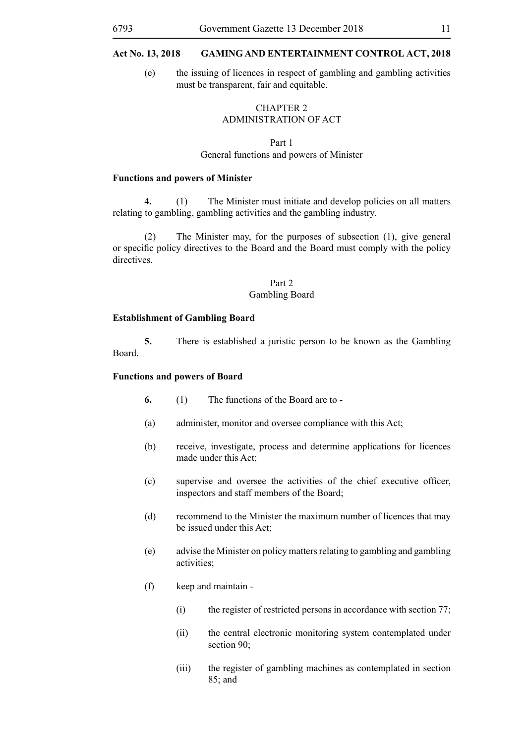(e) the issuing of licences in respect of gambling and gambling activities must be transparent, fair and equitable.

## CHAPTER 2
## ADMINISTRATION OF ACT

### Part 1
### General functions and powers of Minister

**Functions and powers of Minister**

**4.** (1) The Minister must initiate and develop policies on all matters relating to gambling, gambling activities and the gambling industry.

(2) The Minister may, for the purposes of subsection (1), give general or specific policy directives to the Board and the Board must comply with the policy directives.

### Part 2
### Gambling Board

**Establishment of Gambling Board**

**5.** There is established a juristic person to be known as the Gambling Board.

**Functions and powers of Board**

**6.** (1) The functions of the Board are to -

(a) administer, monitor and oversee compliance with this Act;

(b) receive, investigate, process and determine applications for licences made under this Act;

(c) supervise and oversee the activities of the chief executive officer, inspectors and staff members of the Board;

(d) recommend to the Minister the maximum number of licences that may be issued under this Act;

(e) advise the Minister on policy matters relating to gambling and gambling activities;

(f) keep and maintain -

(i) the register of restricted persons in accordance with section 77;

(ii) the central electronic monitoring system contemplated under section 90;

(iii) the register of gambling machines as contemplated in section 85; and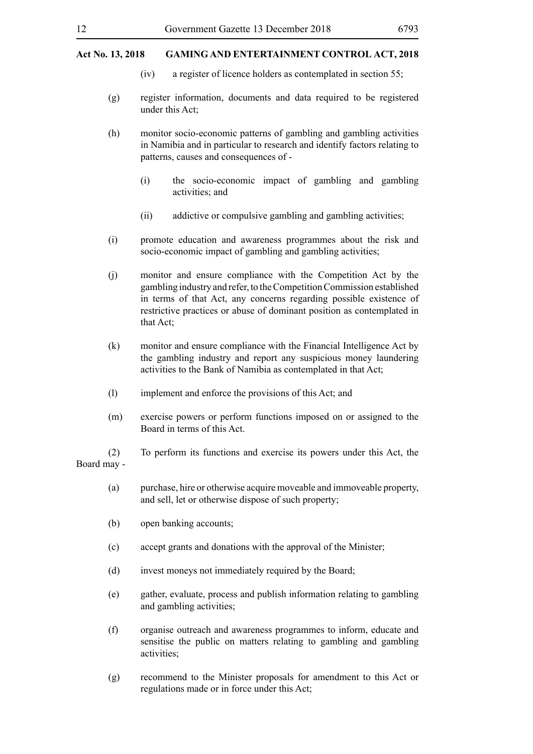(iv) a register of licence holders as contemplated in section 55;

(g) register information, documents and data required to be registered under this Act;

(h) monitor socio-economic patterns of gambling and gambling activities in Namibia and in particular to research and identify factors relating to patterns, causes and consequences of -

(i) the socio-economic impact of gambling and gambling activities; and

(ii) addictive or compulsive gambling and gambling activities;

(i) promote education and awareness programmes about the risk and socio-economic impact of gambling and gambling activities;

(j) monitor and ensure compliance with the Competition Act by the gambling industry and refer, to the Competition Commission established in terms of that Act, any concerns regarding possible existence of restrictive practices or abuse of dominant position as contemplated in that Act;

(k) monitor and ensure compliance with the Financial Intelligence Act by the gambling industry and report any suspicious money laundering activities to the Bank of Namibia as contemplated in that Act;

(l) implement and enforce the provisions of this Act; and

(m) exercise powers or perform functions imposed on or assigned to the Board in terms of this Act.

(2) To perform its functions and exercise its powers under this Act, the Board may -

(a) purchase, hire or otherwise acquire moveable and immoveable property, and sell, let or otherwise dispose of such property;

(b) open banking accounts;

(c) accept grants and donations with the approval of the Minister;

(d) invest moneys not immediately required by the Board;

(e) gather, evaluate, process and publish information relating to gambling and gambling activities;

(f) organise outreach and awareness programmes to inform, educate and sensitise the public on matters relating to gambling and gambling activities;

(g) recommend to the Minister proposals for amendment to this Act or regulations made or in force under this Act;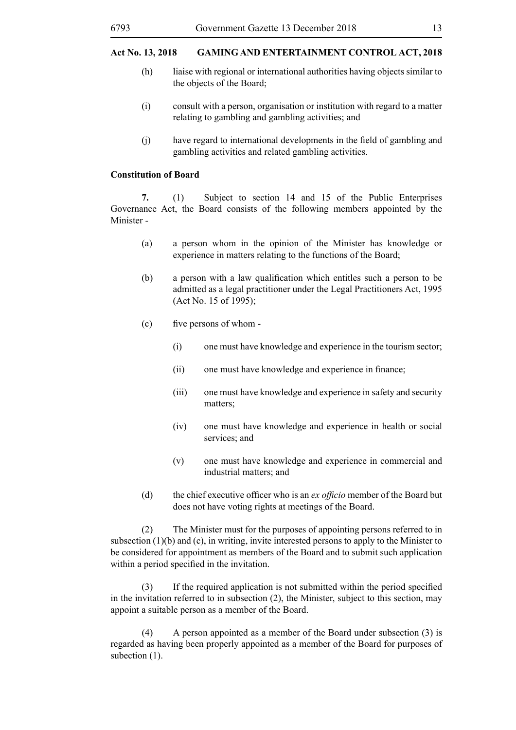(h) liaise with regional or international authorities having objects similar to the objects of the Board;

(i) consult with a person, organisation or institution with regard to a matter relating to gambling and gambling activities; and

(j) have regard to international developments in the field of gambling and gambling activities and related gambling activities.

**Constitution of Board**

**7.** (1) Subject to section 14 and 15 of the Public Enterprises Governance Act, the Board consists of the following members appointed by the Minister -

(a) a person whom in the opinion of the Minister has knowledge or experience in matters relating to the functions of the Board;

(b) a person with a law qualification which entitles such a person to be admitted as a legal practitioner under the Legal Practitioners Act, 1995 (Act No. 15 of 1995);

(c) five persons of whom -

(i) one must have knowledge and experience in the tourism sector;

(ii) one must have knowledge and experience in finance;

(iii) one must have knowledge and experience in safety and security matters;

(iv) one must have knowledge and experience in health or social services; and

(v) one must have knowledge and experience in commercial and industrial matters; and

(d) the chief executive officer who is an *ex officio* member of the Board but does not have voting rights at meetings of the Board.

(2) The Minister must for the purposes of appointing persons referred to in subsection (1)(b) and (c), in writing, invite interested persons to apply to the Minister to be considered for appointment as members of the Board and to submit such application within a period specified in the invitation.

(3) If the required application is not submitted within the period specified in the invitation referred to in subsection (2), the Minister, subject to this section, may appoint a suitable person as a member of the Board.

(4) A person appointed as a member of the Board under subsection (3) is regarded as having been properly appointed as a member of the Board for purposes of subection (1).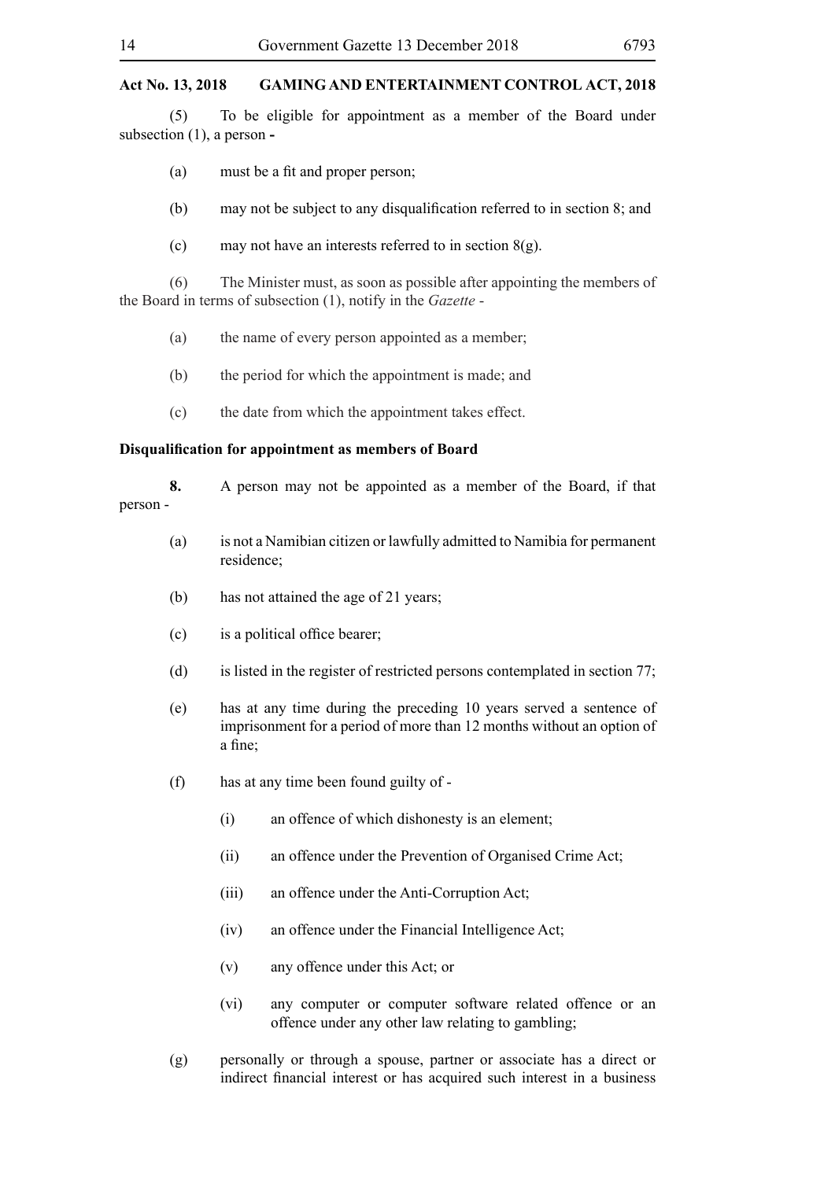(5) To be eligible for appointment as a member of the Board under subsection (1), a person -

(a) must be a fit and proper person;

(b) may not be subject to any disqualification referred to in section 8; and

(c) may not have an interests referred to in section 8(g).

(6) The Minister must, as soon as possible after appointing the members of the Board in terms of subsection (1), notify in the *Gazette* -

(a) the name of every person appointed as a member;

(b) the period for which the appointment is made; and

(c) the date from which the appointment takes effect.

**Disqualification for appointment as members of Board**

**8.** A person may not be appointed as a member of the Board, if that person -

(a) is not a Namibian citizen or lawfully admitted to Namibia for permanent residence;

(b) has not attained the age of 21 years;

(c) is a political office bearer;

(d) is listed in the register of restricted persons contemplated in section 77;

(e) has at any time during the preceding 10 years served a sentence of imprisonment for a period of more than 12 months without an option of a fine;

(f) has at any time been found guilty of -

(i) an offence of which dishonesty is an element;

(ii) an offence under the Prevention of Organised Crime Act;

(iii) an offence under the Anti-Corruption Act;

(iv) an offence under the Financial Intelligence Act;

(v) any offence under this Act; or

(vi) any computer or computer software related offence or an offence under any other law relating to gambling;

(g) personally or through a spouse, partner or associate has a direct or indirect financial interest or has acquired such interest in a business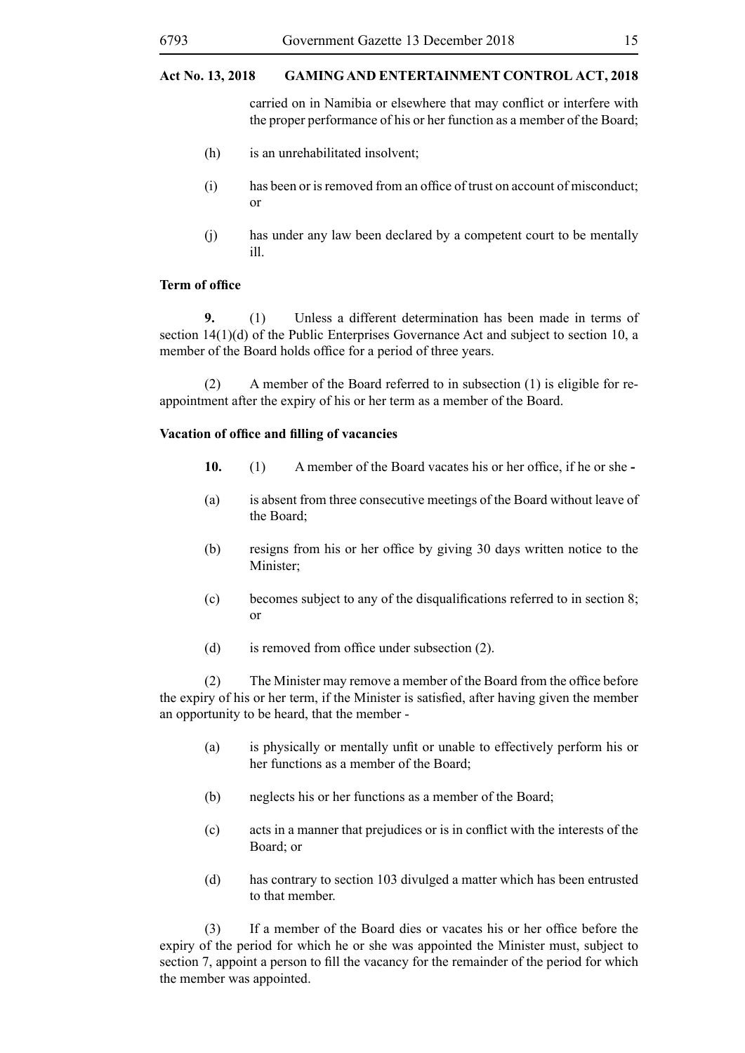carried on in Namibia or elsewhere that may conflict or interfere with the proper performance of his or her function as a member of the Board;

(h) is an unrehabilitated insolvent;

(i) has been or is removed from an office of trust on account of misconduct; or

(j) has under any law been declared by a competent court to be mentally ill.

**Term of office**

**9.** (1) Unless a different determination has been made in terms of section 14(1)(d) of the Public Enterprises Governance Act and subject to section 10, a member of the Board holds office for a period of three years.

(2) A member of the Board referred to in subsection (1) is eligible for re-appointment after the expiry of his or her term as a member of the Board.

**Vacation of office and filling of vacancies**

**10.** (1) A member of the Board vacates his or her office, if he or she -

(a) is absent from three consecutive meetings of the Board without leave of the Board;

(b) resigns from his or her office by giving 30 days written notice to the Minister;

(c) becomes subject to any of the disqualifications referred to in section 8; or

(d) is removed from office under subsection (2).

(2) The Minister may remove a member of the Board from the office before the expiry of his or her term, if the Minister is satisfied, after having given the member an opportunity to be heard, that the member -

(a) is physically or mentally unfit or unable to effectively perform his or her functions as a member of the Board;

(b) neglects his or her functions as a member of the Board;

(c) acts in a manner that prejudices or is in conflict with the interests of the Board; or

(d) has contrary to section 103 divulged a matter which has been entrusted to that member.

(3) If a member of the Board dies or vacates his or her office before the expiry of the period for which he or she was appointed the Minister must, subject to section 7, appoint a person to fill the vacancy for the remainder of the period for which the member was appointed.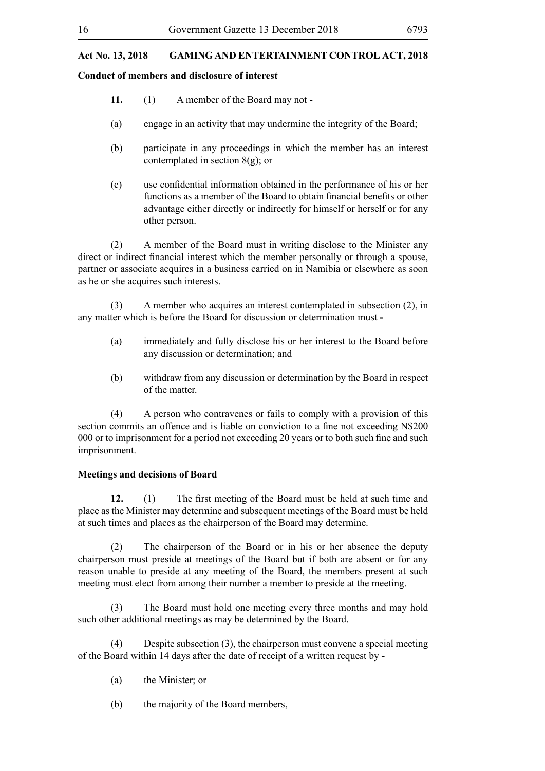**Conduct of members and disclosure of interest**

**11.** (1) A member of the Board may not -

(a) engage in an activity that may undermine the integrity of the Board;

(b) participate in any proceedings in which the member has an interest contemplated in section 8(g); or

(c) use confidential information obtained in the performance of his or her functions as a member of the Board to obtain financial benefits or other advantage either directly or indirectly for himself or herself or for any other person.

(2) A member of the Board must in writing disclose to the Minister any direct or indirect financial interest which the member personally or through a spouse, partner or associate acquires in a business carried on in Namibia or elsewhere as soon as he or she acquires such interests.

(3) A member who acquires an interest contemplated in subsection (2), in any matter which is before the Board for discussion or determination must -

(a) immediately and fully disclose his or her interest to the Board before any discussion or determination; and

(b) withdraw from any discussion or determination by the Board in respect of the matter.

(4) A person who contravenes or fails to comply with a provision of this section commits an offence and is liable on conviction to a fine not exceeding N$200 000 or to imprisonment for a period not exceeding 20 years or to both such fine and such imprisonment.

**Meetings and decisions of Board**

**12.** (1) The first meeting of the Board must be held at such time and place as the Minister may determine and subsequent meetings of the Board must be held at such times and places as the chairperson of the Board may determine.

(2) The chairperson of the Board or in his or her absence the deputy chairperson must preside at meetings of the Board but if both are absent or for any reason unable to preside at any meeting of the Board, the members present at such meeting must elect from among their number a member to preside at the meeting.

(3) The Board must hold one meeting every three months and may hold such other additional meetings as may be determined by the Board.

(4) Despite subsection (3), the chairperson must convene a special meeting of the Board within 14 days after the date of receipt of a written request by -

(a) the Minister; or

(b) the majority of the Board members,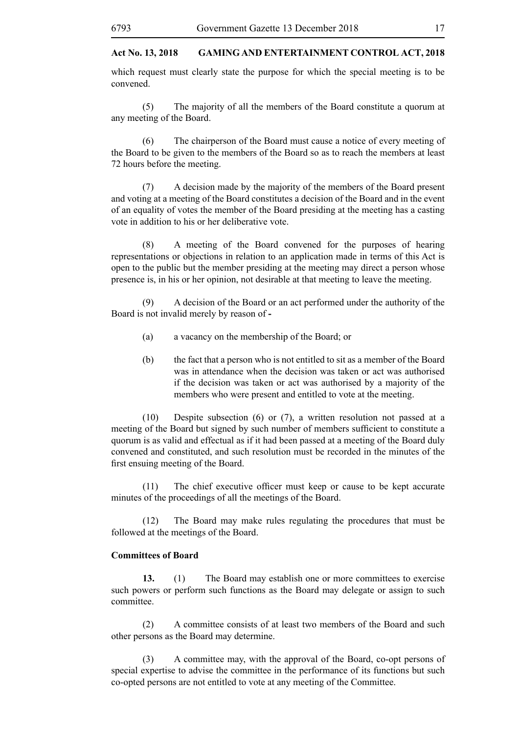which request must clearly state the purpose for which the special meeting is to be convened.

(5) The majority of all the members of the Board constitute a quorum at any meeting of the Board.

(6) The chairperson of the Board must cause a notice of every meeting of the Board to be given to the members of the Board so as to reach the members at least 72 hours before the meeting.

(7) A decision made by the majority of the members of the Board present and voting at a meeting of the Board constitutes a decision of the Board and in the event of an equality of votes the member of the Board presiding at the meeting has a casting vote in addition to his or her deliberative vote.

(8) A meeting of the Board convened for the purposes of hearing representations or objections in relation to an application made in terms of this Act is open to the public but the member presiding at the meeting may direct a person whose presence is, in his or her opinion, not desirable at that meeting to leave the meeting.

(9) A decision of the Board or an act performed under the authority of the Board is not invalid merely by reason of -

(a) a vacancy on the membership of the Board; or

(b) the fact that a person who is not entitled to sit as a member of the Board was in attendance when the decision was taken or act was authorised if the decision was taken or act was authorised by a majority of the members who were present and entitled to vote at the meeting.

(10) Despite subsection (6) or (7), a written resolution not passed at a meeting of the Board but signed by such number of members sufficient to constitute a quorum is as valid and effectual as if it had been passed at a meeting of the Board duly convened and constituted, and such resolution must be recorded in the minutes of the first ensuing meeting of the Board.

(11) The chief executive officer must keep or cause to be kept accurate minutes of the proceedings of all the meetings of the Board.

(12) The Board may make rules regulating the procedures that must be followed at the meetings of the Board.

**Committees of Board**

**13.** (1) The Board may establish one or more committees to exercise such powers or perform such functions as the Board may delegate or assign to such committee.

(2) A committee consists of at least two members of the Board and such other persons as the Board may determine.

(3) A committee may, with the approval of the Board, co-opt persons of special expertise to advise the committee in the performance of its functions but such co-opted persons are not entitled to vote at any meeting of the Committee.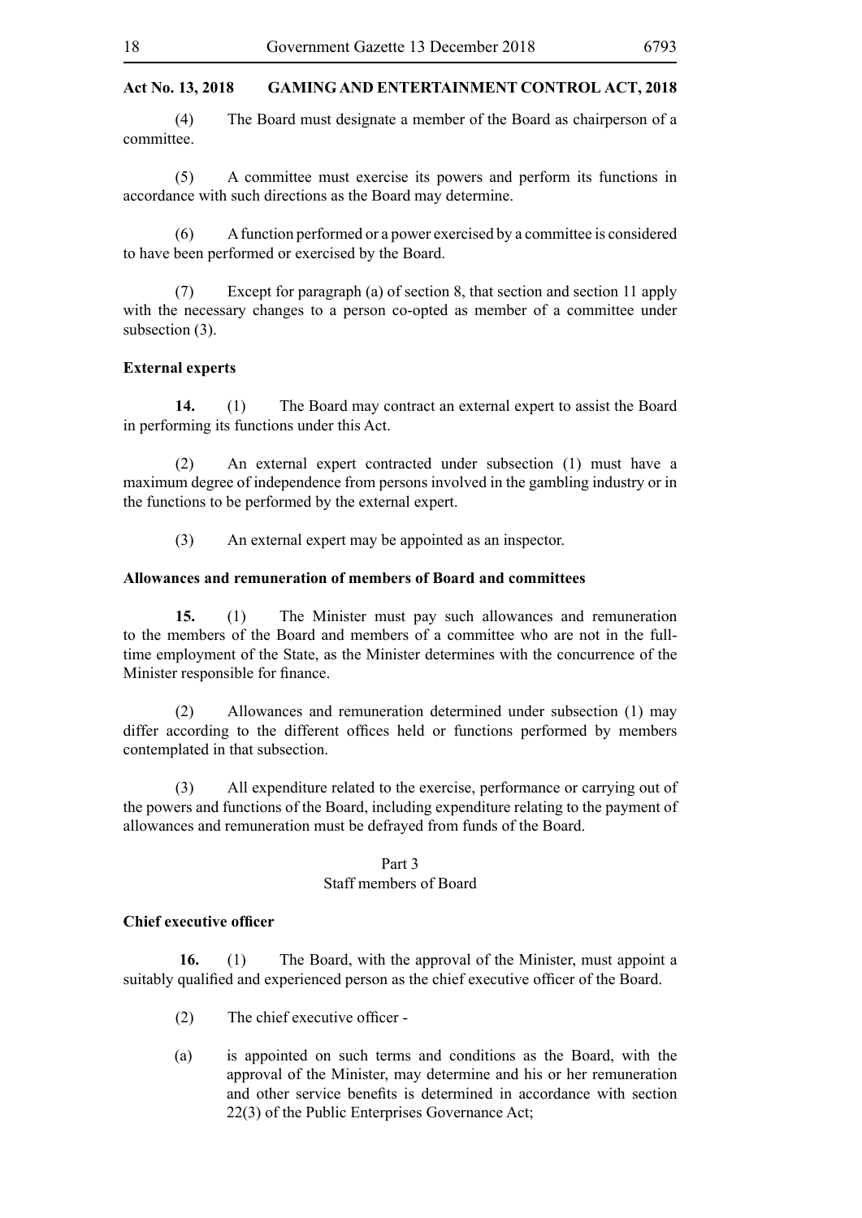(4) The Board must designate a member of the Board as chairperson of a committee.

(5) A committee must exercise its powers and perform its functions in accordance with such directions as the Board may determine.

(6) A function performed or a power exercised by a committee is considered to have been performed or exercised by the Board.

(7) Except for paragraph (a) of section 8, that section and section 11 apply with the necessary changes to a person co-opted as member of a committee under subsection (3).

**External experts**

**14.** (1) The Board may contract an external expert to assist the Board in performing its functions under this Act.

(2) An external expert contracted under subsection (1) must have a maximum degree of independence from persons involved in the gambling industry or in the functions to be performed by the external expert.

(3) An external expert may be appointed as an inspector.

**Allowances and remuneration of members of Board and committees**

**15.** (1) The Minister must pay such allowances and remuneration to the members of the Board and members of a committee who are not in the full-time employment of the State, as the Minister determines with the concurrence of the Minister responsible for finance.

(2) Allowances and remuneration determined under subsection (1) may differ according to the different offices held or functions performed by members contemplated in that subsection.

(3) All expenditure related to the exercise, performance or carrying out of the powers and functions of the Board, including expenditure relating to the payment of allowances and remuneration must be defrayed from funds of the Board.

Part 3
Staff members of Board

**Chief executive officer**

**16.** (1) The Board, with the approval of the Minister, must appoint a suitably qualified and experienced person as the chief executive officer of the Board.

(2) The chief executive officer -

(a) is appointed on such terms and conditions as the Board, with the approval of the Minister, may determine and his or her remuneration and other service benefits is determined in accordance with section 22(3) of the Public Enterprises Governance Act;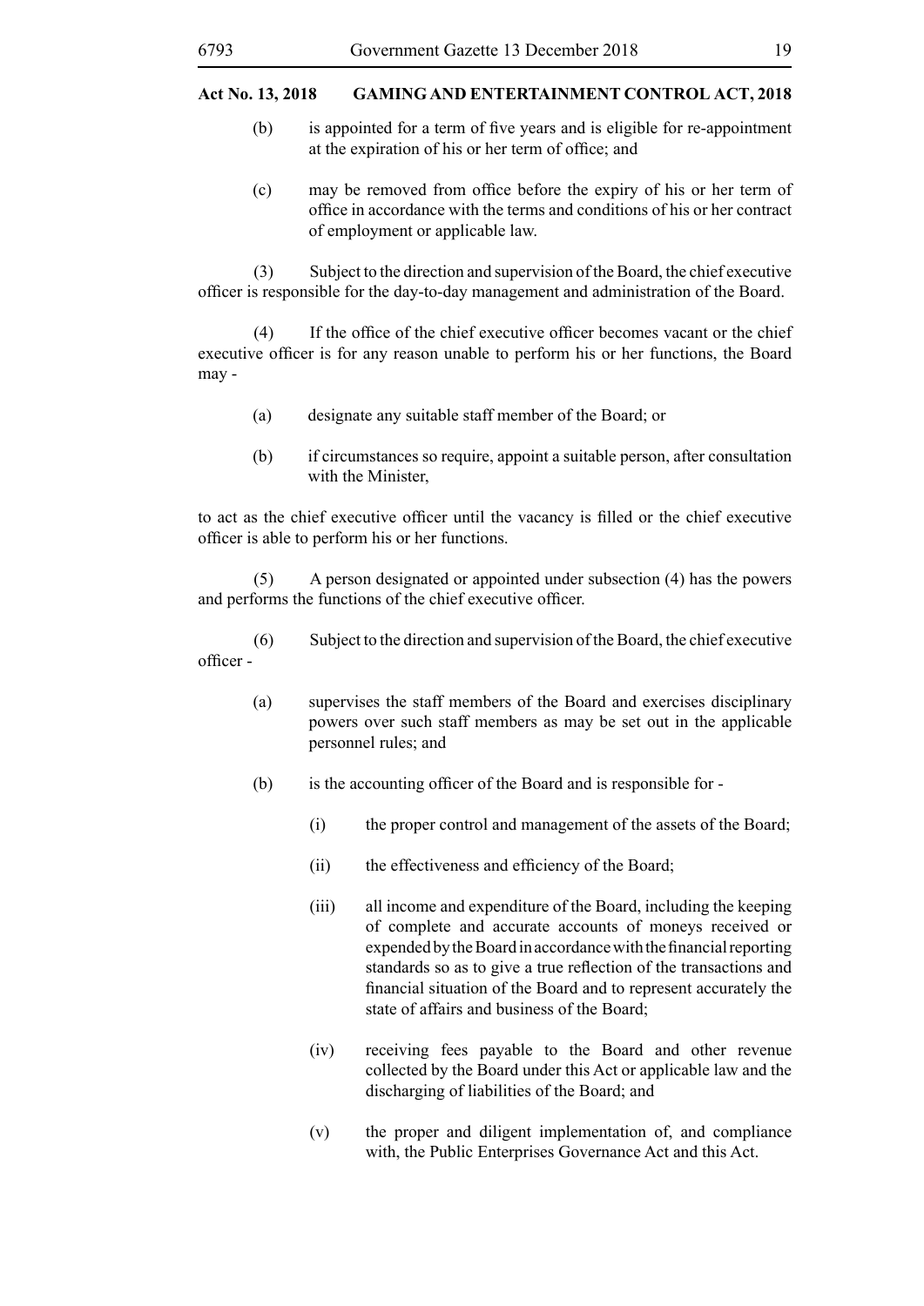(b) is appointed for a term of five years and is eligible for re-appointment at the expiration of his or her term of office; and

(c) may be removed from office before the expiry of his or her term of office in accordance with the terms and conditions of his or her contract of employment or applicable law.

(3) Subject to the direction and supervision of the Board, the chief executive officer is responsible for the day-to-day management and administration of the Board.

(4) If the office of the chief executive officer becomes vacant or the chief executive officer is for any reason unable to perform his or her functions, the Board may -

(a) designate any suitable staff member of the Board; or

(b) if circumstances so require, appoint a suitable person, after consultation with the Minister,

to act as the chief executive officer until the vacancy is filled or the chief executive officer is able to perform his or her functions.

(5) A person designated or appointed under subsection (4) has the powers and performs the functions of the chief executive officer.

(6) Subject to the direction and supervision of the Board, the chief executive officer -

(a) supervises the staff members of the Board and exercises disciplinary powers over such staff members as may be set out in the applicable personnel rules; and

(b) is the accounting officer of the Board and is responsible for -

(i) the proper control and management of the assets of the Board;

(ii) the effectiveness and efficiency of the Board;

(iii) all income and expenditure of the Board, including the keeping of complete and accurate accounts of moneys received or expended by the Board in accordance with the financial reporting standards so as to give a true reflection of the transactions and financial situation of the Board and to represent accurately the state of affairs and business of the Board;

(iv) receiving fees payable to the Board and other revenue collected by the Board under this Act or applicable law and the discharging of liabilities of the Board; and

(v) the proper and diligent implementation of, and compliance with, the Public Enterprises Governance Act and this Act.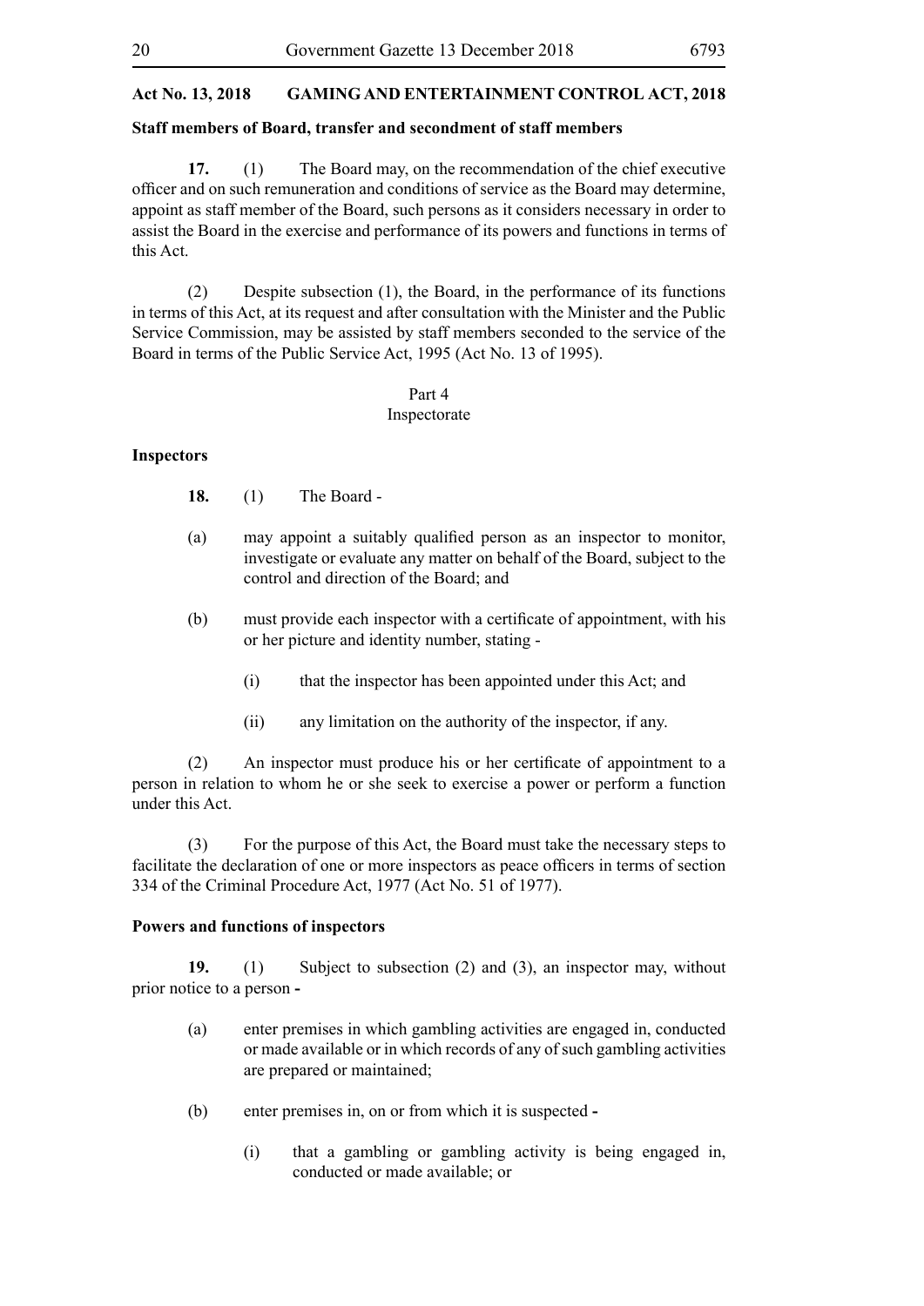**Staff members of Board, transfer and secondment of staff members**

**17.** (1) The Board may, on the recommendation of the chief executive officer and on such remuneration and conditions of service as the Board may determine, appoint as staff member of the Board, such persons as it considers necessary in order to assist the Board in the exercise and performance of its powers and functions in terms of this Act.

(2) Despite subsection (1), the Board, in the performance of its functions in terms of this Act, at its request and after consultation with the Minister and the Public Service Commission, may be assisted by staff members seconded to the service of the Board in terms of the Public Service Act, 1995 (Act No. 13 of 1995).

## Part 4
## Inspectorate

**Inspectors**

**18.** (1) The Board -

(a) may appoint a suitably qualified person as an inspector to monitor, investigate or evaluate any matter on behalf of the Board, subject to the control and direction of the Board; and

(b) must provide each inspector with a certificate of appointment, with his or her picture and identity number, stating -

(i) that the inspector has been appointed under this Act; and

(ii) any limitation on the authority of the inspector, if any.

(2) An inspector must produce his or her certificate of appointment to a person in relation to whom he or she seek to exercise a power or perform a function under this Act.

(3) For the purpose of this Act, the Board must take the necessary steps to facilitate the declaration of one or more inspectors as peace officers in terms of section 334 of the Criminal Procedure Act, 1977 (Act No. 51 of 1977).

**Powers and functions of inspectors**

**19.** (1) Subject to subsection (2) and (3), an inspector may, without prior notice to a person -

(a) enter premises in which gambling activities are engaged in, conducted or made available or in which records of any of such gambling activities are prepared or maintained;

(b) enter premises in, on or from which it is suspected -

(i) that a gambling or gambling activity is being engaged in, conducted or made available; or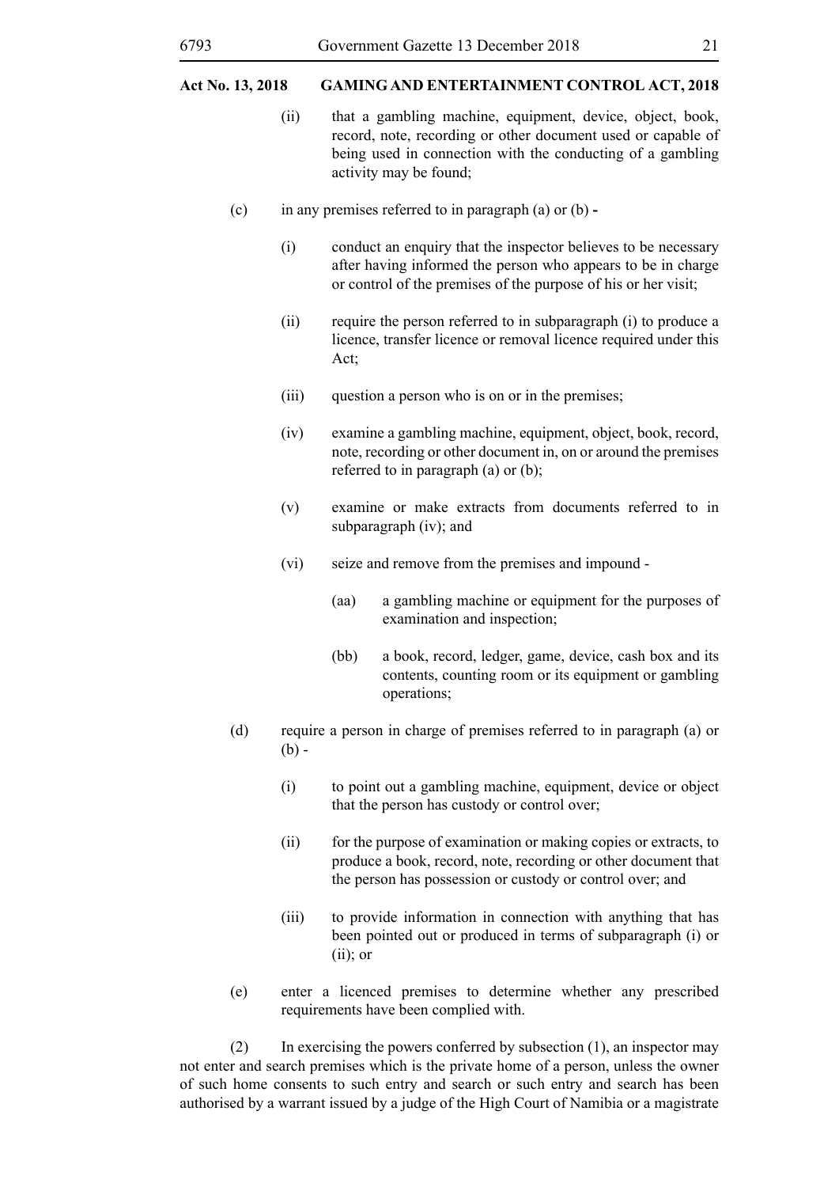(ii) that a gambling machine, equipment, device, object, book, record, note, recording or other document used or capable of being used in connection with the conducting of a gambling activity may be found;

(c) in any premises referred to in paragraph (a) or (b) -

(i) conduct an enquiry that the inspector believes to be necessary after having informed the person who appears to be in charge or control of the premises of the purpose of his or her visit;

(ii) require the person referred to in subparagraph (i) to produce a licence, transfer licence or removal licence required under this Act;

(iii) question a person who is on or in the premises;

(iv) examine a gambling machine, equipment, object, book, record, note, recording or other document in, on or around the premises referred to in paragraph (a) or (b);

(v) examine or make extracts from documents referred to in subparagraph (iv); and

(vi) seize and remove from the premises and impound -

(aa) a gambling machine or equipment for the purposes of examination and inspection;

(bb) a book, record, ledger, game, device, cash box and its contents, counting room or its equipment or gambling operations;

(d) require a person in charge of premises referred to in paragraph (a) or (b) -

(i) to point out a gambling machine, equipment, device or object that the person has custody or control over;

(ii) for the purpose of examination or making copies or extracts, to produce a book, record, note, recording or other document that the person has possession or custody or control over; and

(iii) to provide information in connection with anything that has been pointed out or produced in terms of subparagraph (i) or (ii); or

(e) enter a licenced premises to determine whether any prescribed requirements have been complied with.

(2) In exercising the powers conferred by subsection (1), an inspector may not enter and search premises which is the private home of a person, unless the owner of such home consents to such entry and search or such entry and search has been authorised by a warrant issued by a judge of the High Court of Namibia or a magistrate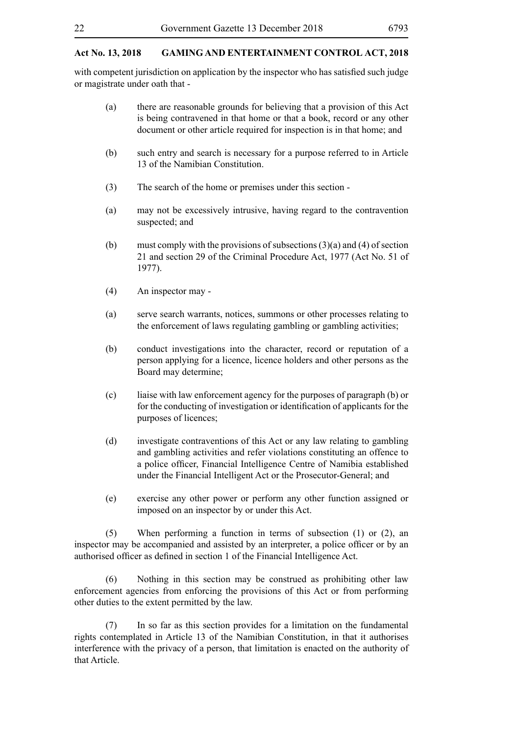with competent jurisdiction on application by the inspector who has satisfied such judge or magistrate under oath that -

(a) there are reasonable grounds for believing that a provision of this Act is being contravened in that home or that a book, record or any other document or other article required for inspection is in that home; and

(b) such entry and search is necessary for a purpose referred to in Article 13 of the Namibian Constitution.

(3) The search of the home or premises under this section -

(a) may not be excessively intrusive, having regard to the contravention suspected; and

(b) must comply with the provisions of subsections (3)(a) and (4) of section 21 and section 29 of the Criminal Procedure Act, 1977 (Act No. 51 of 1977).

(4) An inspector may -

(a) serve search warrants, notices, summons or other processes relating to the enforcement of laws regulating gambling or gambling activities;

(b) conduct investigations into the character, record or reputation of a person applying for a licence, licence holders and other persons as the Board may determine;

(c) liaise with law enforcement agency for the purposes of paragraph (b) or for the conducting of investigation or identification of applicants for the purposes of licences;

(d) investigate contraventions of this Act or any law relating to gambling and gambling activities and refer violations constituting an offence to a police officer, Financial Intelligence Centre of Namibia established under the Financial Intelligent Act or the Prosecutor-General; and

(e) exercise any other power or perform any other function assigned or imposed on an inspector by or under this Act.

(5) When performing a function in terms of subsection (1) or (2), an inspector may be accompanied and assisted by an interpreter, a police officer or by an authorised officer as defined in section 1 of the Financial Intelligence Act.

(6) Nothing in this section may be construed as prohibiting other law enforcement agencies from enforcing the provisions of this Act or from performing other duties to the extent permitted by the law.

(7) In so far as this section provides for a limitation on the fundamental rights contemplated in Article 13 of the Namibian Constitution, in that it authorises interference with the privacy of a person, that limitation is enacted on the authority of that Article.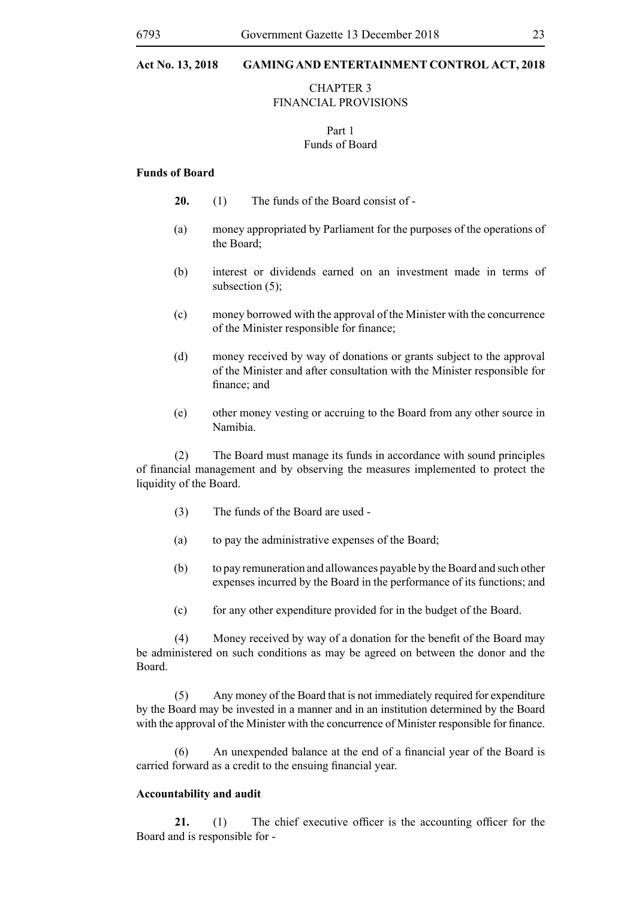## CHAPTER 3
## FINANCIAL PROVISIONS

### Part 1
### Funds of Board

**Funds of Board**

**20.** (1) The funds of the Board consist of -

(a) money appropriated by Parliament for the purposes of the operations of the Board;

(b) interest or dividends earned on an investment made in terms of subsection (5);

(c) money borrowed with the approval of the Minister with the concurrence of the Minister responsible for finance;

(d) money received by way of donations or grants subject to the approval of the Minister and after consultation with the Minister responsible for finance; and

(e) other money vesting or accruing to the Board from any other source in Namibia.

(2) The Board must manage its funds in accordance with sound principles of financial management and by observing the measures implemented to protect the liquidity of the Board.

(3) The funds of the Board are used -

(a) to pay the administrative expenses of the Board;

(b) to pay remuneration and allowances payable by the Board and such other expenses incurred by the Board in the performance of its functions; and

(c) for any other expenditure provided for in the budget of the Board.

(4) Money received by way of a donation for the benefit of the Board may be administered on such conditions as may be agreed on between the donor and the Board.

(5) Any money of the Board that is not immediately required for expenditure by the Board may be invested in a manner and in an institution determined by the Board with the approval of the Minister with the concurrence of Minister responsible for finance.

(6) An unexpended balance at the end of a financial year of the Board is carried forward as a credit to the ensuing financial year.

**Accountability and audit**

**21.** (1) The chief executive officer is the accounting officer for the Board and is responsible for -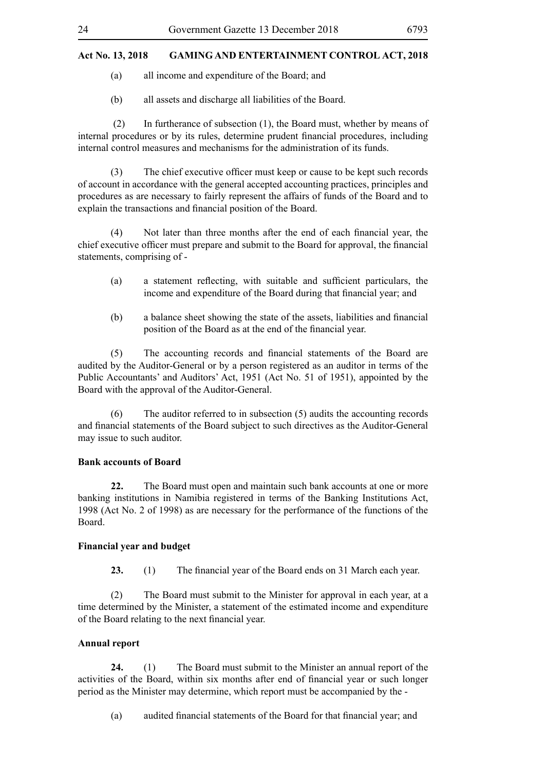(a) all income and expenditure of the Board; and

(b) all assets and discharge all liabilities of the Board.

(2) In furtherance of subsection (1), the Board must, whether by means of internal procedures or by its rules, determine prudent financial procedures, including internal control measures and mechanisms for the administration of its funds.

(3) The chief executive officer must keep or cause to be kept such records of account in accordance with the general accepted accounting practices, principles and procedures as are necessary to fairly represent the affairs of funds of the Board and to explain the transactions and financial position of the Board.

(4) Not later than three months after the end of each financial year, the chief executive officer must prepare and submit to the Board for approval, the financial statements, comprising of -

(a) a statement reflecting, with suitable and sufficient particulars, the income and expenditure of the Board during that financial year; and

(b) a balance sheet showing the state of the assets, liabilities and financial position of the Board as at the end of the financial year.

(5) The accounting records and financial statements of the Board are audited by the Auditor-General or by a person registered as an auditor in terms of the Public Accountants' and Auditors' Act, 1951 (Act No. 51 of 1951), appointed by the Board with the approval of the Auditor-General.

(6) The auditor referred to in subsection (5) audits the accounting records and financial statements of the Board subject to such directives as the Auditor-General may issue to such auditor.

**Bank accounts of Board**

**22.** The Board must open and maintain such bank accounts at one or more banking institutions in Namibia registered in terms of the Banking Institutions Act, 1998 (Act No. 2 of 1998) as are necessary for the performance of the functions of the Board.

**Financial year and budget**

**23.** (1) The financial year of the Board ends on 31 March each year.

(2) The Board must submit to the Minister for approval in each year, at a time determined by the Minister, a statement of the estimated income and expenditure of the Board relating to the next financial year.

**Annual report**

**24.** (1) The Board must submit to the Minister an annual report of the activities of the Board, within six months after end of financial year or such longer period as the Minister may determine, which report must be accompanied by the -

(a) audited financial statements of the Board for that financial year; and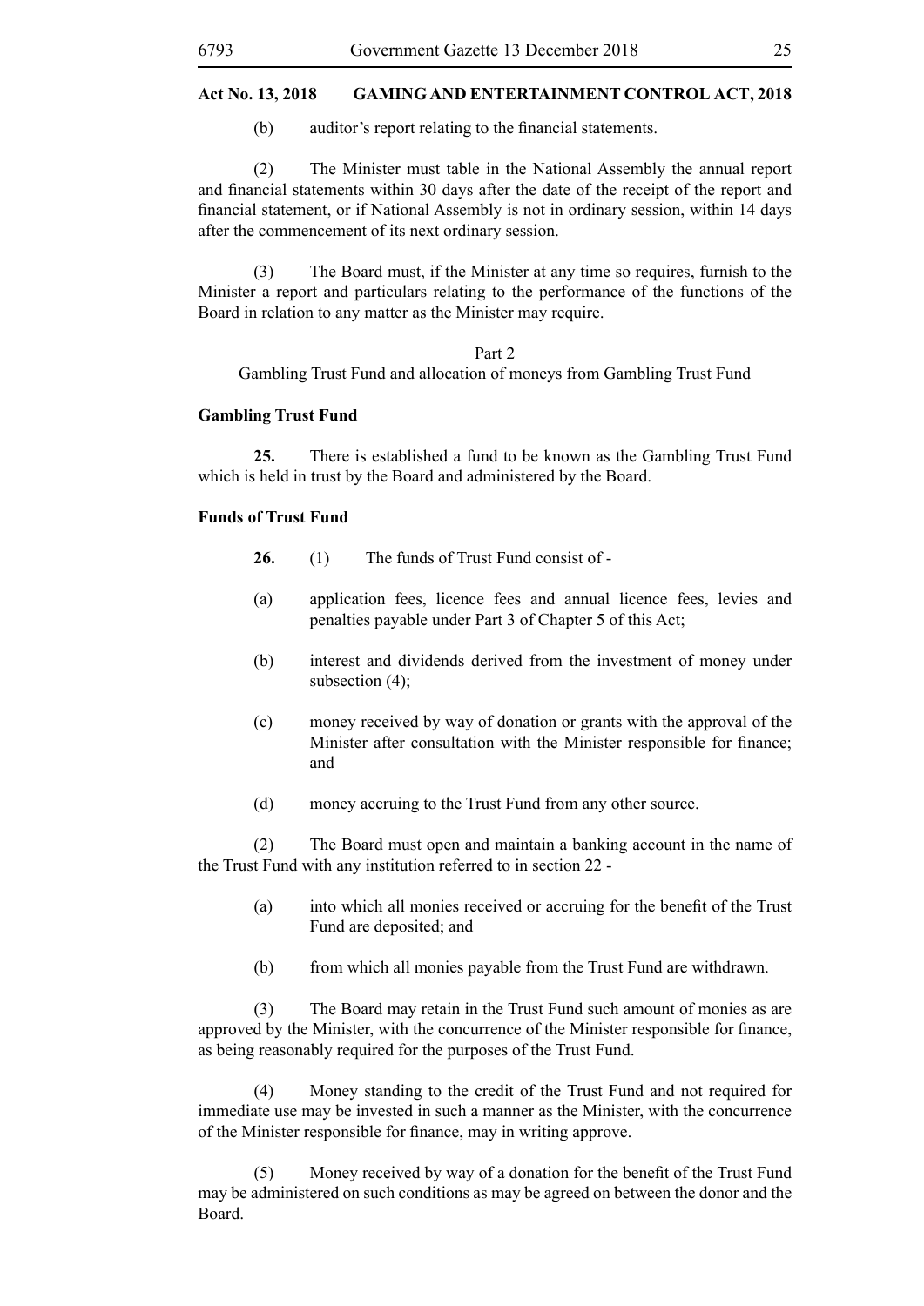(b) auditor's report relating to the financial statements.

(2) The Minister must table in the National Assembly the annual report and financial statements within 30 days after the date of the receipt of the report and financial statement, or if National Assembly is not in ordinary session, within 14 days after the commencement of its next ordinary session.

(3) The Board must, if the Minister at any time so requires, furnish to the Minister a report and particulars relating to the performance of the functions of the Board in relation to any matter as the Minister may require.

Part 2

Gambling Trust Fund and allocation of moneys from Gambling Trust Fund

**Gambling Trust Fund**

**25.** There is established a fund to be known as the Gambling Trust Fund which is held in trust by the Board and administered by the Board.

**Funds of Trust Fund**

**26.** (1) The funds of Trust Fund consist of -

(a) application fees, licence fees and annual licence fees, levies and penalties payable under Part 3 of Chapter 5 of this Act;

(b) interest and dividends derived from the investment of money under subsection (4);

(c) money received by way of donation or grants with the approval of the Minister after consultation with the Minister responsible for finance; and

(d) money accruing to the Trust Fund from any other source.

(2) The Board must open and maintain a banking account in the name of the Trust Fund with any institution referred to in section 22 -

(a) into which all monies received or accruing for the benefit of the Trust Fund are deposited; and

(b) from which all monies payable from the Trust Fund are withdrawn.

(3) The Board may retain in the Trust Fund such amount of monies as are approved by the Minister, with the concurrence of the Minister responsible for finance, as being reasonably required for the purposes of the Trust Fund.

(4) Money standing to the credit of the Trust Fund and not required for immediate use may be invested in such a manner as the Minister, with the concurrence of the Minister responsible for finance, may in writing approve.

(5) Money received by way of a donation for the benefit of the Trust Fund may be administered on such conditions as may be agreed on between the donor and the Board.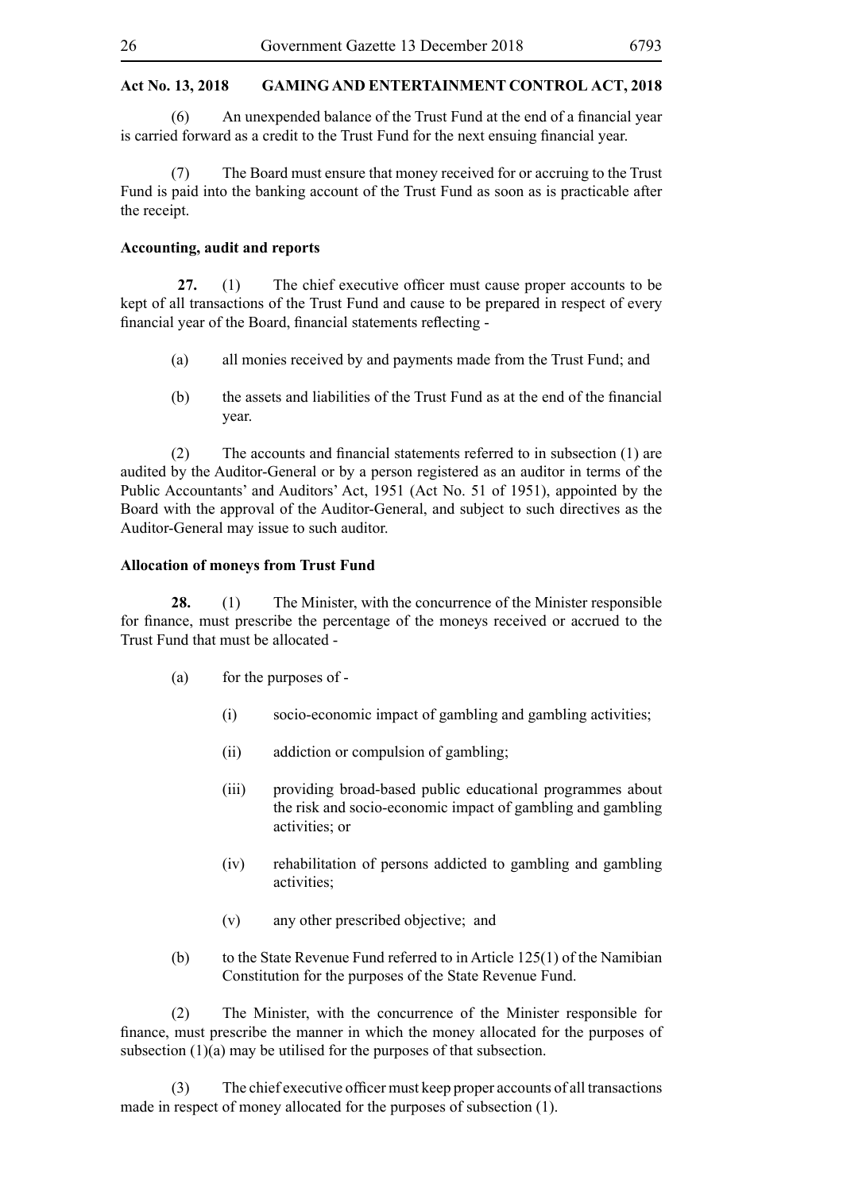(6) An unexpended balance of the Trust Fund at the end of a financial year is carried forward as a credit to the Trust Fund for the next ensuing financial year.

(7) The Board must ensure that money received for or accruing to the Trust Fund is paid into the banking account of the Trust Fund as soon as is practicable after the receipt.

**Accounting, audit and reports**

**27.** (1) The chief executive officer must cause proper accounts to be kept of all transactions of the Trust Fund and cause to be prepared in respect of every financial year of the Board, financial statements reflecting -

(a) all monies received by and payments made from the Trust Fund; and

(b) the assets and liabilities of the Trust Fund as at the end of the financial year.

(2) The accounts and financial statements referred to in subsection (1) are audited by the Auditor-General or by a person registered as an auditor in terms of the Public Accountants' and Auditors' Act, 1951 (Act No. 51 of 1951), appointed by the Board with the approval of the Auditor-General, and subject to such directives as the Auditor-General may issue to such auditor.

**Allocation of moneys from Trust Fund**

**28.** (1) The Minister, with the concurrence of the Minister responsible for finance, must prescribe the percentage of the moneys received or accrued to the Trust Fund that must be allocated -

(a) for the purposes of -

(i) socio-economic impact of gambling and gambling activities;

(ii) addiction or compulsion of gambling;

(iii) providing broad-based public educational programmes about the risk and socio-economic impact of gambling and gambling activities; or

(iv) rehabilitation of persons addicted to gambling and gambling activities;

(v) any other prescribed objective; and

(b) to the State Revenue Fund referred to in Article 125(1) of the Namibian Constitution for the purposes of the State Revenue Fund.

(2) The Minister, with the concurrence of the Minister responsible for finance, must prescribe the manner in which the money allocated for the purposes of subsection (1)(a) may be utilised for the purposes of that subsection.

(3) The chief executive officer must keep proper accounts of all transactions made in respect of money allocated for the purposes of subsection (1).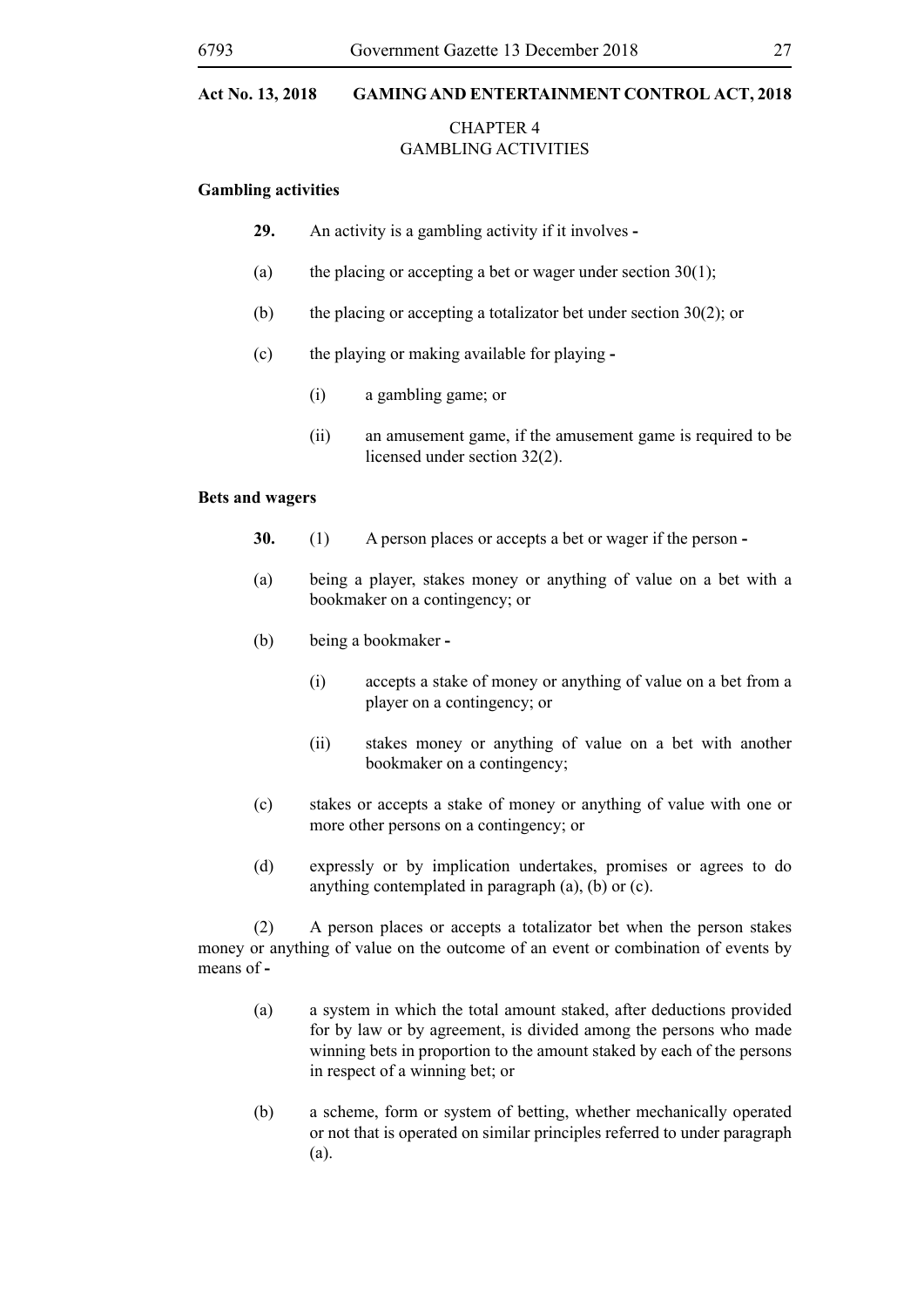## CHAPTER 4
## GAMBLING ACTIVITIES

**Gambling activities**

**29.** An activity is a gambling activity if it involves -

(a) the placing or accepting a bet or wager under section 30(1);

(b) the placing or accepting a totalizator bet under section 30(2); or

(c) the playing or making available for playing -

(i) a gambling game; or

(ii) an amusement game, if the amusement game is required to be licensed under section 32(2).

**Bets and wagers**

**30.** (1) A person places or accepts a bet or wager if the person -

(a) being a player, stakes money or anything of value on a bet with a bookmaker on a contingency; or

(b) being a bookmaker -

(i) accepts a stake of money or anything of value on a bet from a player on a contingency; or

(ii) stakes money or anything of value on a bet with another bookmaker on a contingency;

(c) stakes or accepts a stake of money or anything of value with one or more other persons on a contingency; or

(d) expressly or by implication undertakes, promises or agrees to do anything contemplated in paragraph (a), (b) or (c).

(2) A person places or accepts a totalizator bet when the person stakes money or anything of value on the outcome of an event or combination of events by means of -

(a) a system in which the total amount staked, after deductions provided for by law or by agreement, is divided among the persons who made winning bets in proportion to the amount staked by each of the persons in respect of a winning bet; or

(b) a scheme, form or system of betting, whether mechanically operated or not that is operated on similar principles referred to under paragraph (a).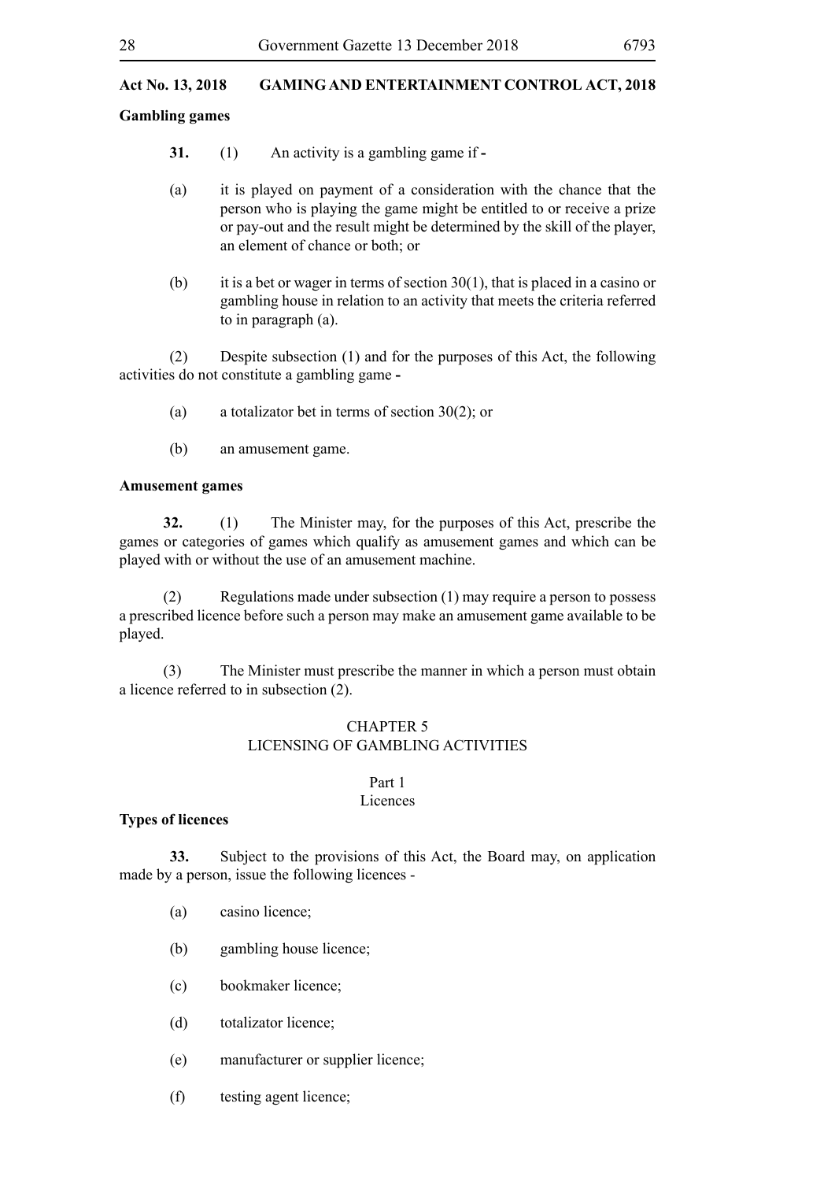**Gambling games**

**31.** (1) An activity is a gambling game if -

(a) it is played on payment of a consideration with the chance that the person who is playing the game might be entitled to or receive a prize or pay-out and the result might be determined by the skill of the player, an element of chance or both; or

(b) it is a bet or wager in terms of section 30(1), that is placed in a casino or gambling house in relation to an activity that meets the criteria referred to in paragraph (a).

(2) Despite subsection (1) and for the purposes of this Act, the following activities do not constitute a gambling game -

(a) a totalizator bet in terms of section 30(2); or

(b) an amusement game.

**Amusement games**

**32.** (1) The Minister may, for the purposes of this Act, prescribe the games or categories of games which qualify as amusement games and which can be played with or without the use of an amusement machine.

(2) Regulations made under subsection (1) may require a person to possess a prescribed licence before such a person may make an amusement game available to be played.

(3) The Minister must prescribe the manner in which a person must obtain a licence referred to in subsection (2).

## CHAPTER 5
## LICENSING OF GAMBLING ACTIVITIES

### Part 1
### Licences

**Types of licences**

**33.** Subject to the provisions of this Act, the Board may, on application made by a person, issue the following licences -

(a) casino licence;

(b) gambling house licence;

(c) bookmaker licence;

(d) totalizator licence;

(e) manufacturer or supplier licence;

(f) testing agent licence;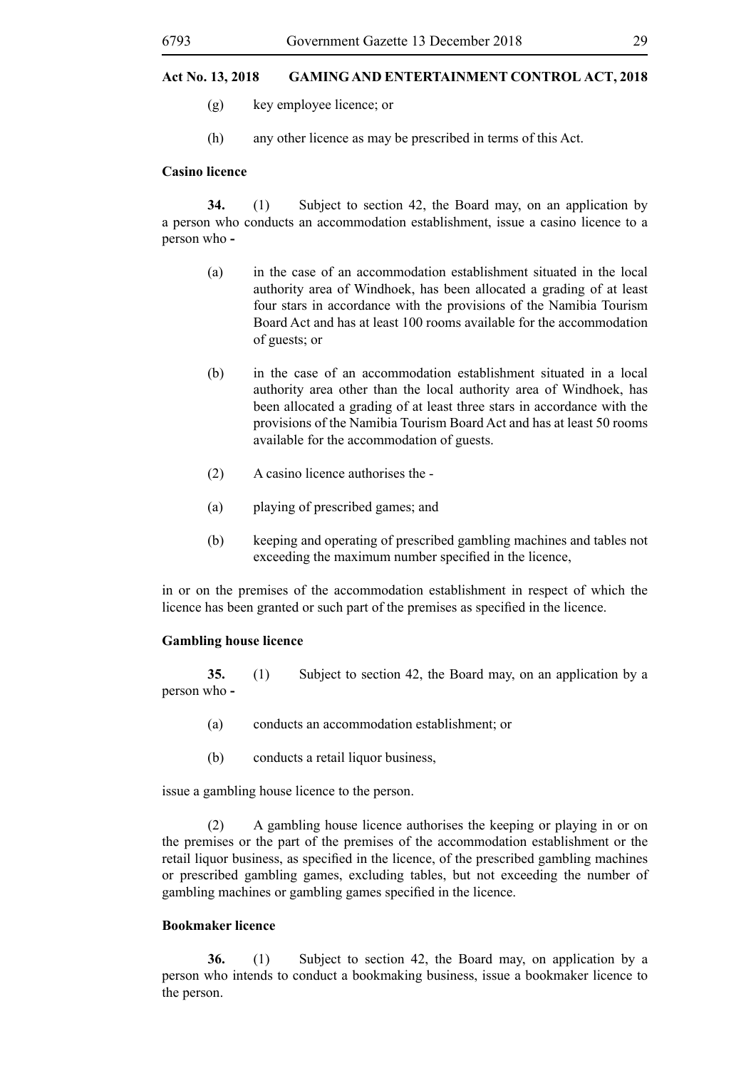(g) key employee licence; or

(h) any other licence as may be prescribed in terms of this Act.

**Casino licence**

**34.** (1) Subject to section 42, the Board may, on an application by a person who conducts an accommodation establishment, issue a casino licence to a person who -

(a) in the case of an accommodation establishment situated in the local authority area of Windhoek, has been allocated a grading of at least four stars in accordance with the provisions of the Namibia Tourism Board Act and has at least 100 rooms available for the accommodation of guests; or

(b) in the case of an accommodation establishment situated in a local authority area other than the local authority area of Windhoek, has been allocated a grading of at least three stars in accordance with the provisions of the Namibia Tourism Board Act and has at least 50 rooms available for the accommodation of guests.

(2) A casino licence authorises the -

(a) playing of prescribed games; and

(b) keeping and operating of prescribed gambling machines and tables not exceeding the maximum number specified in the licence,

in or on the premises of the accommodation establishment in respect of which the licence has been granted or such part of the premises as specified in the licence.

**Gambling house licence**

**35.** (1) Subject to section 42, the Board may, on an application by a person who -

(a) conducts an accommodation establishment; or

(b) conducts a retail liquor business,

issue a gambling house licence to the person.

(2) A gambling house licence authorises the keeping or playing in or on the premises or the part of the premises of the accommodation establishment or the retail liquor business, as specified in the licence, of the prescribed gambling machines or prescribed gambling games, excluding tables, but not exceeding the number of gambling machines or gambling games specified in the licence.

**Bookmaker licence**

**36.** (1) Subject to section 42, the Board may, on application by a person who intends to conduct a bookmaking business, issue a bookmaker licence to the person.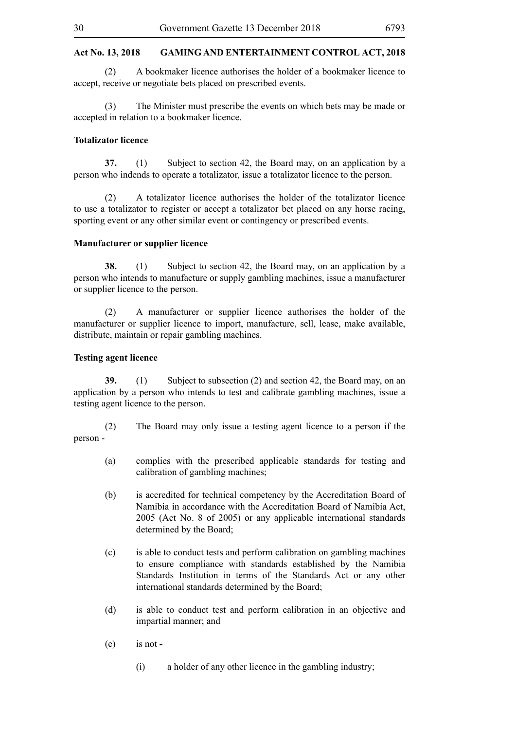(2) A bookmaker licence authorises the holder of a bookmaker licence to accept, receive or negotiate bets placed on prescribed events.

(3) The Minister must prescribe the events on which bets may be made or accepted in relation to a bookmaker licence.

**Totalizator licence**

**37.** (1) Subject to section 42, the Board may, on an application by a person who indends to operate a totalizator, issue a totalizator licence to the person.

(2) A totalizator licence authorises the holder of the totalizator licence to use a totalizator to register or accept a totalizator bet placed on any horse racing, sporting event or any other similar event or contingency or prescribed events.

**Manufacturer or supplier licence**

**38.** (1) Subject to section 42, the Board may, on an application by a person who intends to manufacture or supply gambling machines, issue a manufacturer or supplier licence to the person.

(2) A manufacturer or supplier licence authorises the holder of the manufacturer or supplier licence to import, manufacture, sell, lease, make available, distribute, maintain or repair gambling machines.

**Testing agent licence**

**39.** (1) Subject to subsection (2) and section 42, the Board may, on an application by a person who intends to test and calibrate gambling machines, issue a testing agent licence to the person.

(2) The Board may only issue a testing agent licence to a person if the person -

(a) complies with the prescribed applicable standards for testing and calibration of gambling machines;

(b) is accredited for technical competency by the Accreditation Board of Namibia in accordance with the Accreditation Board of Namibia Act, 2005 (Act No. 8 of 2005) or any applicable international standards determined by the Board;

(c) is able to conduct tests and perform calibration on gambling machines to ensure compliance with standards established by the Namibia Standards Institution in terms of the Standards Act or any other international standards determined by the Board;

(d) is able to conduct test and perform calibration in an objective and impartial manner; and

(e) is not -

(i) a holder of any other licence in the gambling industry;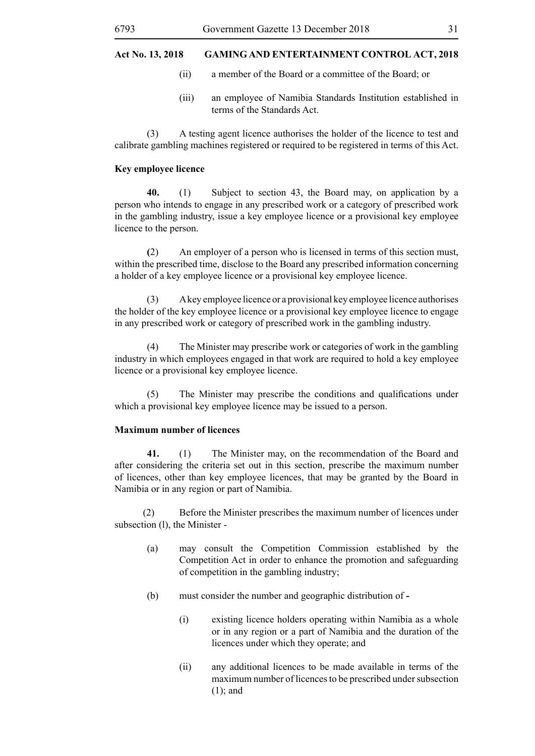(ii) a member of the Board or a committee of the Board; or

(iii) an employee of Namibia Standards Institution established in terms of the Standards Act.

(3) A testing agent licence authorises the holder of the licence to test and calibrate gambling machines registered or required to be registered in terms of this Act.

**Key employee licence**

**40.** (1) Subject to section 43, the Board may, on application by a person who intends to engage in any prescribed work or a category of prescribed work in the gambling industry, issue a key employee licence or a provisional key employee licence to the person.

(2) An employer of a person who is licensed in terms of this section must, within the prescribed time, disclose to the Board any prescribed information concerning a holder of a key employee licence or a provisional key employee licence.

(3) A key employee licence or a provisional key employee licence authorises the holder of the key employee licence or a provisional key employee licence to engage in any prescribed work or category of prescribed work in the gambling industry.

(4) The Minister may prescribe work or categories of work in the gambling industry in which employees engaged in that work are required to hold a key employee licence or a provisional key employee licence.

(5) The Minister may prescribe the conditions and qualifications under which a provisional key employee licence may be issued to a person.

**Maximum number of licences**

**41.** (1) The Minister may, on the recommendation of the Board and after considering the criteria set out in this section, prescribe the maximum number of licences, other than key employee licences, that may be granted by the Board in Namibia or in any region or part of Namibia.

(2) Before the Minister prescribes the maximum number of licences under subsection (l), the Minister -

(a) may consult the Competition Commission established by the Competition Act in order to enhance the promotion and safeguarding of competition in the gambling industry;

(b) must consider the number and geographic distribution of -

(i) existing licence holders operating within Namibia as a whole or in any region or a part of Namibia and the duration of the licences under which they operate; and

(ii) any additional licences to be made available in terms of the maximum number of licences to be prescribed under subsection (1); and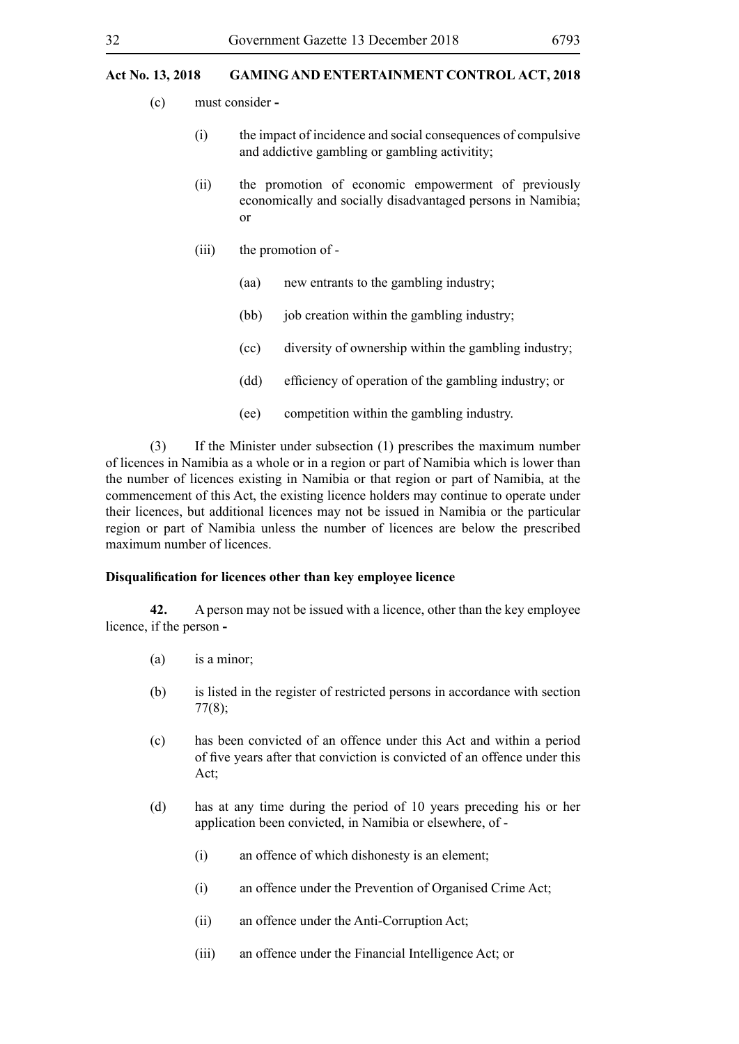(c) must consider -

(i) the impact of incidence and social consequences of compulsive and addictive gambling or gambling activitity;

(ii) the promotion of economic empowerment of previously economically and socially disadvantaged persons in Namibia; or

(iii) the promotion of -

(aa) new entrants to the gambling industry;

(bb) job creation within the gambling industry;

(cc) diversity of ownership within the gambling industry;

(dd) efficiency of operation of the gambling industry; or

(ee) competition within the gambling industry.

(3) If the Minister under subsection (1) prescribes the maximum number of licences in Namibia as a whole or in a region or part of Namibia which is lower than the number of licences existing in Namibia or that region or part of Namibia, at the commencement of this Act, the existing licence holders may continue to operate under their licences, but additional licences may not be issued in Namibia or the particular region or part of Namibia unless the number of licences are below the prescribed maximum number of licences.

**Disqualification for licences other than key employee licence**

**42.** A person may not be issued with a licence, other than the key employee licence, if the person -

(a) is a minor;

(b) is listed in the register of restricted persons in accordance with section 77(8);

(c) has been convicted of an offence under this Act and within a period of five years after that conviction is convicted of an offence under this Act;

(d) has at any time during the period of 10 years preceding his or her application been convicted, in Namibia or elsewhere, of -

(i) an offence of which dishonesty is an element;

(i) an offence under the Prevention of Organised Crime Act;

(ii) an offence under the Anti-Corruption Act;

(iii) an offence under the Financial Intelligence Act; or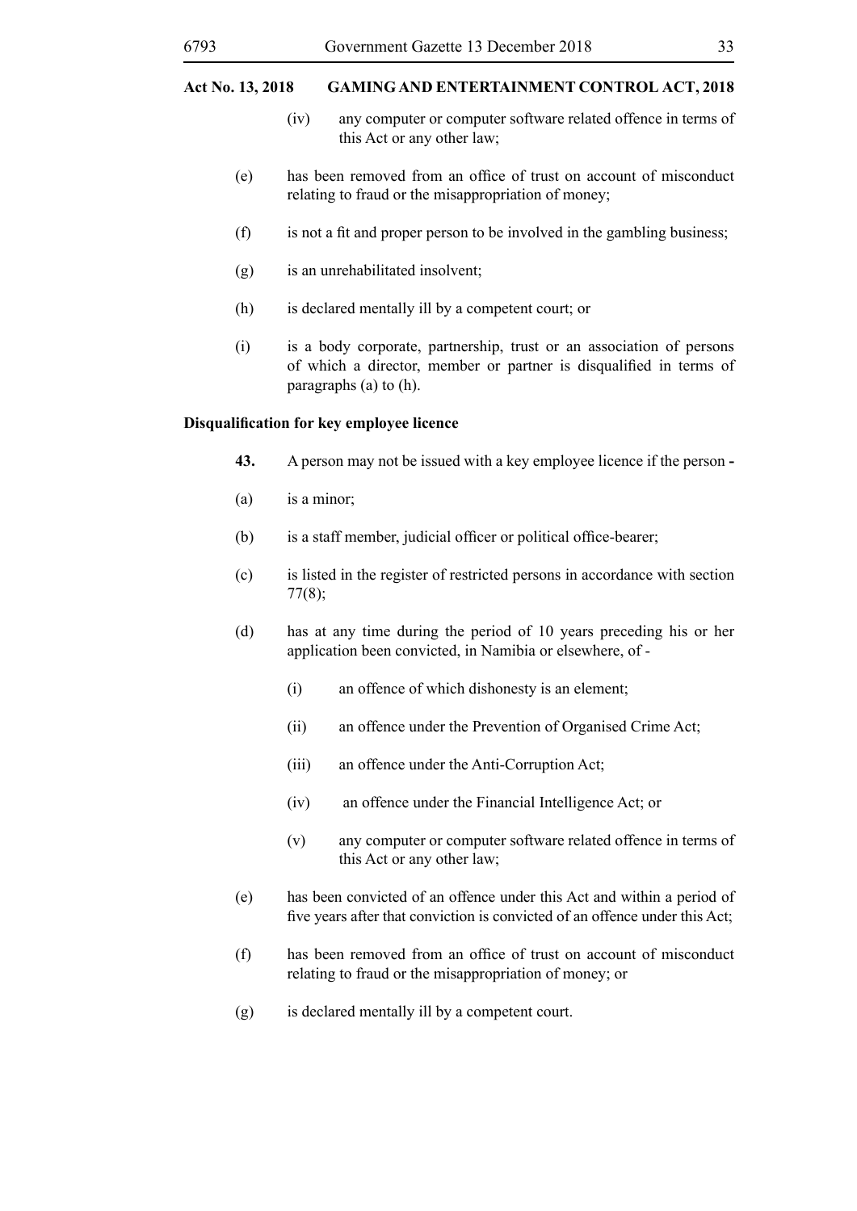(iv) any computer or computer software related offence in terms of this Act or any other law;

(e) has been removed from an office of trust on account of misconduct relating to fraud or the misappropriation of money;

(f) is not a fit and proper person to be involved in the gambling business;

(g) is an unrehabilitated insolvent;

(h) is declared mentally ill by a competent court; or

(i) is a body corporate, partnership, trust or an association of persons of which a director, member or partner is disqualified in terms of paragraphs (a) to (h).

**Disqualification for key employee licence**

**43.** A person may not be issued with a key employee licence if the person **-**

(a) is a minor;

(b) is a staff member, judicial officer or political office-bearer;

(c) is listed in the register of restricted persons in accordance with section 77(8);

(d) has at any time during the period of 10 years preceding his or her application been convicted, in Namibia or elsewhere, of -

(i) an offence of which dishonesty is an element;

(ii) an offence under the Prevention of Organised Crime Act;

(iii) an offence under the Anti-Corruption Act;

(iv) an offence under the Financial Intelligence Act; or

(v) any computer or computer software related offence in terms of this Act or any other law;

(e) has been convicted of an offence under this Act and within a period of five years after that conviction is convicted of an offence under this Act;

(f) has been removed from an office of trust on account of misconduct relating to fraud or the misappropriation of money; or

(g) is declared mentally ill by a competent court.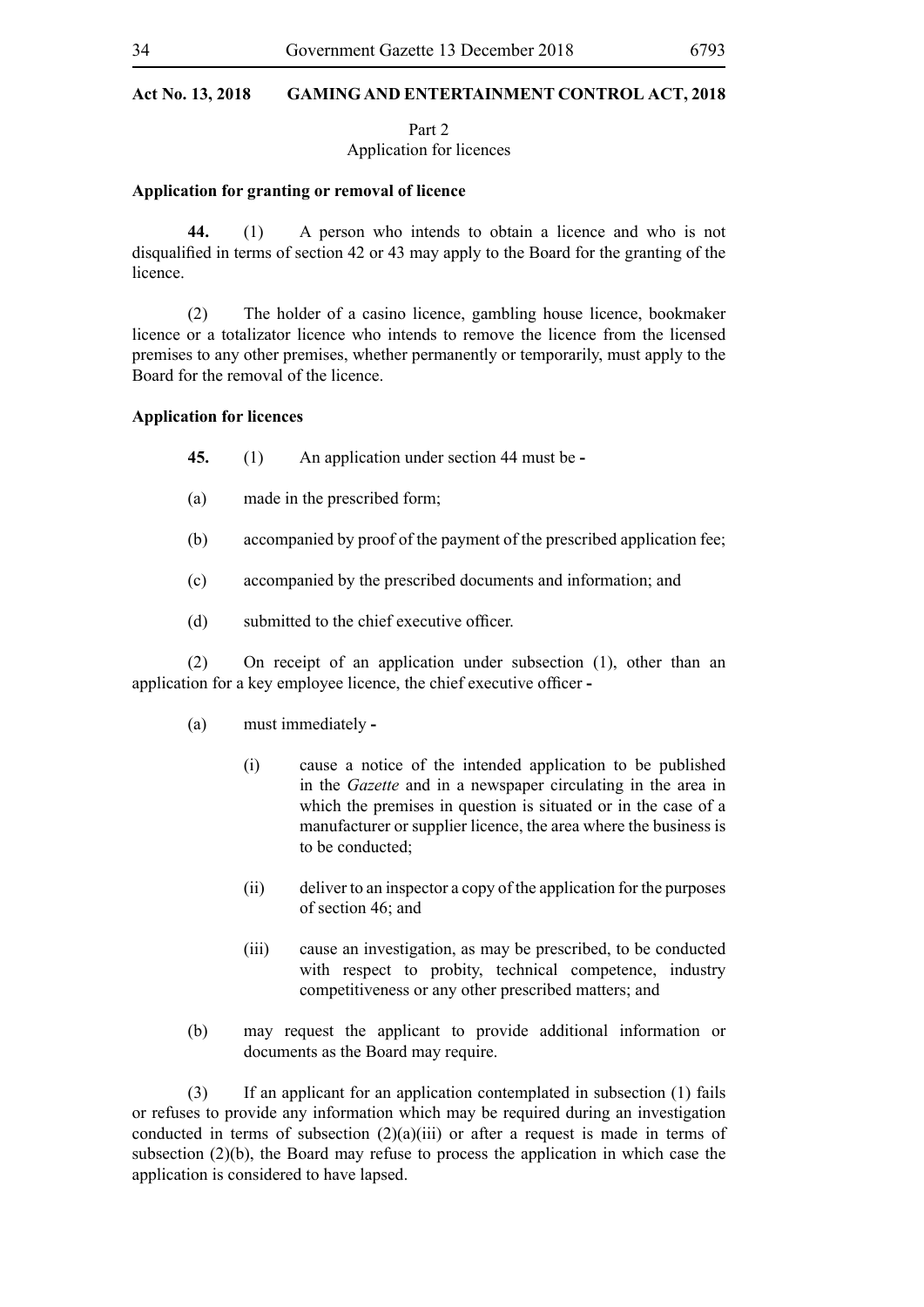Part 2
Application for licences

**Application for granting or removal of licence**

**44.** (1) A person who intends to obtain a licence and who is not disqualified in terms of section 42 or 43 may apply to the Board for the granting of the licence.

(2) The holder of a casino licence, gambling house licence, bookmaker licence or a totalizator licence who intends to remove the licence from the licensed premises to any other premises, whether permanently or temporarily, must apply to the Board for the removal of the licence.

**Application for licences**

**45.** (1) An application under section 44 must be -

(a) made in the prescribed form;

(b) accompanied by proof of the payment of the prescribed application fee;

(c) accompanied by the prescribed documents and information; and

(d) submitted to the chief executive officer.

(2) On receipt of an application under subsection (1), other than an application for a key employee licence, the chief executive officer -

(a) must immediately -

(i) cause a notice of the intended application to be published in the *Gazette* and in a newspaper circulating in the area in which the premises in question is situated or in the case of a manufacturer or supplier licence, the area where the business is to be conducted;

(ii) deliver to an inspector a copy of the application for the purposes of section 46; and

(iii) cause an investigation, as may be prescribed, to be conducted with respect to probity, technical competence, industry competitiveness or any other prescribed matters; and

(b) may request the applicant to provide additional information or documents as the Board may require.

(3) If an applicant for an application contemplated in subsection (1) fails or refuses to provide any information which may be required during an investigation conducted in terms of subsection (2)(a)(iii) or after a request is made in terms of subsection (2)(b), the Board may refuse to process the application in which case the application is considered to have lapsed.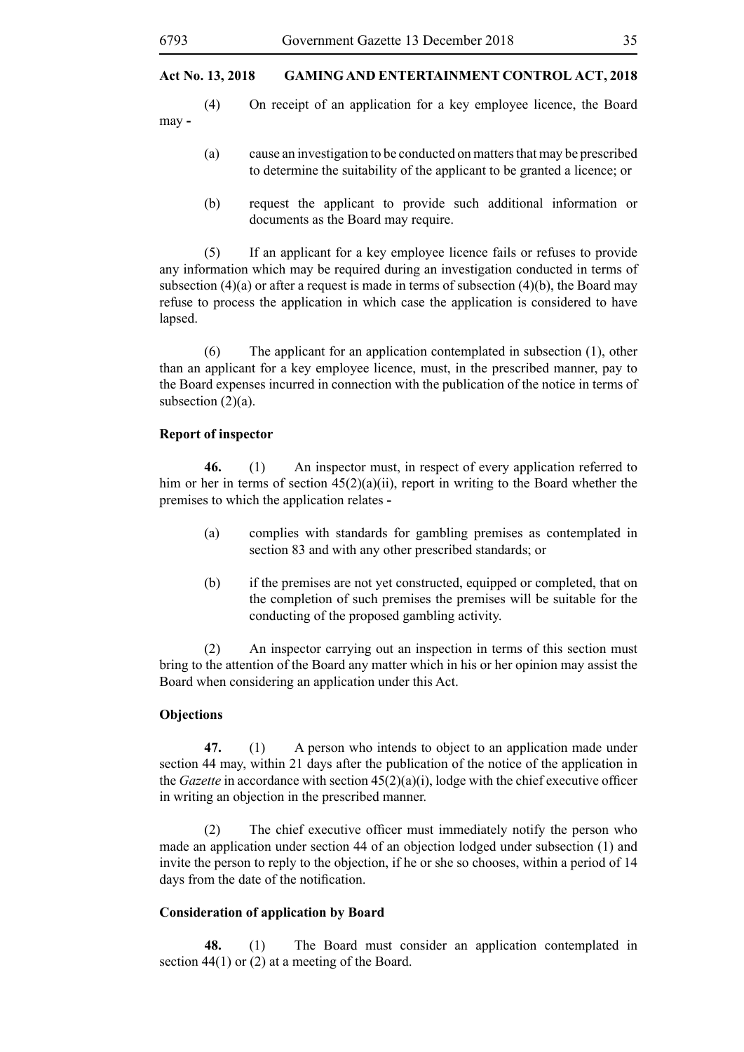(4) On receipt of an application for a key employee licence, the Board may -

(a) cause an investigation to be conducted on matters that may be prescribed to determine the suitability of the applicant to be granted a licence; or

(b) request the applicant to provide such additional information or documents as the Board may require.

(5) If an applicant for a key employee licence fails or refuses to provide any information which may be required during an investigation conducted in terms of subsection (4)(a) or after a request is made in terms of subsection (4)(b), the Board may refuse to process the application in which case the application is considered to have lapsed.

(6) The applicant for an application contemplated in subsection (1), other than an applicant for a key employee licence, must, in the prescribed manner, pay to the Board expenses incurred in connection with the publication of the notice in terms of subsection (2)(a).

**Report of inspector**

**46.** (1) An inspector must, in respect of every application referred to him or her in terms of section 45(2)(a)(ii), report in writing to the Board whether the premises to which the application relates -

(a) complies with standards for gambling premises as contemplated in section 83 and with any other prescribed standards; or

(b) if the premises are not yet constructed, equipped or completed, that on the completion of such premises the premises will be suitable for the conducting of the proposed gambling activity.

(2) An inspector carrying out an inspection in terms of this section must bring to the attention of the Board any matter which in his or her opinion may assist the Board when considering an application under this Act.

**Objections**

**47.** (1) A person who intends to object to an application made under section 44 may, within 21 days after the publication of the notice of the application in the *Gazette* in accordance with section 45(2)(a)(i), lodge with the chief executive officer in writing an objection in the prescribed manner.

(2) The chief executive officer must immediately notify the person who made an application under section 44 of an objection lodged under subsection (1) and invite the person to reply to the objection, if he or she so chooses, within a period of 14 days from the date of the notification.

**Consideration of application by Board**

**48.** (1) The Board must consider an application contemplated in section 44(1) or (2) at a meeting of the Board.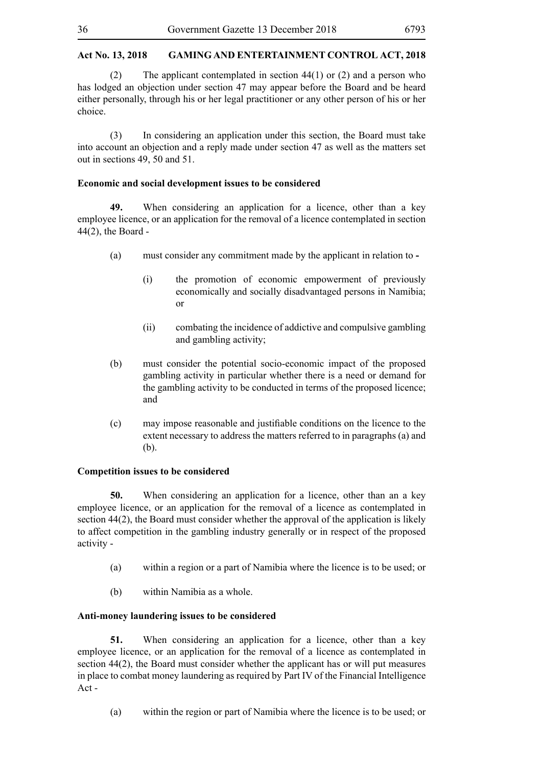(2) The applicant contemplated in section 44(1) or (2) and a person who has lodged an objection under section 47 may appear before the Board and be heard either personally, through his or her legal practitioner or any other person of his or her choice.

(3) In considering an application under this section, the Board must take into account an objection and a reply made under section 47 as well as the matters set out in sections 49, 50 and 51.

**Economic and social development issues to be considered**

**49.** When considering an application for a licence, other than a key employee licence, or an application for the removal of a licence contemplated in section 44(2), the Board -

(a) must consider any commitment made by the applicant in relation to **-**

(i) the promotion of economic empowerment of previously economically and socially disadvantaged persons in Namibia; or

(ii) combating the incidence of addictive and compulsive gambling and gambling activity;

(b) must consider the potential socio-economic impact of the proposed gambling activity in particular whether there is a need or demand for the gambling activity to be conducted in terms of the proposed licence; and

(c) may impose reasonable and justifiable conditions on the licence to the extent necessary to address the matters referred to in paragraphs (a) and (b).

**Competition issues to be considered**

**50.** When considering an application for a licence, other than an a key employee licence, or an application for the removal of a licence as contemplated in section 44(2), the Board must consider whether the approval of the application is likely to affect competition in the gambling industry generally or in respect of the proposed activity -

(a) within a region or a part of Namibia where the licence is to be used; or

(b) within Namibia as a whole.

**Anti-money laundering issues to be considered**

**51.** When considering an application for a licence, other than a key employee licence, or an application for the removal of a licence as contemplated in section 44(2), the Board must consider whether the applicant has or will put measures in place to combat money laundering as required by Part IV of the Financial Intelligence Act -

(a) within the region or part of Namibia where the licence is to be used; or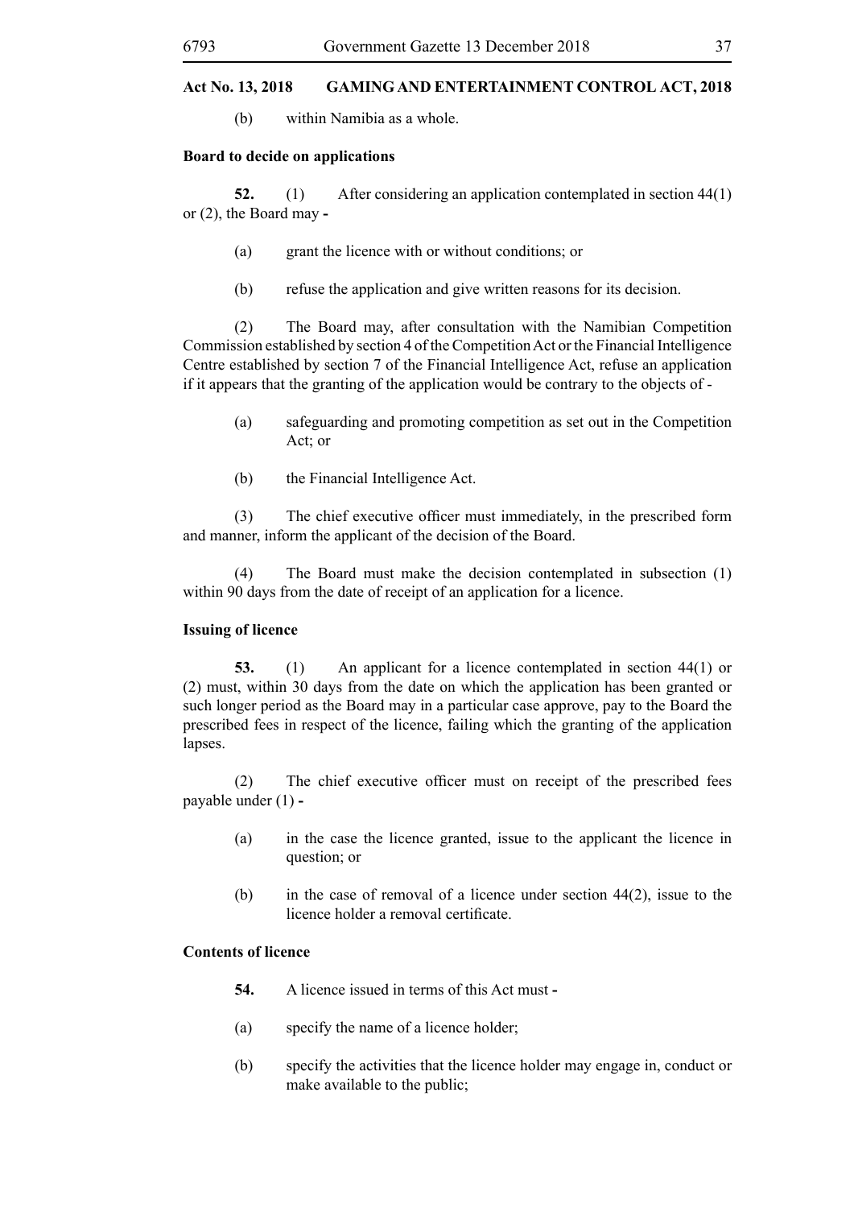(b) within Namibia as a whole.

**Board to decide on applications**

**52.** (1) After considering an application contemplated in section 44(1) or (2), the Board may -

(a) grant the licence with or without conditions; or

(b) refuse the application and give written reasons for its decision.

(2) The Board may, after consultation with the Namibian Competition Commission established by section 4 of the Competition Act or the Financial Intelligence Centre established by section 7 of the Financial Intelligence Act, refuse an application if it appears that the granting of the application would be contrary to the objects of -

(a) safeguarding and promoting competition as set out in the Competition Act; or

(b) the Financial Intelligence Act.

(3) The chief executive officer must immediately, in the prescribed form and manner, inform the applicant of the decision of the Board.

(4) The Board must make the decision contemplated in subsection (1) within 90 days from the date of receipt of an application for a licence.

**Issuing of licence**

**53.** (1) An applicant for a licence contemplated in section 44(1) or (2) must, within 30 days from the date on which the application has been granted or such longer period as the Board may in a particular case approve, pay to the Board the prescribed fees in respect of the licence, failing which the granting of the application lapses.

(2) The chief executive officer must on receipt of the prescribed fees payable under (1) -

(a) in the case the licence granted, issue to the applicant the licence in question; or

(b) in the case of removal of a licence under section 44(2), issue to the licence holder a removal certificate.

**Contents of licence**

**54.** A licence issued in terms of this Act must -

(a) specify the name of a licence holder;

(b) specify the activities that the licence holder may engage in, conduct or make available to the public;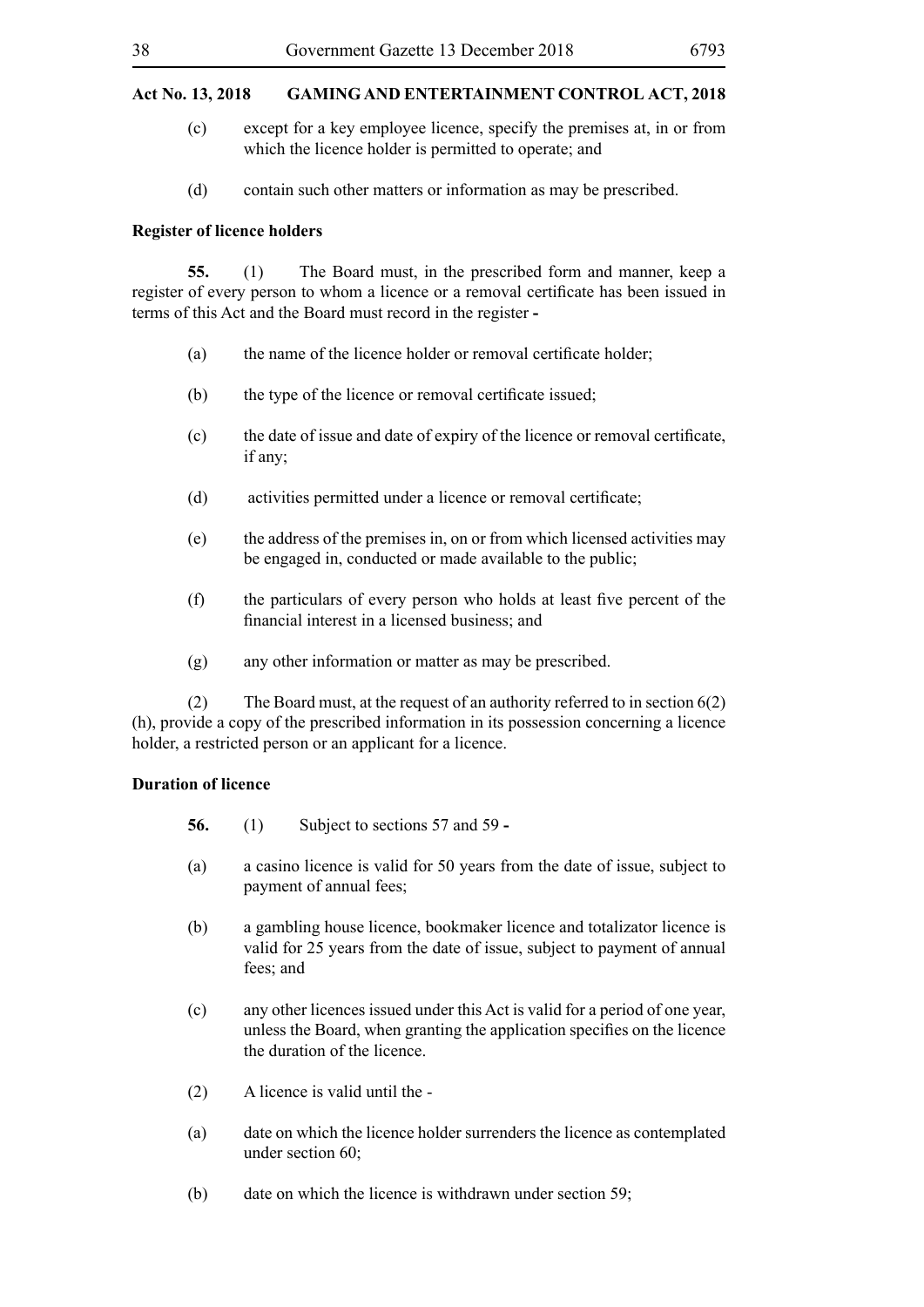(c) except for a key employee licence, specify the premises at, in or from which the licence holder is permitted to operate; and

(d) contain such other matters or information as may be prescribed.

**Register of licence holders**

**55.** (1) The Board must, in the prescribed form and manner, keep a register of every person to whom a licence or a removal certificate has been issued in terms of this Act and the Board must record in the register -

(a) the name of the licence holder or removal certificate holder;

(b) the type of the licence or removal certificate issued;

(c) the date of issue and date of expiry of the licence or removal certificate, if any;

(d) activities permitted under a licence or removal certificate;

(e) the address of the premises in, on or from which licensed activities may be engaged in, conducted or made available to the public;

(f) the particulars of every person who holds at least five percent of the financial interest in a licensed business; and

(g) any other information or matter as may be prescribed.

(2) The Board must, at the request of an authority referred to in section 6(2)(h), provide a copy of the prescribed information in its possession concerning a licence holder, a restricted person or an applicant for a licence.

**Duration of licence**

**56.** (1) Subject to sections 57 and 59 -

(a) a casino licence is valid for 50 years from the date of issue, subject to payment of annual fees;

(b) a gambling house licence, bookmaker licence and totalizator licence is valid for 25 years from the date of issue, subject to payment of annual fees; and

(c) any other licences issued under this Act is valid for a period of one year, unless the Board, when granting the application specifies on the licence the duration of the licence.

(2) A licence is valid until the -

(a) date on which the licence holder surrenders the licence as contemplated under section 60;

(b) date on which the licence is withdrawn under section 59;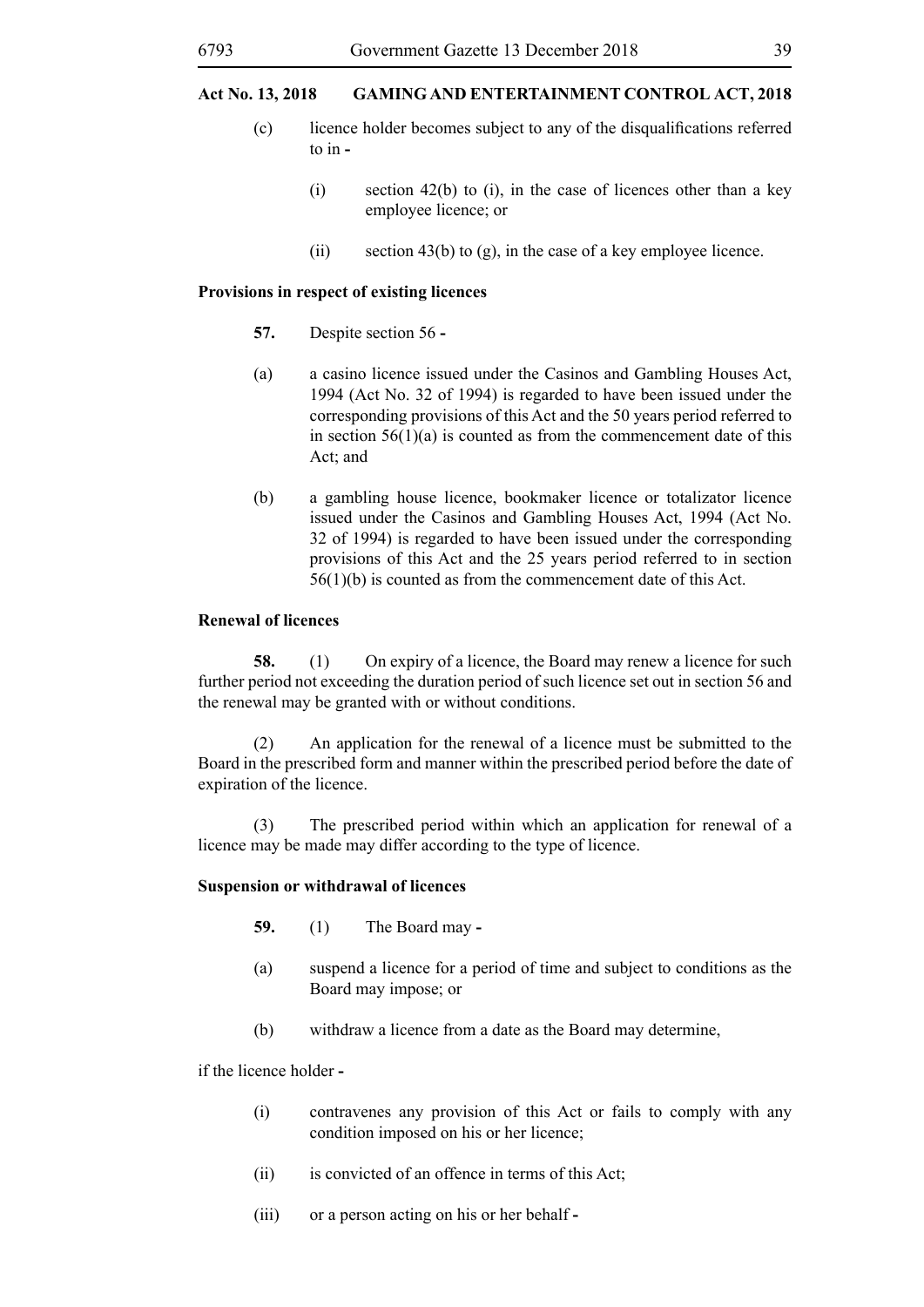(c) licence holder becomes subject to any of the disqualifications referred to in -

(i) section 42(b) to (i), in the case of licences other than a key employee licence; or

(ii) section 43(b) to (g), in the case of a key employee licence.

**Provisions in respect of existing licences**

**57.** Despite section 56 -

(a) a casino licence issued under the Casinos and Gambling Houses Act, 1994 (Act No. 32 of 1994) is regarded to have been issued under the corresponding provisions of this Act and the 50 years period referred to in section 56(1)(a) is counted as from the commencement date of this Act; and

(b) a gambling house licence, bookmaker licence or totalizator licence issued under the Casinos and Gambling Houses Act, 1994 (Act No. 32 of 1994) is regarded to have been issued under the corresponding provisions of this Act and the 25 years period referred to in section 56(1)(b) is counted as from the commencement date of this Act.

**Renewal of licences**

**58.** (1) On expiry of a licence, the Board may renew a licence for such further period not exceeding the duration period of such licence set out in section 56 and the renewal may be granted with or without conditions.

(2) An application for the renewal of a licence must be submitted to the Board in the prescribed form and manner within the prescribed period before the date of expiration of the licence.

(3) The prescribed period within which an application for renewal of a licence may be made may differ according to the type of licence.

**Suspension or withdrawal of licences**

**59.** (1) The Board may -

(a) suspend a licence for a period of time and subject to conditions as the Board may impose; or

(b) withdraw a licence from a date as the Board may determine,

if the licence holder -

(i) contravenes any provision of this Act or fails to comply with any condition imposed on his or her licence;

(ii) is convicted of an offence in terms of this Act;

(iii) or a person acting on his or her behalf -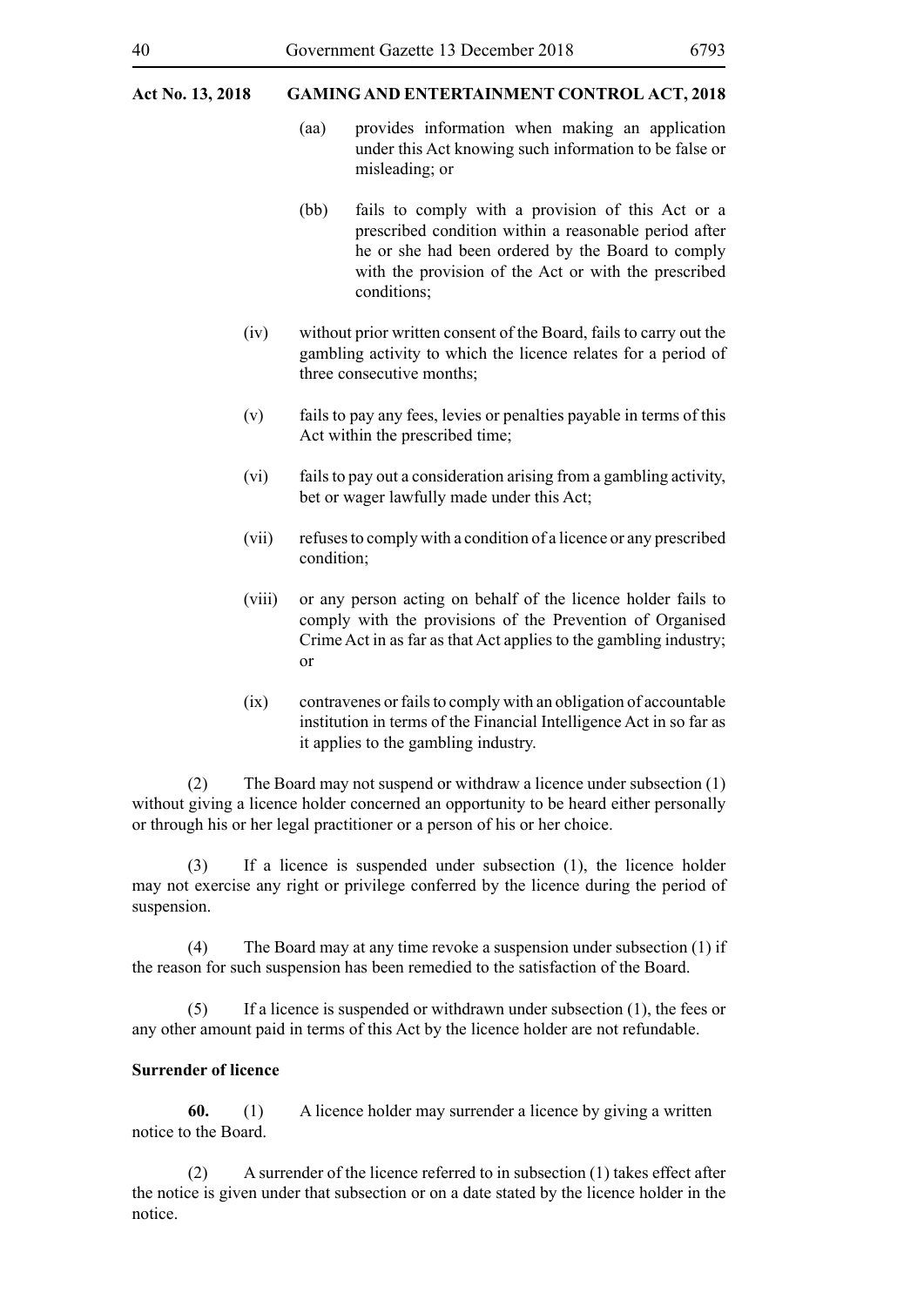(aa) provides information when making an application under this Act knowing such information to be false or misleading; or

(bb) fails to comply with a provision of this Act or a prescribed condition within a reasonable period after he or she had been ordered by the Board to comply with the provision of the Act or with the prescribed conditions;

(iv) without prior written consent of the Board, fails to carry out the gambling activity to which the licence relates for a period of three consecutive months;

(v) fails to pay any fees, levies or penalties payable in terms of this Act within the prescribed time;

(vi) fails to pay out a consideration arising from a gambling activity, bet or wager lawfully made under this Act;

(vii) refuses to comply with a condition of a licence or any prescribed condition;

(viii) or any person acting on behalf of the licence holder fails to comply with the provisions of the Prevention of Organised Crime Act in as far as that Act applies to the gambling industry; or

(ix) contravenes or fails to comply with an obligation of accountable institution in terms of the Financial Intelligence Act in so far as it applies to the gambling industry.

(2) The Board may not suspend or withdraw a licence under subsection (1) without giving a licence holder concerned an opportunity to be heard either personally or through his or her legal practitioner or a person of his or her choice.

(3) If a licence is suspended under subsection (1), the licence holder may not exercise any right or privilege conferred by the licence during the period of suspension.

(4) The Board may at any time revoke a suspension under subsection (1) if the reason for such suspension has been remedied to the satisfaction of the Board.

(5) If a licence is suspended or withdrawn under subsection (1), the fees or any other amount paid in terms of this Act by the licence holder are not refundable.

**Surrender of licence**

**60.** (1) A licence holder may surrender a licence by giving a written notice to the Board.

(2) A surrender of the licence referred to in subsection (1) takes effect after the notice is given under that subsection or on a date stated by the licence holder in the notice.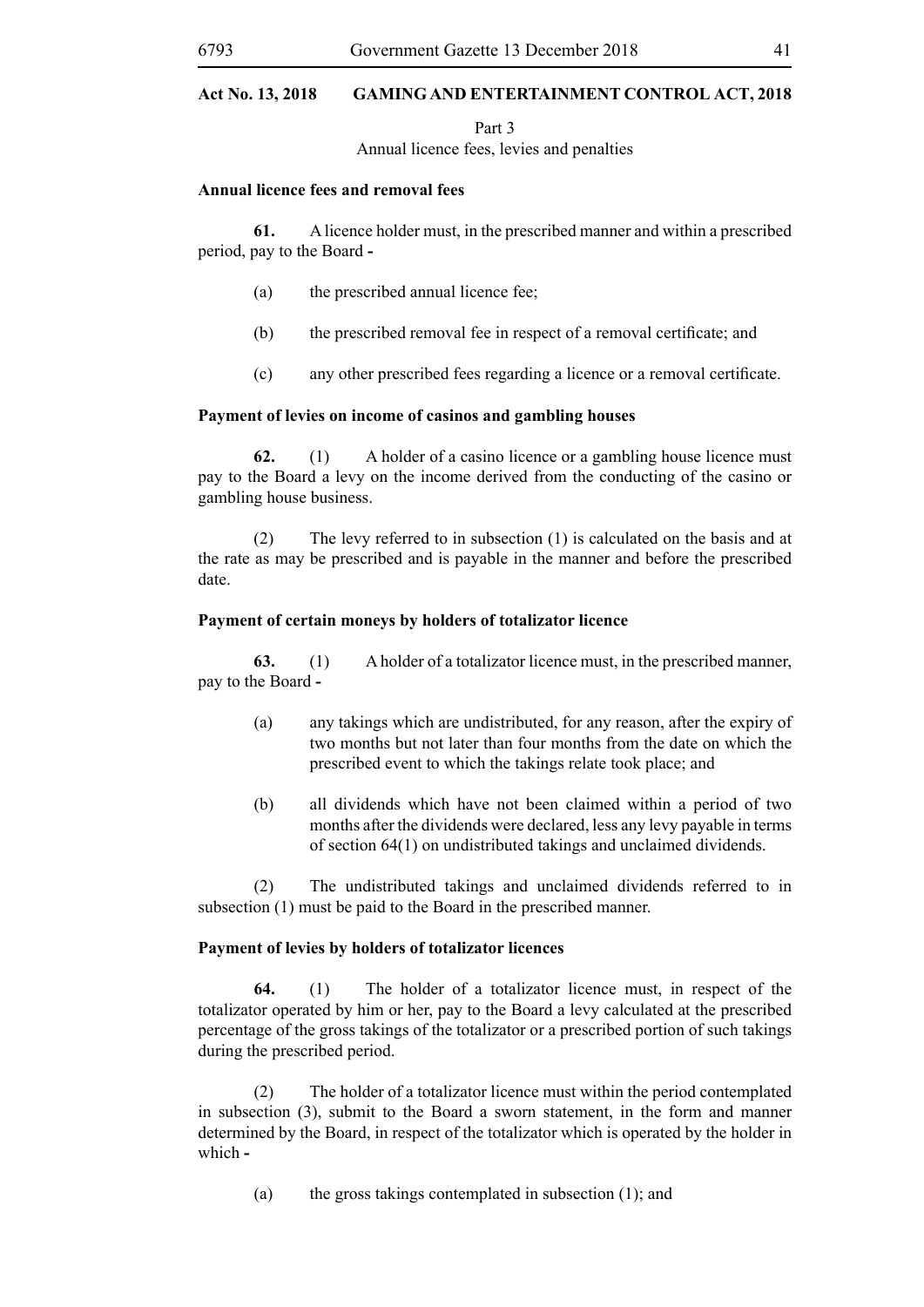Part 3

Annual licence fees, levies and penalties

**Annual licence fees and removal fees**

**61.** A licence holder must, in the prescribed manner and within a prescribed period, pay to the Board -

(a) the prescribed annual licence fee;

(b) the prescribed removal fee in respect of a removal certificate; and

(c) any other prescribed fees regarding a licence or a removal certificate.

**Payment of levies on income of casinos and gambling houses**

**62.** (1) A holder of a casino licence or a gambling house licence must pay to the Board a levy on the income derived from the conducting of the casino or gambling house business.

(2) The levy referred to in subsection (1) is calculated on the basis and at the rate as may be prescribed and is payable in the manner and before the prescribed date.

**Payment of certain moneys by holders of totalizator licence**

**63.** (1) A holder of a totalizator licence must, in the prescribed manner, pay to the Board -

(a) any takings which are undistributed, for any reason, after the expiry of two months but not later than four months from the date on which the prescribed event to which the takings relate took place; and

(b) all dividends which have not been claimed within a period of two months after the dividends were declared, less any levy payable in terms of section 64(1) on undistributed takings and unclaimed dividends.

(2) The undistributed takings and unclaimed dividends referred to in subsection (1) must be paid to the Board in the prescribed manner.

**Payment of levies by holders of totalizator licences**

**64.** (1) The holder of a totalizator licence must, in respect of the totalizator operated by him or her, pay to the Board a levy calculated at the prescribed percentage of the gross takings of the totalizator or a prescribed portion of such takings during the prescribed period.

(2) The holder of a totalizator licence must within the period contemplated in subsection (3), submit to the Board a sworn statement, in the form and manner determined by the Board, in respect of the totalizator which is operated by the holder in which -

(a) the gross takings contemplated in subsection (1); and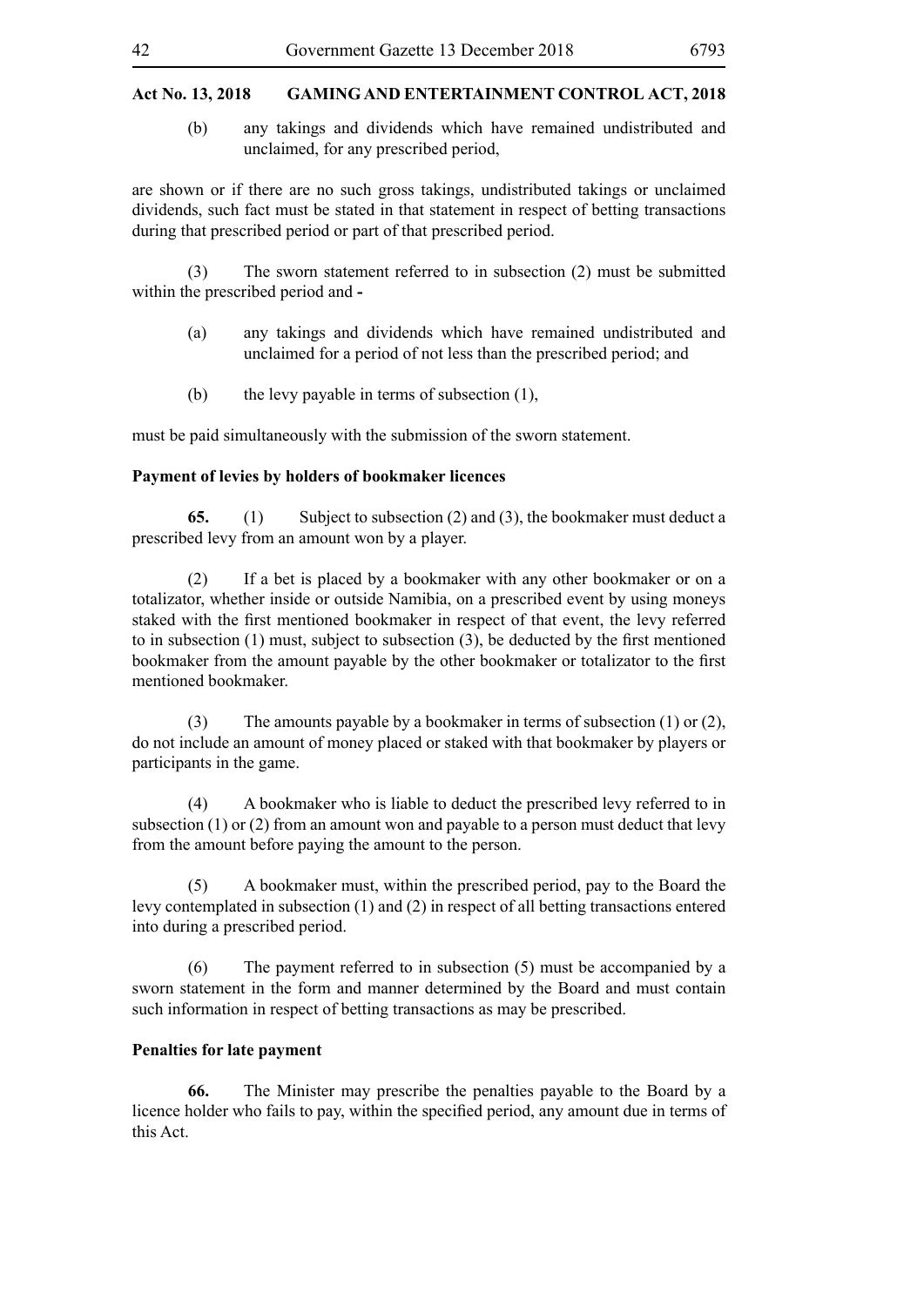(b) any takings and dividends which have remained undistributed and unclaimed, for any prescribed period,

are shown or if there are no such gross takings, undistributed takings or unclaimed dividends, such fact must be stated in that statement in respect of betting transactions during that prescribed period or part of that prescribed period.

(3) The sworn statement referred to in subsection (2) must be submitted within the prescribed period and -

(a) any takings and dividends which have remained undistributed and unclaimed for a period of not less than the prescribed period; and

(b) the levy payable in terms of subsection (1),

must be paid simultaneously with the submission of the sworn statement.

**Payment of levies by holders of bookmaker licences**

**65.** (1) Subject to subsection (2) and (3), the bookmaker must deduct a prescribed levy from an amount won by a player.

(2) If a bet is placed by a bookmaker with any other bookmaker or on a totalizator, whether inside or outside Namibia, on a prescribed event by using moneys staked with the first mentioned bookmaker in respect of that event, the levy referred to in subsection (1) must, subject to subsection (3), be deducted by the first mentioned bookmaker from the amount payable by the other bookmaker or totalizator to the first mentioned bookmaker.

(3) The amounts payable by a bookmaker in terms of subsection (1) or (2), do not include an amount of money placed or staked with that bookmaker by players or participants in the game.

(4) A bookmaker who is liable to deduct the prescribed levy referred to in subsection (1) or (2) from an amount won and payable to a person must deduct that levy from the amount before paying the amount to the person.

(5) A bookmaker must, within the prescribed period, pay to the Board the levy contemplated in subsection (1) and (2) in respect of all betting transactions entered into during a prescribed period.

(6) The payment referred to in subsection (5) must be accompanied by a sworn statement in the form and manner determined by the Board and must contain such information in respect of betting transactions as may be prescribed.

**Penalties for late payment**

**66.** The Minister may prescribe the penalties payable to the Board by a licence holder who fails to pay, within the specified period, any amount due in terms of this Act.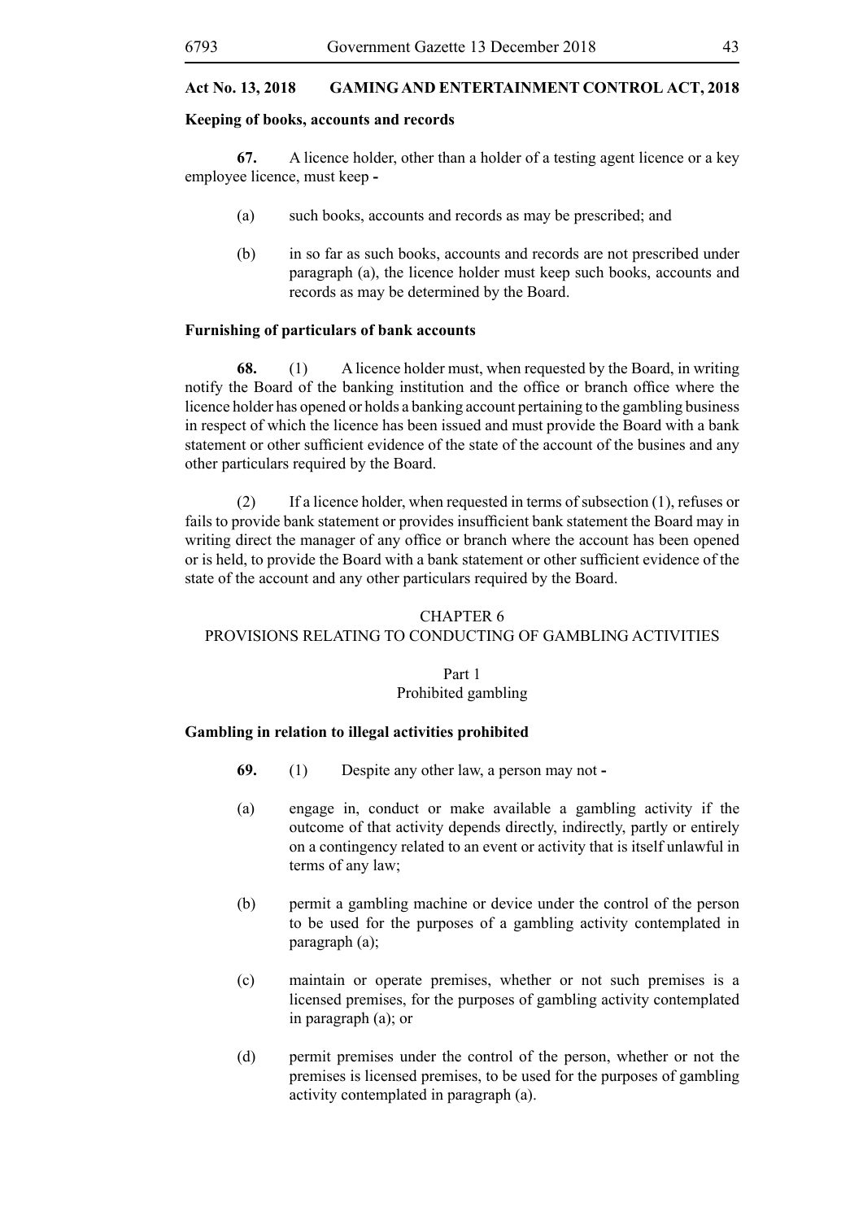**Act No. 13, 2018 GAMING AND ENTERTAINMENT CONTROL ACT, 2018**

**Keeping of books, accounts and records**

**67.** A licence holder, other than a holder of a testing agent licence or a key employee licence, must keep **-**

(a) such books, accounts and records as may be prescribed; and

(b) in so far as such books, accounts and records are not prescribed under paragraph (a), the licence holder must keep such books, accounts and records as may be determined by the Board.

**Furnishing of particulars of bank accounts**

**68.** (1) A licence holder must, when requested by the Board, in writing notify the Board of the banking institution and the office or branch office where the licence holder has opened or holds a banking account pertaining to the gambling business in respect of which the licence has been issued and must provide the Board with a bank statement or other sufficient evidence of the state of the account of the busines and any other particulars required by the Board.

(2) If a licence holder, when requested in terms of subsection (1), refuses or fails to provide bank statement or provides insufficient bank statement the Board may in writing direct the manager of any office or branch where the account has been opened or is held, to provide the Board with a bank statement or other sufficient evidence of the state of the account and any other particulars required by the Board.

## CHAPTER 6
## PROVISIONS RELATING TO CONDUCTING OF GAMBLING ACTIVITIES

### Part 1
### Prohibited gambling

**Gambling in relation to illegal activities prohibited**

**69.** (1) Despite any other law, a person may not **-**

(a) engage in, conduct or make available a gambling activity if the outcome of that activity depends directly, indirectly, partly or entirely on a contingency related to an event or activity that is itself unlawful in terms of any law;

(b) permit a gambling machine or device under the control of the person to be used for the purposes of a gambling activity contemplated in paragraph (a);

(c) maintain or operate premises, whether or not such premises is a licensed premises, for the purposes of gambling activity contemplated in paragraph (a); or

(d) permit premises under the control of the person, whether or not the premises is licensed premises, to be used for the purposes of gambling activity contemplated in paragraph (a).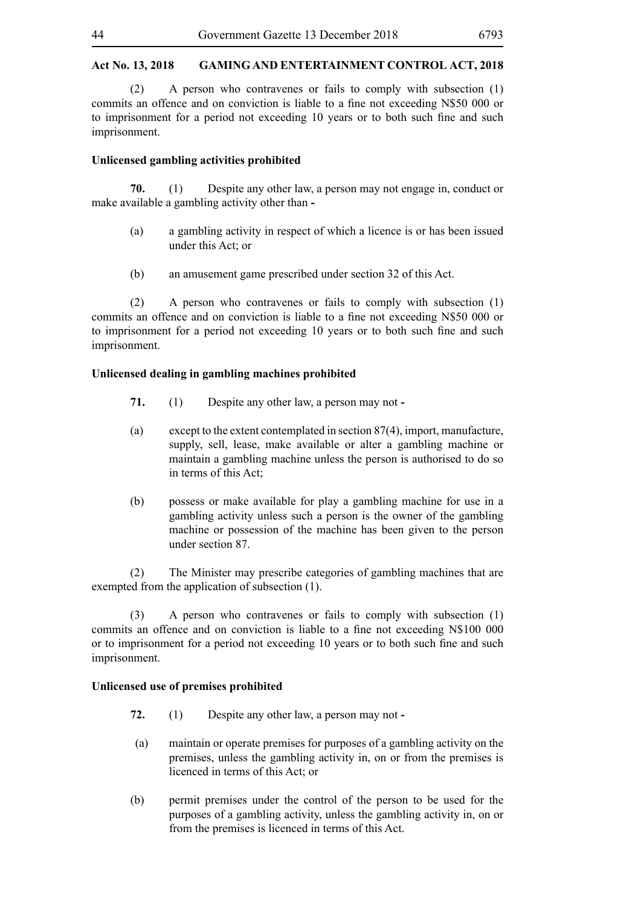(2) A person who contravenes or fails to comply with subsection (1) commits an offence and on conviction is liable to a fine not exceeding N$50 000 or to imprisonment for a period not exceeding 10 years or to both such fine and such imprisonment.

**Unlicensed gambling activities prohibited**

**70.** (1) Despite any other law, a person may not engage in, conduct or make available a gambling activity other than -

(a) a gambling activity in respect of which a licence is or has been issued under this Act; or

(b) an amusement game prescribed under section 32 of this Act.

(2) A person who contravenes or fails to comply with subsection (1) commits an offence and on conviction is liable to a fine not exceeding N$50 000 or to imprisonment for a period not exceeding 10 years or to both such fine and such imprisonment.

**Unlicensed dealing in gambling machines prohibited**

**71.** (1) Despite any other law, a person may not -

(a) except to the extent contemplated in section 87(4), import, manufacture, supply, sell, lease, make available or alter a gambling machine or maintain a gambling machine unless the person is authorised to do so in terms of this Act;

(b) possess or make available for play a gambling machine for use in a gambling activity unless such a person is the owner of the gambling machine or possession of the machine has been given to the person under section 87.

(2) The Minister may prescribe categories of gambling machines that are exempted from the application of subsection (1).

(3) A person who contravenes or fails to comply with subsection (1) commits an offence and on conviction is liable to a fine not exceeding N$100 000 or to imprisonment for a period not exceeding 10 years or to both such fine and such imprisonment.

**Unlicensed use of premises prohibited**

**72.** (1) Despite any other law, a person may not -

(a) maintain or operate premises for purposes of a gambling activity on the premises, unless the gambling activity in, on or from the premises is licenced in terms of this Act; or

(b) permit premises under the control of the person to be used for the purposes of a gambling activity, unless the gambling activity in, on or from the premises is licenced in terms of this Act.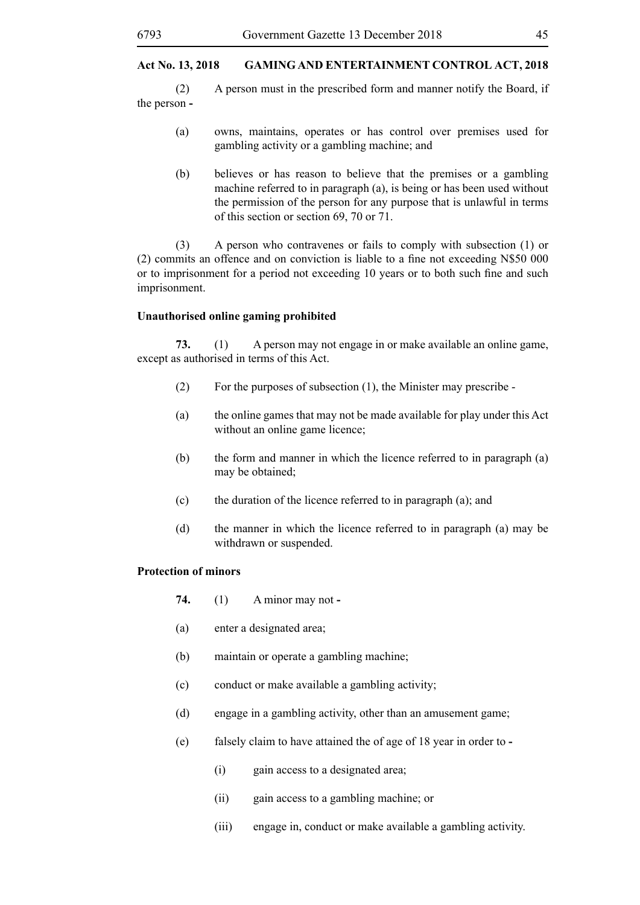(2) A person must in the prescribed form and manner notify the Board, if the person -

(a) owns, maintains, operates or has control over premises used for gambling activity or a gambling machine; and

(b) believes or has reason to believe that the premises or a gambling machine referred to in paragraph (a), is being or has been used without the permission of the person for any purpose that is unlawful in terms of this section or section 69, 70 or 71.

(3) A person who contravenes or fails to comply with subsection (1) or (2) commits an offence and on conviction is liable to a fine not exceeding N$50 000 or to imprisonment for a period not exceeding 10 years or to both such fine and such imprisonment.

**Unauthorised online gaming prohibited**

**73.** (1) A person may not engage in or make available an online game, except as authorised in terms of this Act.

(2) For the purposes of subsection (1), the Minister may prescribe -

(a) the online games that may not be made available for play under this Act without an online game licence;

(b) the form and manner in which the licence referred to in paragraph (a) may be obtained;

(c) the duration of the licence referred to in paragraph (a); and

(d) the manner in which the licence referred to in paragraph (a) may be withdrawn or suspended.

**Protection of minors**

**74.** (1) A minor may not -

(a) enter a designated area;

(b) maintain or operate a gambling machine;

(c) conduct or make available a gambling activity;

(d) engage in a gambling activity, other than an amusement game;

(e) falsely claim to have attained the of age of 18 year in order to -

(i) gain access to a designated area;

(ii) gain access to a gambling machine; or

(iii) engage in, conduct or make available a gambling activity.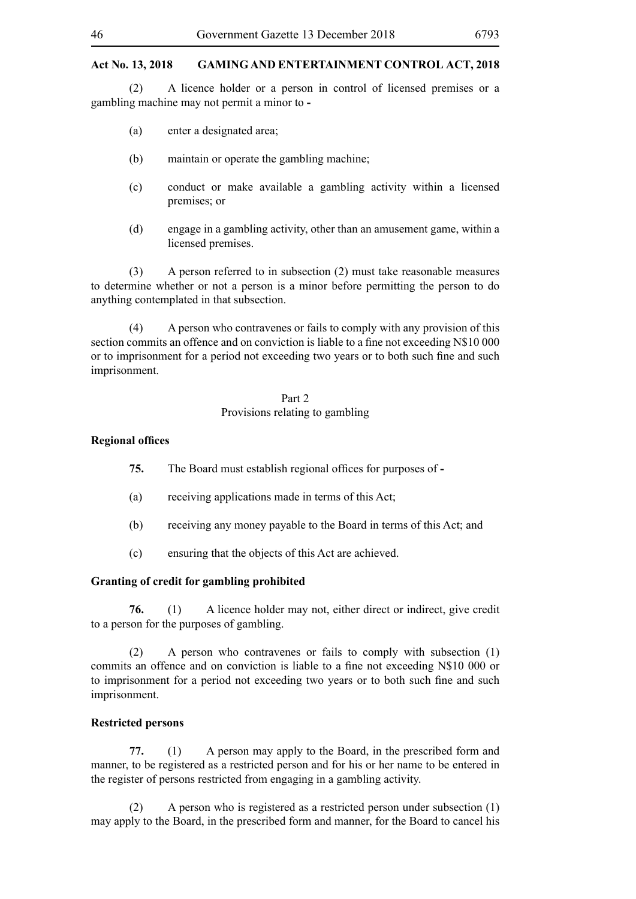(2) A licence holder or a person in control of licensed premises or a gambling machine may not permit a minor to -

(a) enter a designated area;

(b) maintain or operate the gambling machine;

(c) conduct or make available a gambling activity within a licensed premises; or

(d) engage in a gambling activity, other than an amusement game, within a licensed premises.

(3) A person referred to in subsection (2) must take reasonable measures to determine whether or not a person is a minor before permitting the person to do anything contemplated in that subsection.

(4) A person who contravenes or fails to comply with any provision of this section commits an offence and on conviction is liable to a fine not exceeding N$10 000 or to imprisonment for a period not exceeding two years or to both such fine and such imprisonment.

## Part 2
## Provisions relating to gambling

**Regional offices**

**75.** The Board must establish regional offices for purposes of -

(a) receiving applications made in terms of this Act;

(b) receiving any money payable to the Board in terms of this Act; and

(c) ensuring that the objects of this Act are achieved.

**Granting of credit for gambling prohibited**

**76.** (1) A licence holder may not, either direct or indirect, give credit to a person for the purposes of gambling.

(2) A person who contravenes or fails to comply with subsection (1) commits an offence and on conviction is liable to a fine not exceeding N$10 000 or to imprisonment for a period not exceeding two years or to both such fine and such imprisonment.

**Restricted persons**

**77.** (1) A person may apply to the Board, in the prescribed form and manner, to be registered as a restricted person and for his or her name to be entered in the register of persons restricted from engaging in a gambling activity.

(2) A person who is registered as a restricted person under subsection (1) may apply to the Board, in the prescribed form and manner, for the Board to cancel his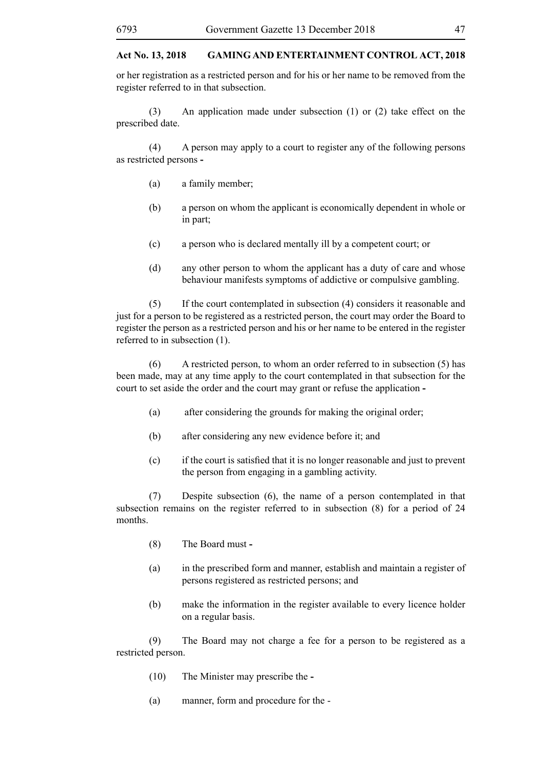or her registration as a restricted person and for his or her name to be removed from the register referred to in that subsection.

(3) An application made under subsection (1) or (2) take effect on the prescribed date.

(4) A person may apply to a court to register any of the following persons as restricted persons -

(a) a family member;

(b) a person on whom the applicant is economically dependent in whole or in part;

(c) a person who is declared mentally ill by a competent court; or

(d) any other person to whom the applicant has a duty of care and whose behaviour manifests symptoms of addictive or compulsive gambling.

(5) If the court contemplated in subsection (4) considers it reasonable and just for a person to be registered as a restricted person, the court may order the Board to register the person as a restricted person and his or her name to be entered in the register referred to in subsection (1).

(6) A restricted person, to whom an order referred to in subsection (5) has been made, may at any time apply to the court contemplated in that subsection for the court to set aside the order and the court may grant or refuse the application -

(a) after considering the grounds for making the original order;

(b) after considering any new evidence before it; and

(c) if the court is satisfied that it is no longer reasonable and just to prevent the person from engaging in a gambling activity.

(7) Despite subsection (6), the name of a person contemplated in that subsection remains on the register referred to in subsection (8) for a period of 24 months.

(8) The Board must -

(a) in the prescribed form and manner, establish and maintain a register of persons registered as restricted persons; and

(b) make the information in the register available to every licence holder on a regular basis.

(9) The Board may not charge a fee for a person to be registered as a restricted person.

(10) The Minister may prescribe the -

(a) manner, form and procedure for the -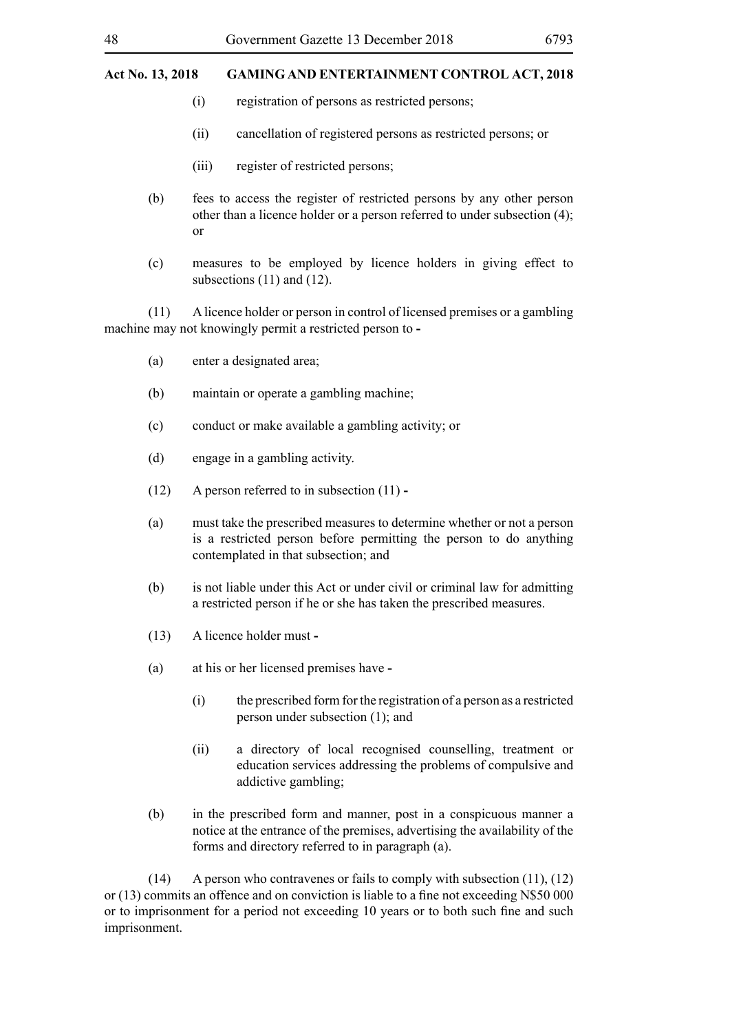(i) registration of persons as restricted persons;

(ii) cancellation of registered persons as restricted persons; or

(iii) register of restricted persons;

(b) fees to access the register of restricted persons by any other person other than a licence holder or a person referred to under subsection (4); or

(c) measures to be employed by licence holders in giving effect to subsections (11) and (12).

(11) A licence holder or person in control of licensed premises or a gambling machine may not knowingly permit a restricted person to -

(a) enter a designated area;

(b) maintain or operate a gambling machine;

(c) conduct or make available a gambling activity; or

(d) engage in a gambling activity.

(12) A person referred to in subsection (11) -

(a) must take the prescribed measures to determine whether or not a person is a restricted person before permitting the person to do anything contemplated in that subsection; and

(b) is not liable under this Act or under civil or criminal law for admitting a restricted person if he or she has taken the prescribed measures.

(13) A licence holder must -

(a) at his or her licensed premises have -

(i) the prescribed form for the registration of a person as a restricted person under subsection (1); and

(ii) a directory of local recognised counselling, treatment or education services addressing the problems of compulsive and addictive gambling;

(b) in the prescribed form and manner, post in a conspicuous manner a notice at the entrance of the premises, advertising the availability of the forms and directory referred to in paragraph (a).

(14) A person who contravenes or fails to comply with subsection (11), (12) or (13) commits an offence and on conviction is liable to a fine not exceeding N$50 000 or to imprisonment for a period not exceeding 10 years or to both such fine and such imprisonment.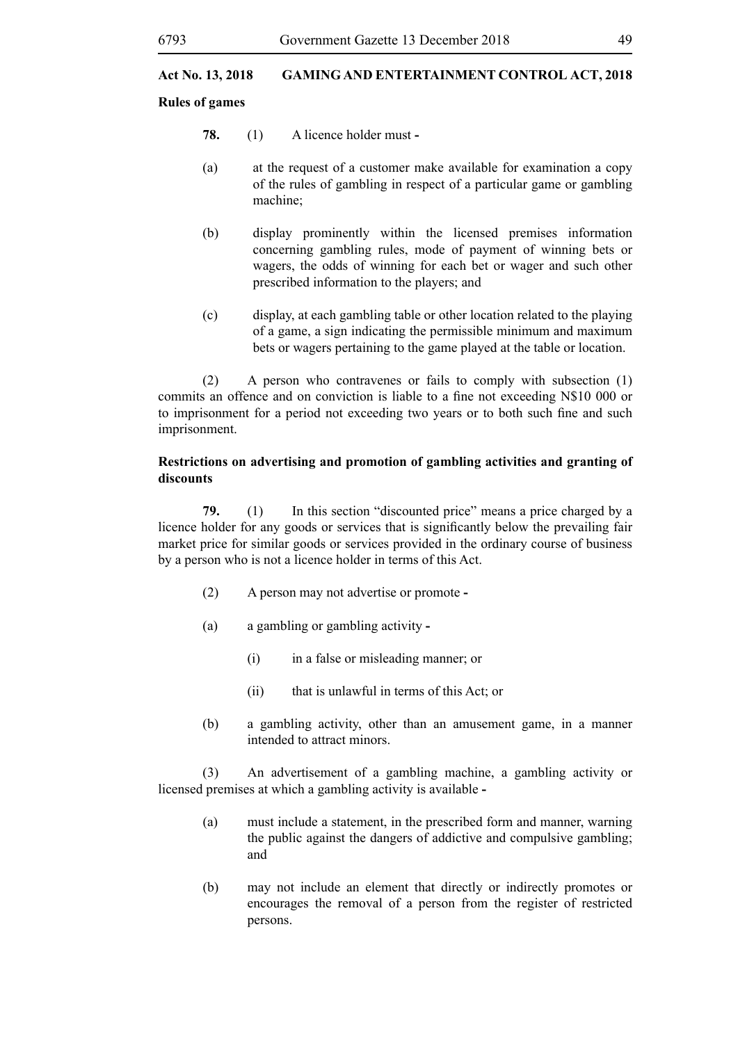**Rules of games**

**78.** (1) A licence holder must -

(a) at the request of a customer make available for examination a copy of the rules of gambling in respect of a particular game or gambling machine;

(b) display prominently within the licensed premises information concerning gambling rules, mode of payment of winning bets or wagers, the odds of winning for each bet or wager and such other prescribed information to the players; and

(c) display, at each gambling table or other location related to the playing of a game, a sign indicating the permissible minimum and maximum bets or wagers pertaining to the game played at the table or location.

(2) A person who contravenes or fails to comply with subsection (1) commits an offence and on conviction is liable to a fine not exceeding N$10 000 or to imprisonment for a period not exceeding two years or to both such fine and such imprisonment.

**Restrictions on advertising and promotion of gambling activities and granting of discounts**

**79.** (1) In this section "discounted price" means a price charged by a licence holder for any goods or services that is significantly below the prevailing fair market price for similar goods or services provided in the ordinary course of business by a person who is not a licence holder in terms of this Act.

(2) A person may not advertise or promote -

(a) a gambling or gambling activity -

(i) in a false or misleading manner; or

(ii) that is unlawful in terms of this Act; or

(b) a gambling activity, other than an amusement game, in a manner intended to attract minors.

(3) An advertisement of a gambling machine, a gambling activity or licensed premises at which a gambling activity is available -

(a) must include a statement, in the prescribed form and manner, warning the public against the dangers of addictive and compulsive gambling; and

(b) may not include an element that directly or indirectly promotes or encourages the removal of a person from the register of restricted persons.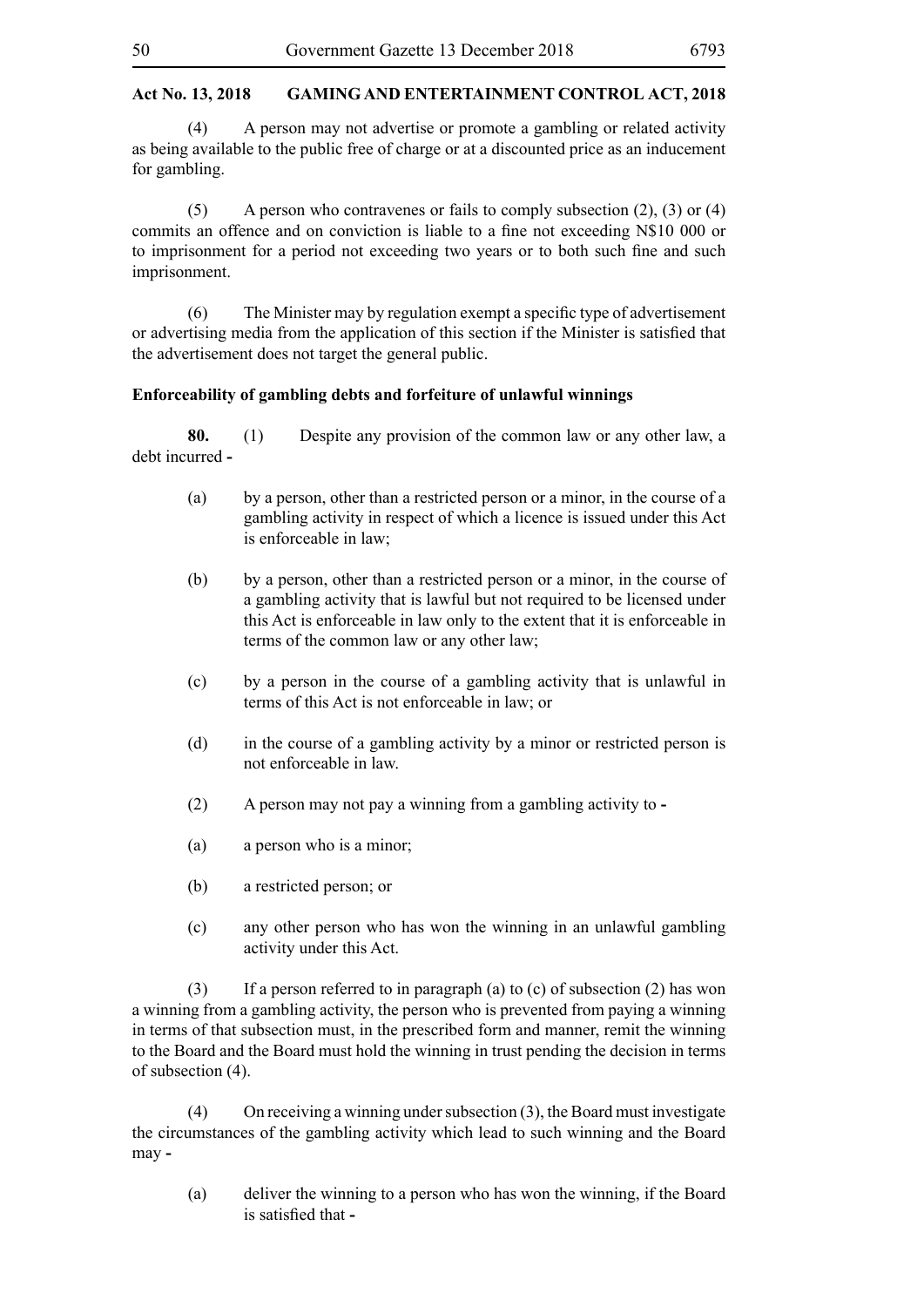(4) A person may not advertise or promote a gambling or related activity as being available to the public free of charge or at a discounted price as an inducement for gambling.

(5) A person who contravenes or fails to comply subsection (2), (3) or (4) commits an offence and on conviction is liable to a fine not exceeding N$10 000 or to imprisonment for a period not exceeding two years or to both such fine and such imprisonment.

(6) The Minister may by regulation exempt a specific type of advertisement or advertising media from the application of this section if the Minister is satisfied that the advertisement does not target the general public.

**Enforceability of gambling debts and forfeiture of unlawful winnings**

**80.** (1) Despite any provision of the common law or any other law, a debt incurred -

(a) by a person, other than a restricted person or a minor, in the course of a gambling activity in respect of which a licence is issued under this Act is enforceable in law;

(b) by a person, other than a restricted person or a minor, in the course of a gambling activity that is lawful but not required to be licensed under this Act is enforceable in law only to the extent that it is enforceable in terms of the common law or any other law;

(c) by a person in the course of a gambling activity that is unlawful in terms of this Act is not enforceable in law; or

(d) in the course of a gambling activity by a minor or restricted person is not enforceable in law.

(2) A person may not pay a winning from a gambling activity to -

(a) a person who is a minor;

(b) a restricted person; or

(c) any other person who has won the winning in an unlawful gambling activity under this Act.

(3) If a person referred to in paragraph (a) to (c) of subsection (2) has won a winning from a gambling activity, the person who is prevented from paying a winning in terms of that subsection must, in the prescribed form and manner, remit the winning to the Board and the Board must hold the winning in trust pending the decision in terms of subsection (4).

(4) On receiving a winning under subsection (3), the Board must investigate the circumstances of the gambling activity which lead to such winning and the Board may -

(a) deliver the winning to a person who has won the winning, if the Board is satisfied that -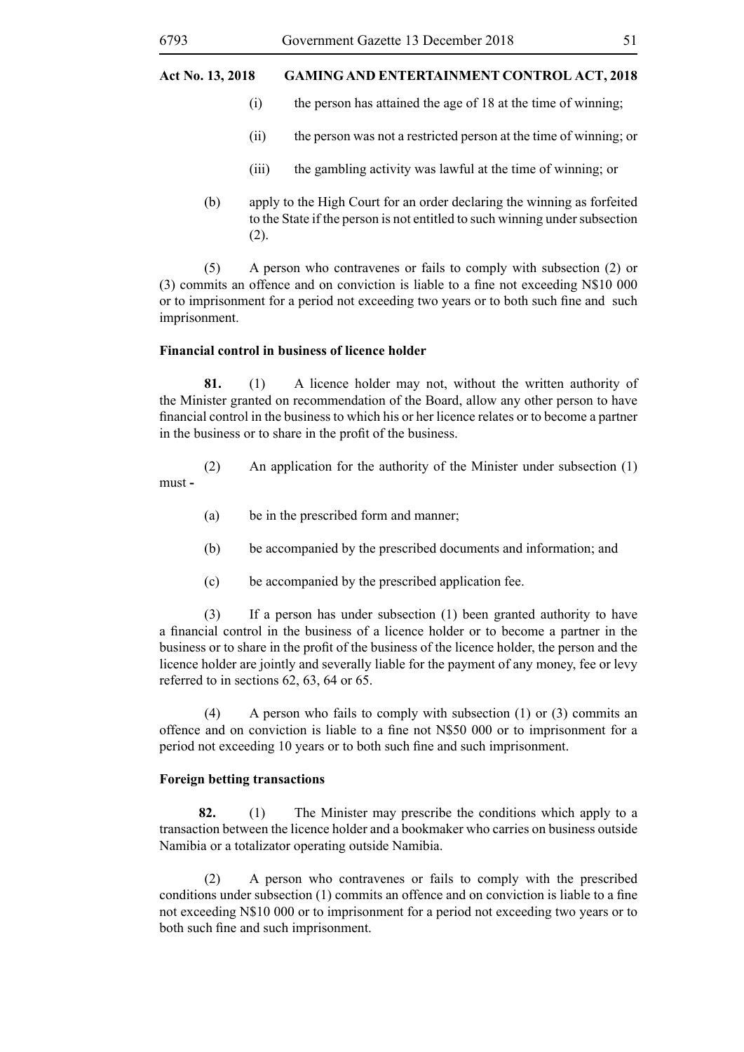(i) the person has attained the age of 18 at the time of winning;

(ii) the person was not a restricted person at the time of winning; or

(iii) the gambling activity was lawful at the time of winning; or

(b) apply to the High Court for an order declaring the winning as forfeited to the State if the person is not entitled to such winning under subsection (2).

(5) A person who contravenes or fails to comply with subsection (2) or (3) commits an offence and on conviction is liable to a fine not exceeding N$10 000 or to imprisonment for a period not exceeding two years or to both such fine and such imprisonment.

**Financial control in business of licence holder**

**81.** (1) A licence holder may not, without the written authority of the Minister granted on recommendation of the Board, allow any other person to have financial control in the business to which his or her licence relates or to become a partner in the business or to share in the profit of the business.

(2) An application for the authority of the Minister under subsection (1) must -

(a) be in the prescribed form and manner;

(b) be accompanied by the prescribed documents and information; and

(c) be accompanied by the prescribed application fee.

(3) If a person has under subsection (1) been granted authority to have a financial control in the business of a licence holder or to become a partner in the business or to share in the profit of the business of the licence holder, the person and the licence holder are jointly and severally liable for the payment of any money, fee or levy referred to in sections 62, 63, 64 or 65.

(4) A person who fails to comply with subsection (1) or (3) commits an offence and on conviction is liable to a fine not N$50 000 or to imprisonment for a period not exceeding 10 years or to both such fine and such imprisonment.

**Foreign betting transactions**

**82.** (1) The Minister may prescribe the conditions which apply to a transaction between the licence holder and a bookmaker who carries on business outside Namibia or a totalizator operating outside Namibia.

(2) A person who contravenes or fails to comply with the prescribed conditions under subsection (1) commits an offence and on conviction is liable to a fine not exceeding N$10 000 or to imprisonment for a period not exceeding two years or to both such fine and such imprisonment.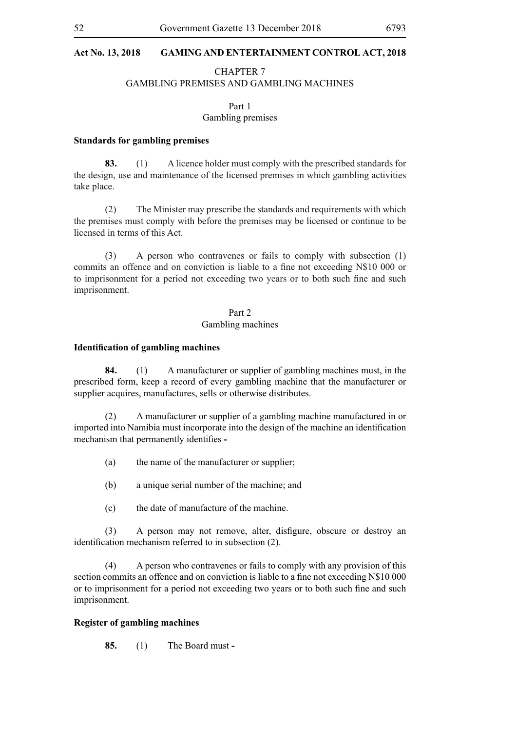## CHAPTER 7
## GAMBLING PREMISES AND GAMBLING MACHINES

### Part 1
### Gambling premises

**Standards for gambling premises**

**83.** (1) A licence holder must comply with the prescribed standards for the design, use and maintenance of the licensed premises in which gambling activities take place.

(2) The Minister may prescribe the standards and requirements with which the premises must comply with before the premises may be licensed or continue to be licensed in terms of this Act.

(3) A person who contravenes or fails to comply with subsection (1) commits an offence and on conviction is liable to a fine not exceeding N$10 000 or to imprisonment for a period not exceeding two years or to both such fine and such imprisonment.

### Part 2
### Gambling machines

**Identification of gambling machines**

**84.** (1) A manufacturer or supplier of gambling machines must, in the prescribed form, keep a record of every gambling machine that the manufacturer or supplier acquires, manufactures, sells or otherwise distributes.

(2) A manufacturer or supplier of a gambling machine manufactured in or imported into Namibia must incorporate into the design of the machine an identification mechanism that permanently identifies -

(a) the name of the manufacturer or supplier;

(b) a unique serial number of the machine; and

(c) the date of manufacture of the machine.

(3) A person may not remove, alter, disfigure, obscure or destroy an identification mechanism referred to in subsection (2).

(4) A person who contravenes or fails to comply with any provision of this section commits an offence and on conviction is liable to a fine not exceeding N$10 000 or to imprisonment for a period not exceeding two years or to both such fine and such imprisonment.

**Register of gambling machines**

**85.** (1) The Board must -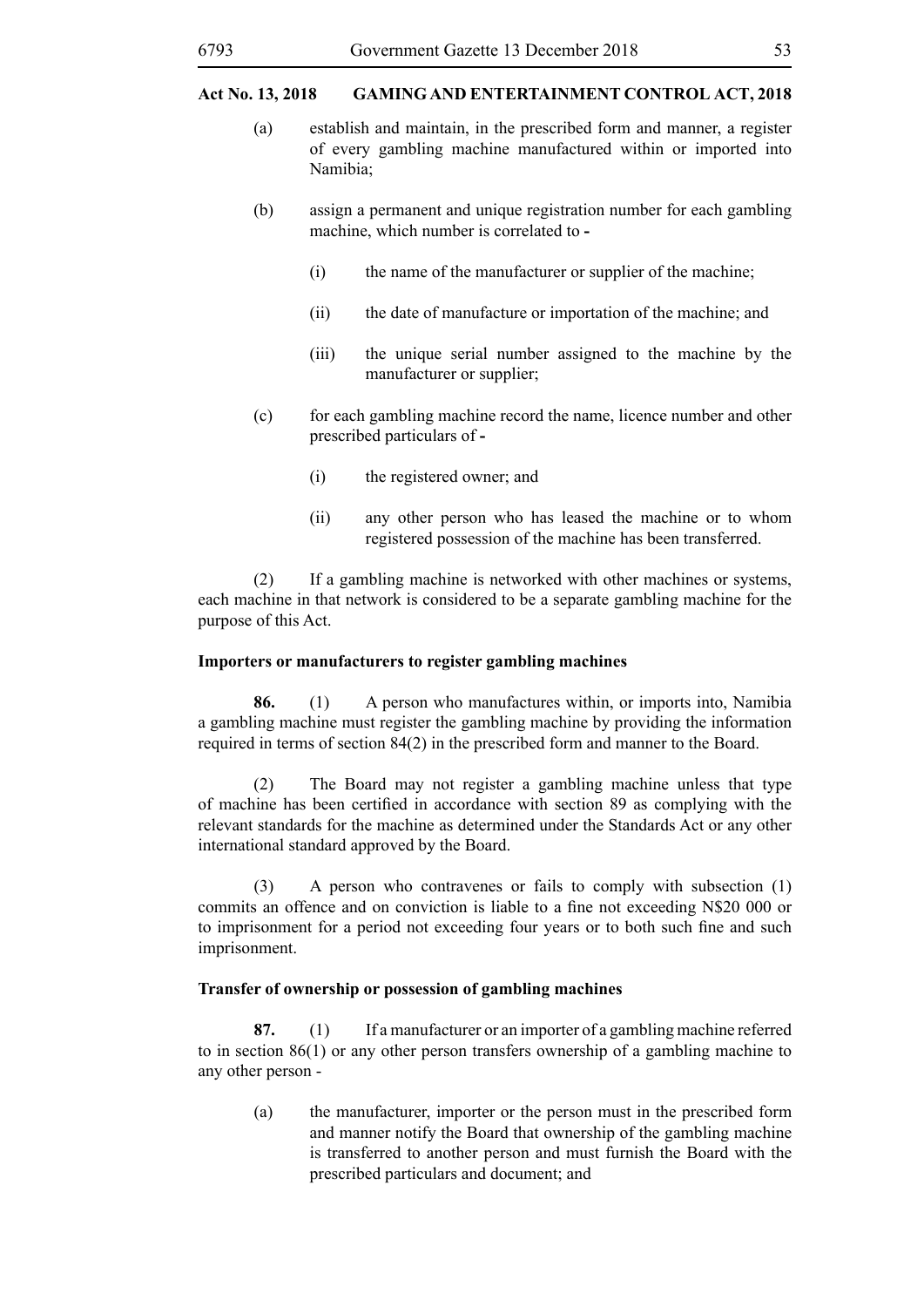(a) establish and maintain, in the prescribed form and manner, a register of every gambling machine manufactured within or imported into Namibia;

(b) assign a permanent and unique registration number for each gambling machine, which number is correlated to -

(i) the name of the manufacturer or supplier of the machine;

(ii) the date of manufacture or importation of the machine; and

(iii) the unique serial number assigned to the machine by the manufacturer or supplier;

(c) for each gambling machine record the name, licence number and other prescribed particulars of -

(i) the registered owner; and

(ii) any other person who has leased the machine or to whom registered possession of the machine has been transferred.

(2) If a gambling machine is networked with other machines or systems, each machine in that network is considered to be a separate gambling machine for the purpose of this Act.

**Importers or manufacturers to register gambling machines**

**86.** (1) A person who manufactures within, or imports into, Namibia a gambling machine must register the gambling machine by providing the information required in terms of section 84(2) in the prescribed form and manner to the Board.

(2) The Board may not register a gambling machine unless that type of machine has been certified in accordance with section 89 as complying with the relevant standards for the machine as determined under the Standards Act or any other international standard approved by the Board.

(3) A person who contravenes or fails to comply with subsection (1) commits an offence and on conviction is liable to a fine not exceeding N$20 000 or to imprisonment for a period not exceeding four years or to both such fine and such imprisonment.

**Transfer of ownership or possession of gambling machines**

**87.** (1) If a manufacturer or an importer of a gambling machine referred to in section 86(1) or any other person transfers ownership of a gambling machine to any other person -

(a) the manufacturer, importer or the person must in the prescribed form and manner notify the Board that ownership of the gambling machine is transferred to another person and must furnish the Board with the prescribed particulars and document; and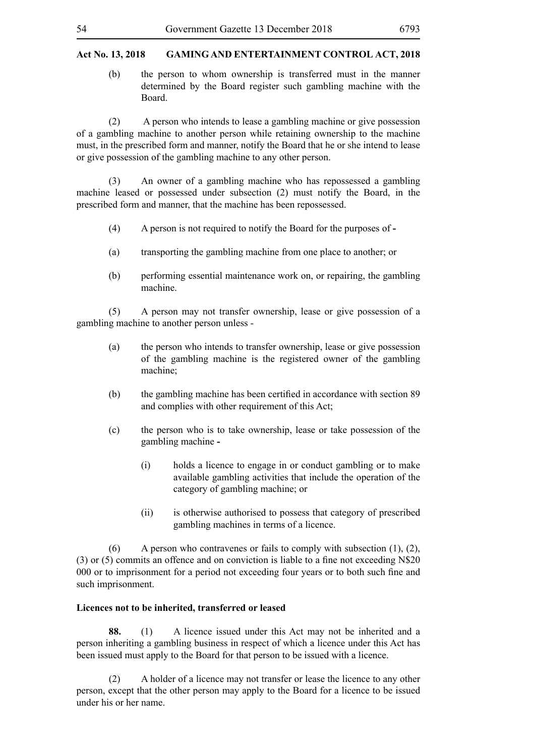(b) the person to whom ownership is transferred must in the manner determined by the Board register such gambling machine with the Board.

(2) A person who intends to lease a gambling machine or give possession of a gambling machine to another person while retaining ownership to the machine must, in the prescribed form and manner, notify the Board that he or she intend to lease or give possession of the gambling machine to any other person.

(3) An owner of a gambling machine who has repossessed a gambling machine leased or possessed under subsection (2) must notify the Board, in the prescribed form and manner, that the machine has been repossessed.

(4) A person is not required to notify the Board for the purposes of -

(a) transporting the gambling machine from one place to another; or

(b) performing essential maintenance work on, or repairing, the gambling machine.

(5) A person may not transfer ownership, lease or give possession of a gambling machine to another person unless -

(a) the person who intends to transfer ownership, lease or give possession of the gambling machine is the registered owner of the gambling machine;

(b) the gambling machine has been certified in accordance with section 89 and complies with other requirement of this Act;

(c) the person who is to take ownership, lease or take possession of the gambling machine -

(i) holds a licence to engage in or conduct gambling or to make available gambling activities that include the operation of the category of gambling machine; or

(ii) is otherwise authorised to possess that category of prescribed gambling machines in terms of a licence.

(6) A person who contravenes or fails to comply with subsection (1), (2), (3) or (5) commits an offence and on conviction is liable to a fine not exceeding N$20 000 or to imprisonment for a period not exceeding four years or to both such fine and such imprisonment.

**Licences not to be inherited, transferred or leased**

**88.** (1) A licence issued under this Act may not be inherited and a person inheriting a gambling business in respect of which a licence under this Act has been issued must apply to the Board for that person to be issued with a licence.

(2) A holder of a licence may not transfer or lease the licence to any other person, except that the other person may apply to the Board for a licence to be issued under his or her name.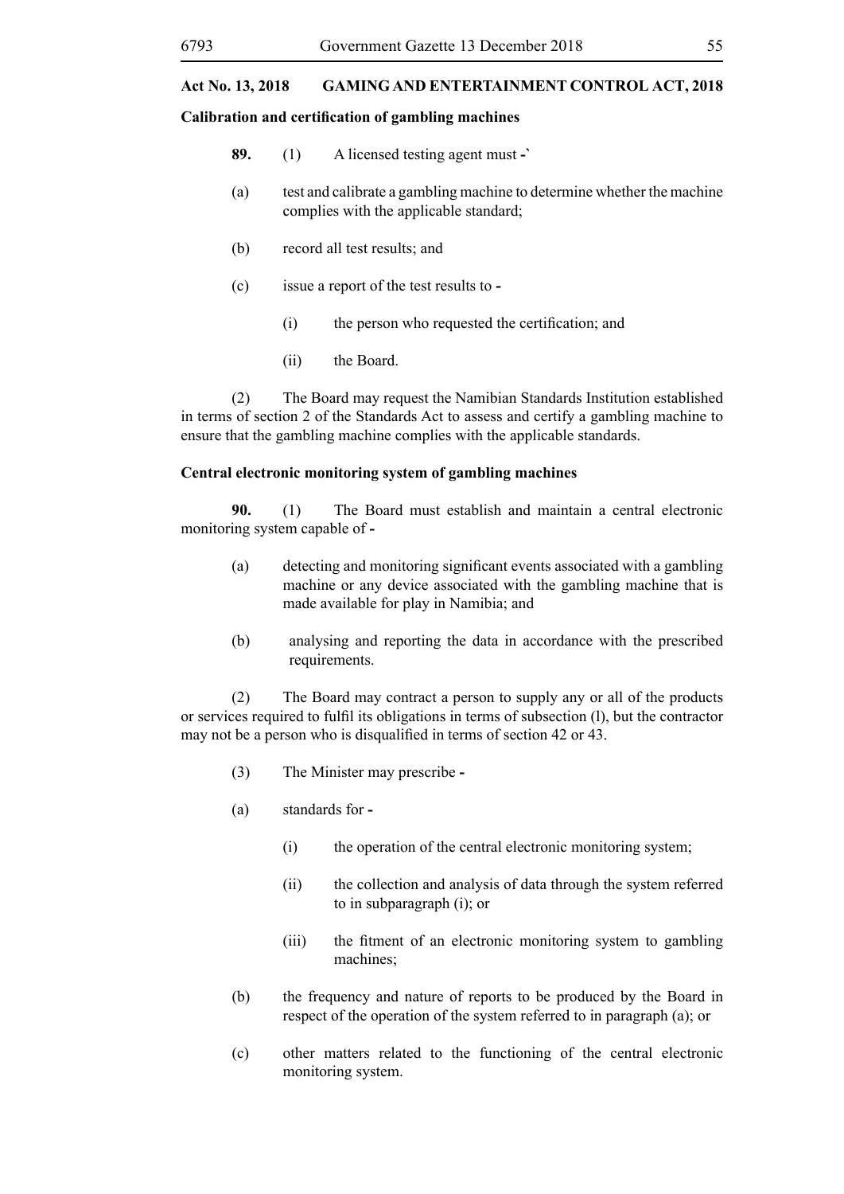**Calibration and certification of gambling machines**

**89.** (1) A licensed testing agent must -`

(a) test and calibrate a gambling machine to determine whether the machine complies with the applicable standard;

(b) record all test results; and

(c) issue a report of the test results to -

(i) the person who requested the certification; and

(ii) the Board.

(2) The Board may request the Namibian Standards Institution established in terms of section 2 of the Standards Act to assess and certify a gambling machine to ensure that the gambling machine complies with the applicable standards.

**Central electronic monitoring system of gambling machines**

**90.** (1) The Board must establish and maintain a central electronic monitoring system capable of -

(a) detecting and monitoring significant events associated with a gambling machine or any device associated with the gambling machine that is made available for play in Namibia; and

(b) analysing and reporting the data in accordance with the prescribed requirements.

(2) The Board may contract a person to supply any or all of the products or services required to fulfil its obligations in terms of subsection (l), but the contractor may not be a person who is disqualified in terms of section 42 or 43.

(3) The Minister may prescribe -

(a) standards for -

(i) the operation of the central electronic monitoring system;

(ii) the collection and analysis of data through the system referred to in subparagraph (i); or

(iii) the fitment of an electronic monitoring system to gambling machines;

(b) the frequency and nature of reports to be produced by the Board in respect of the operation of the system referred to in paragraph (a); or

(c) other matters related to the functioning of the central electronic monitoring system.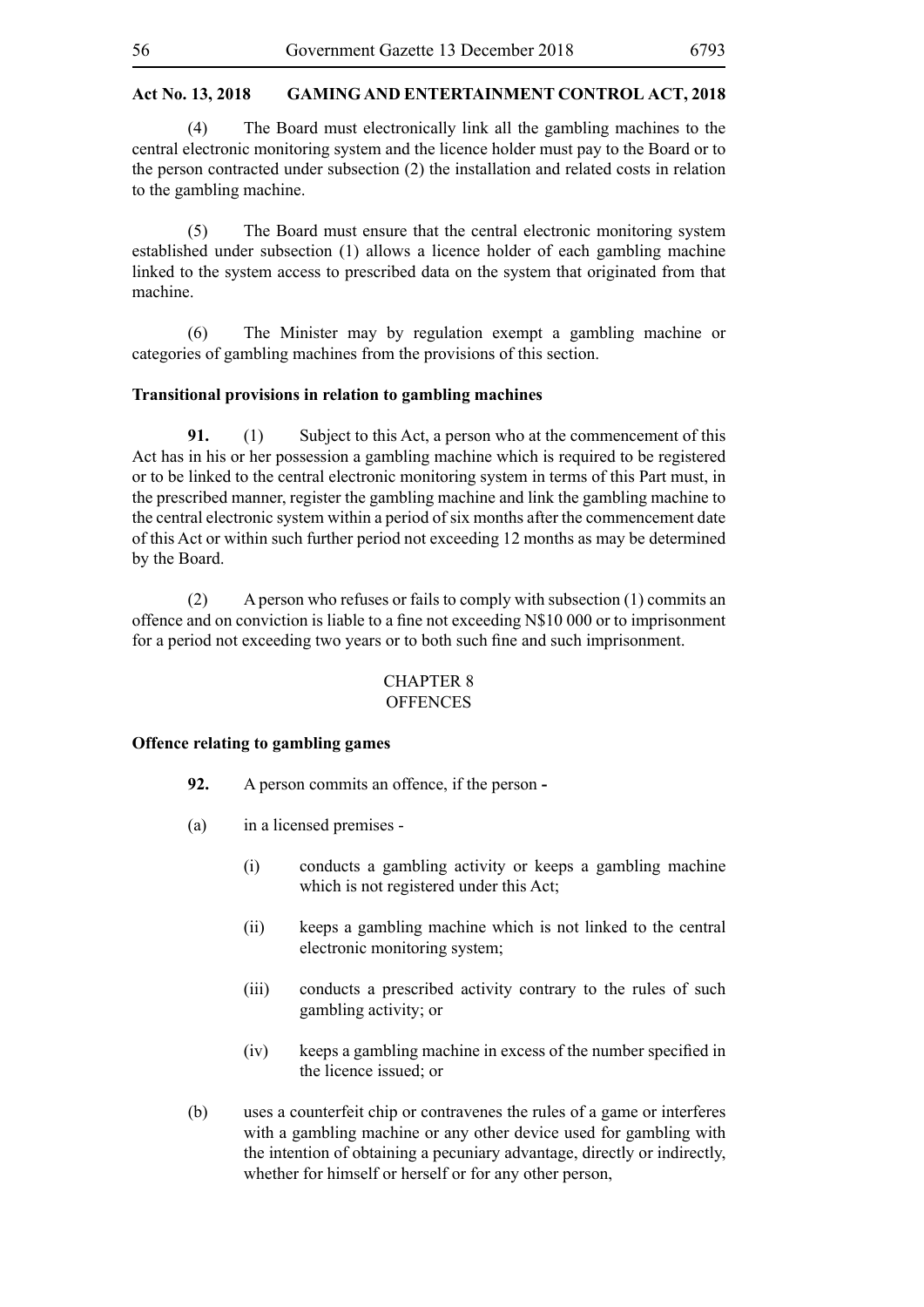(4) The Board must electronically link all the gambling machines to the central electronic monitoring system and the licence holder must pay to the Board or to the person contracted under subsection (2) the installation and related costs in relation to the gambling machine.

(5) The Board must ensure that the central electronic monitoring system established under subsection (1) allows a licence holder of each gambling machine linked to the system access to prescribed data on the system that originated from that machine.

(6) The Minister may by regulation exempt a gambling machine or categories of gambling machines from the provisions of this section.

**Transitional provisions in relation to gambling machines**

**91.** (1) Subject to this Act, a person who at the commencement of this Act has in his or her possession a gambling machine which is required to be registered or to be linked to the central electronic monitoring system in terms of this Part must, in the prescribed manner, register the gambling machine and link the gambling machine to the central electronic system within a period of six months after the commencement date of this Act or within such further period not exceeding 12 months as may be determined by the Board.

(2) A person who refuses or fails to comply with subsection (1) commits an offence and on conviction is liable to a fine not exceeding N$10 000 or to imprisonment for a period not exceeding two years or to both such fine and such imprisonment.

## CHAPTER 8
## OFFENCES

**Offence relating to gambling games**

**92.** A person commits an offence, if the person **-**

(a) in a licensed premises -

(i) conducts a gambling activity or keeps a gambling machine which is not registered under this Act;

(ii) keeps a gambling machine which is not linked to the central electronic monitoring system;

(iii) conducts a prescribed activity contrary to the rules of such gambling activity; or

(iv) keeps a gambling machine in excess of the number specified in the licence issued; or

(b) uses a counterfeit chip or contravenes the rules of a game or interferes with a gambling machine or any other device used for gambling with the intention of obtaining a pecuniary advantage, directly or indirectly, whether for himself or herself or for any other person,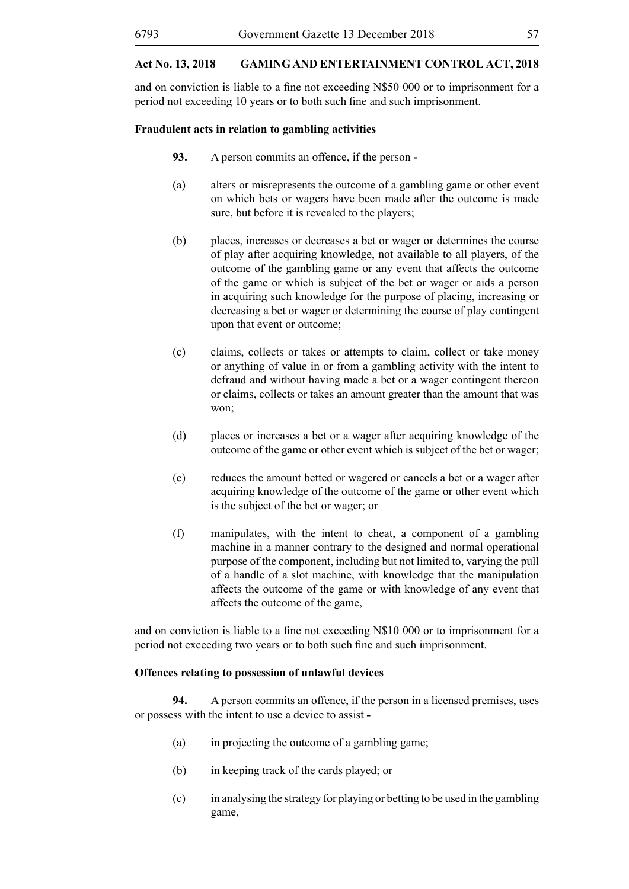and on conviction is liable to a fine not exceeding N$50 000 or to imprisonment for a period not exceeding 10 years or to both such fine and such imprisonment.

**Fraudulent acts in relation to gambling activities**

**93.** A person commits an offence, if the person -

(a) alters or misrepresents the outcome of a gambling game or other event on which bets or wagers have been made after the outcome is made sure, but before it is revealed to the players;

(b) places, increases or decreases a bet or wager or determines the course of play after acquiring knowledge, not available to all players, of the outcome of the gambling game or any event that affects the outcome of the game or which is subject of the bet or wager or aids a person in acquiring such knowledge for the purpose of placing, increasing or decreasing a bet or wager or determining the course of play contingent upon that event or outcome;

(c) claims, collects or takes or attempts to claim, collect or take money or anything of value in or from a gambling activity with the intent to defraud and without having made a bet or a wager contingent thereon or claims, collects or takes an amount greater than the amount that was won;

(d) places or increases a bet or a wager after acquiring knowledge of the outcome of the game or other event which is subject of the bet or wager;

(e) reduces the amount betted or wagered or cancels a bet or a wager after acquiring knowledge of the outcome of the game or other event which is the subject of the bet or wager; or

(f) manipulates, with the intent to cheat, a component of a gambling machine in a manner contrary to the designed and normal operational purpose of the component, including but not limited to, varying the pull of a handle of a slot machine, with knowledge that the manipulation affects the outcome of the game or with knowledge of any event that affects the outcome of the game,

and on conviction is liable to a fine not exceeding N$10 000 or to imprisonment for a period not exceeding two years or to both such fine and such imprisonment.

**Offences relating to possession of unlawful devices**

**94.** A person commits an offence, if the person in a licensed premises, uses or possess with the intent to use a device to assist -

(a) in projecting the outcome of a gambling game;

(b) in keeping track of the cards played; or

(c) in analysing the strategy for playing or betting to be used in the gambling game,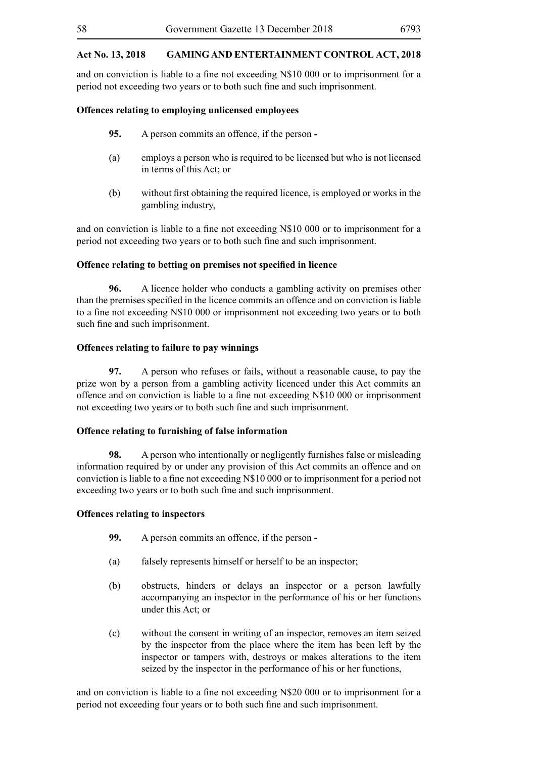and on conviction is liable to a fine not exceeding N$10 000 or to imprisonment for a period not exceeding two years or to both such fine and such imprisonment.

**Offences relating to employing unlicensed employees**

**95.** A person commits an offence, if the person -

(a) employs a person who is required to be licensed but who is not licensed in terms of this Act; or

(b) without first obtaining the required licence, is employed or works in the gambling industry,

and on conviction is liable to a fine not exceeding N$10 000 or to imprisonment for a period not exceeding two years or to both such fine and such imprisonment.

**Offence relating to betting on premises not specified in licence**

**96.** A licence holder who conducts a gambling activity on premises other than the premises specified in the licence commits an offence and on conviction is liable to a fine not exceeding N$10 000 or imprisonment not exceeding two years or to both such fine and such imprisonment.

**Offences relating to failure to pay winnings**

**97.** A person who refuses or fails, without a reasonable cause, to pay the prize won by a person from a gambling activity licenced under this Act commits an offence and on conviction is liable to a fine not exceeding N$10 000 or imprisonment not exceeding two years or to both such fine and such imprisonment.

**Offence relating to furnishing of false information**

**98.** A person who intentionally or negligently furnishes false or misleading information required by or under any provision of this Act commits an offence and on conviction is liable to a fine not exceeding N$10 000 or to imprisonment for a period not exceeding two years or to both such fine and such imprisonment.

**Offences relating to inspectors**

**99.** A person commits an offence, if the person -

(a) falsely represents himself or herself to be an inspector;

(b) obstructs, hinders or delays an inspector or a person lawfully accompanying an inspector in the performance of his or her functions under this Act; or

(c) without the consent in writing of an inspector, removes an item seized by the inspector from the place where the item has been left by the inspector or tampers with, destroys or makes alterations to the item seized by the inspector in the performance of his or her functions,

and on conviction is liable to a fine not exceeding N$20 000 or to imprisonment for a period not exceeding four years or to both such fine and such imprisonment.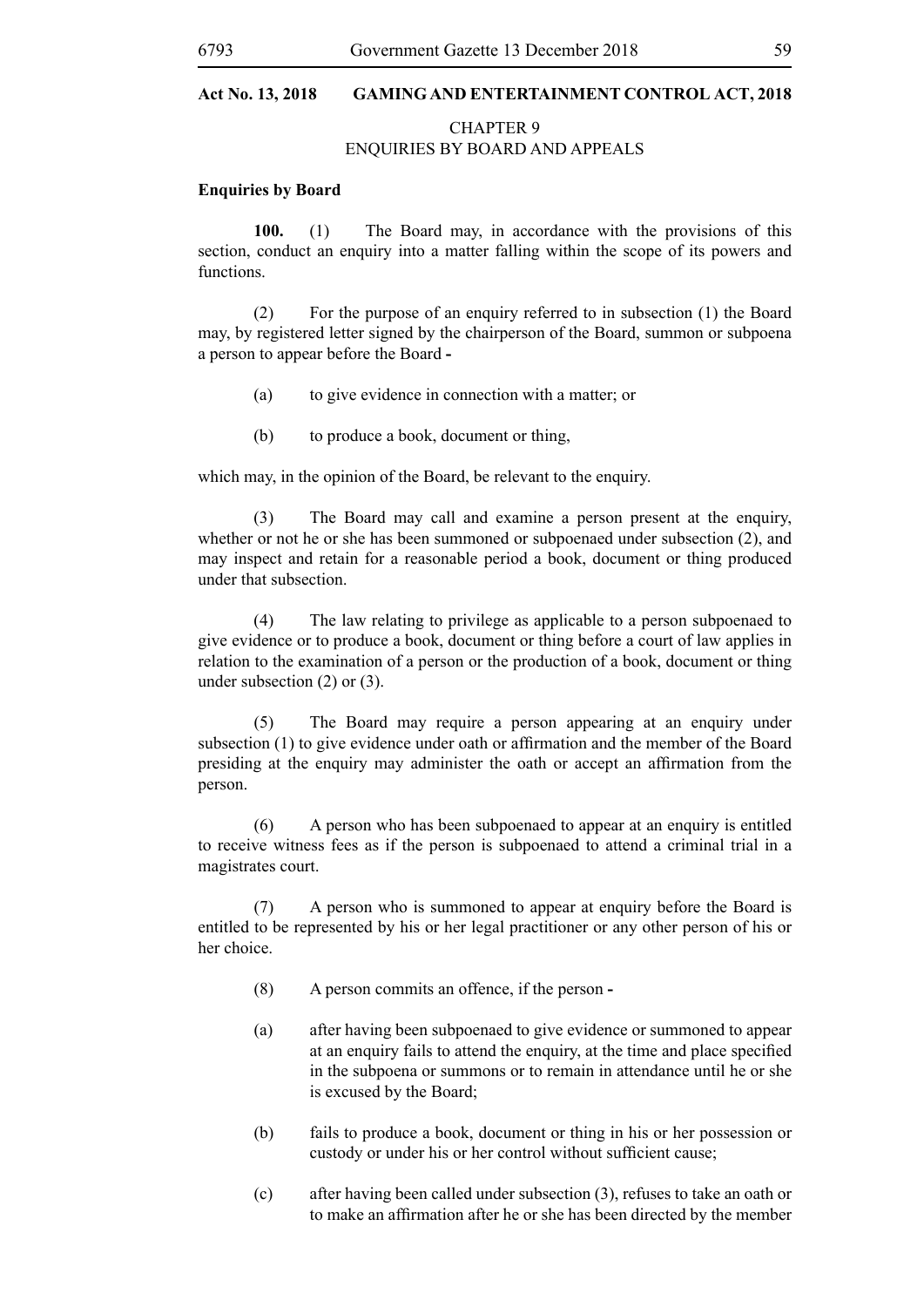## CHAPTER 9
## ENQUIRIES BY BOARD AND APPEALS

**Enquiries by Board**

**100.** (1) The Board may, in accordance with the provisions of this section, conduct an enquiry into a matter falling within the scope of its powers and functions.

(2) For the purpose of an enquiry referred to in subsection (1) the Board may, by registered letter signed by the chairperson of the Board, summon or subpoena a person to appear before the Board -

(a) to give evidence in connection with a matter; or

(b) to produce a book, document or thing,

which may, in the opinion of the Board, be relevant to the enquiry.

(3) The Board may call and examine a person present at the enquiry, whether or not he or she has been summoned or subpoenaed under subsection (2), and may inspect and retain for a reasonable period a book, document or thing produced under that subsection.

(4) The law relating to privilege as applicable to a person subpoenaed to give evidence or to produce a book, document or thing before a court of law applies in relation to the examination of a person or the production of a book, document or thing under subsection (2) or (3).

(5) The Board may require a person appearing at an enquiry under subsection (1) to give evidence under oath or affirmation and the member of the Board presiding at the enquiry may administer the oath or accept an affirmation from the person.

(6) A person who has been subpoenaed to appear at an enquiry is entitled to receive witness fees as if the person is subpoenaed to attend a criminal trial in a magistrates court.

(7) A person who is summoned to appear at enquiry before the Board is entitled to be represented by his or her legal practitioner or any other person of his or her choice.

(8) A person commits an offence, if the person -

(a) after having been subpoenaed to give evidence or summoned to appear at an enquiry fails to attend the enquiry, at the time and place specified in the subpoena or summons or to remain in attendance until he or she is excused by the Board;

(b) fails to produce a book, document or thing in his or her possession or custody or under his or her control without sufficient cause;

(c) after having been called under subsection (3), refuses to take an oath or to make an affirmation after he or she has been directed by the member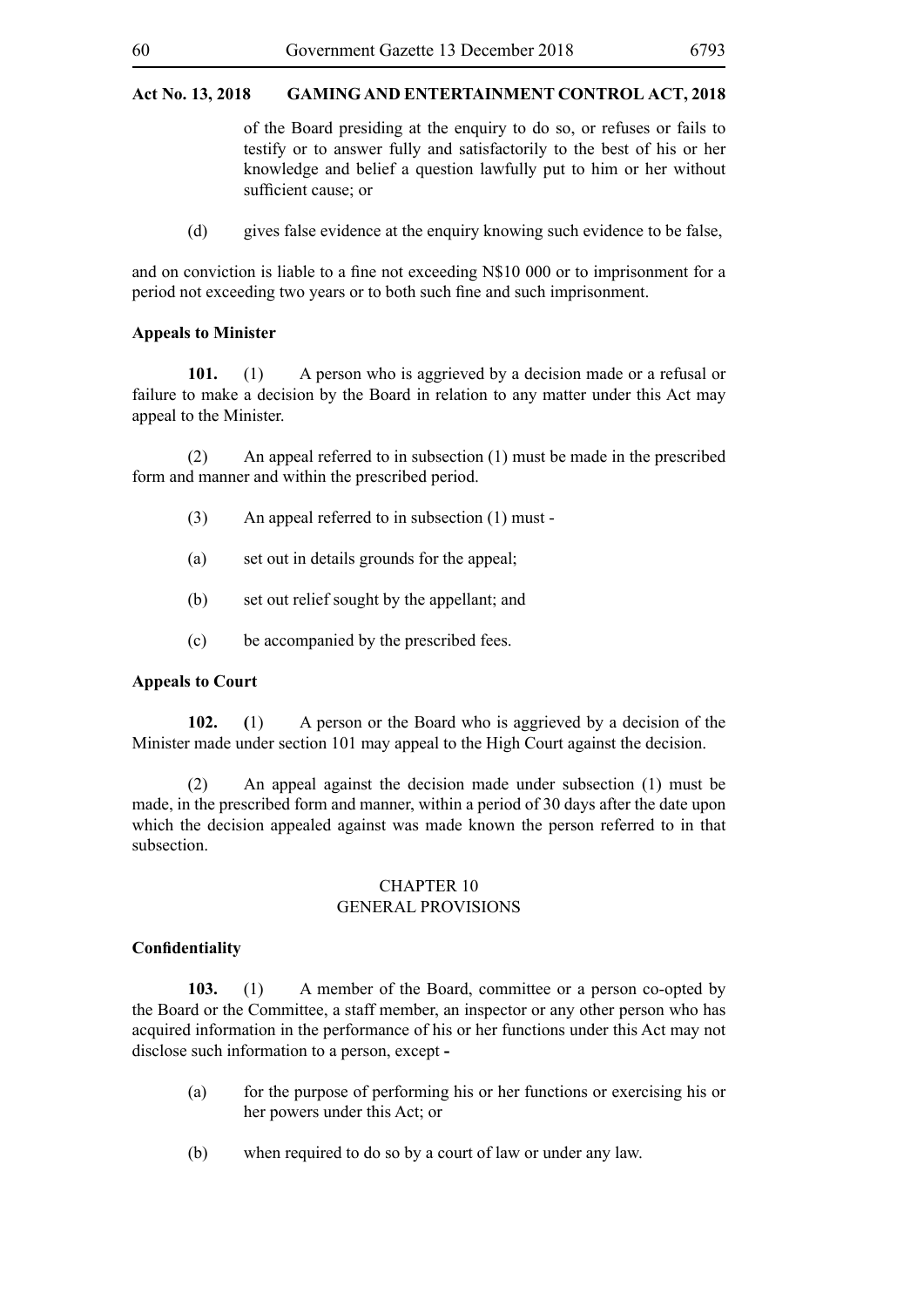of the Board presiding at the enquiry to do so, or refuses or fails to testify or to answer fully and satisfactorily to the best of his or her knowledge and belief a question lawfully put to him or her without sufficient cause; or

(d) gives false evidence at the enquiry knowing such evidence to be false,

and on conviction is liable to a fine not exceeding N$10 000 or to imprisonment for a period not exceeding two years or to both such fine and such imprisonment.

**Appeals to Minister**

**101.** (1) A person who is aggrieved by a decision made or a refusal or failure to make a decision by the Board in relation to any matter under this Act may appeal to the Minister.

(2) An appeal referred to in subsection (1) must be made in the prescribed form and manner and within the prescribed period.

(3) An appeal referred to in subsection (1) must -

(a) set out in details grounds for the appeal;

(b) set out relief sought by the appellant; and

(c) be accompanied by the prescribed fees.

**Appeals to Court**

**102.** (1) A person or the Board who is aggrieved by a decision of the Minister made under section 101 may appeal to the High Court against the decision.

(2) An appeal against the decision made under subsection (1) must be made, in the prescribed form and manner, within a period of 30 days after the date upon which the decision appealed against was made known the person referred to in that subsection.

## CHAPTER 10
## GENERAL PROVISIONS

**Confidentiality**

**103.** (1) A member of the Board, committee or a person co-opted by the Board or the Committee, a staff member, an inspector or any other person who has acquired information in the performance of his or her functions under this Act may not disclose such information to a person, except -

(a) for the purpose of performing his or her functions or exercising his or her powers under this Act; or

(b) when required to do so by a court of law or under any law.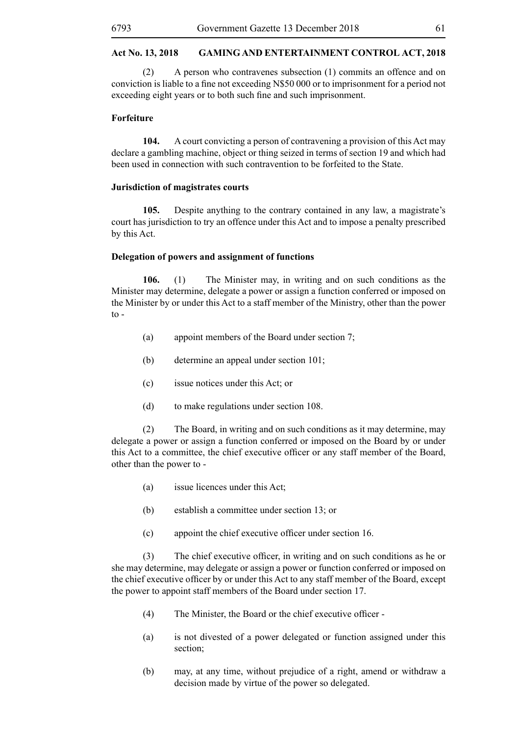(2) A person who contravenes subsection (1) commits an offence and on conviction is liable to a fine not exceeding N$50 000 or to imprisonment for a period not exceeding eight years or to both such fine and such imprisonment.

**Forfeiture**

**104.** A court convicting a person of contravening a provision of this Act may declare a gambling machine, object or thing seized in terms of section 19 and which had been used in connection with such contravention to be forfeited to the State.

**Jurisdiction of magistrates courts**

**105.** Despite anything to the contrary contained in any law, a magistrate's court has jurisdiction to try an offence under this Act and to impose a penalty prescribed by this Act.

**Delegation of powers and assignment of functions**

**106.** (1) The Minister may, in writing and on such conditions as the Minister may determine, delegate a power or assign a function conferred or imposed on the Minister by or under this Act to a staff member of the Ministry, other than the power to -

(a) appoint members of the Board under section 7;

(b) determine an appeal under section 101;

(c) issue notices under this Act; or

(d) to make regulations under section 108.

(2) The Board, in writing and on such conditions as it may determine, may delegate a power or assign a function conferred or imposed on the Board by or under this Act to a committee, the chief executive officer or any staff member of the Board, other than the power to -

(a) issue licences under this Act;

(b) establish a committee under section 13; or

(c) appoint the chief executive officer under section 16.

(3) The chief executive officer, in writing and on such conditions as he or she may determine, may delegate or assign a power or function conferred or imposed on the chief executive officer by or under this Act to any staff member of the Board, except the power to appoint staff members of the Board under section 17.

(4) The Minister, the Board or the chief executive officer -

(a) is not divested of a power delegated or function assigned under this section;

(b) may, at any time, without prejudice of a right, amend or withdraw a decision made by virtue of the power so delegated.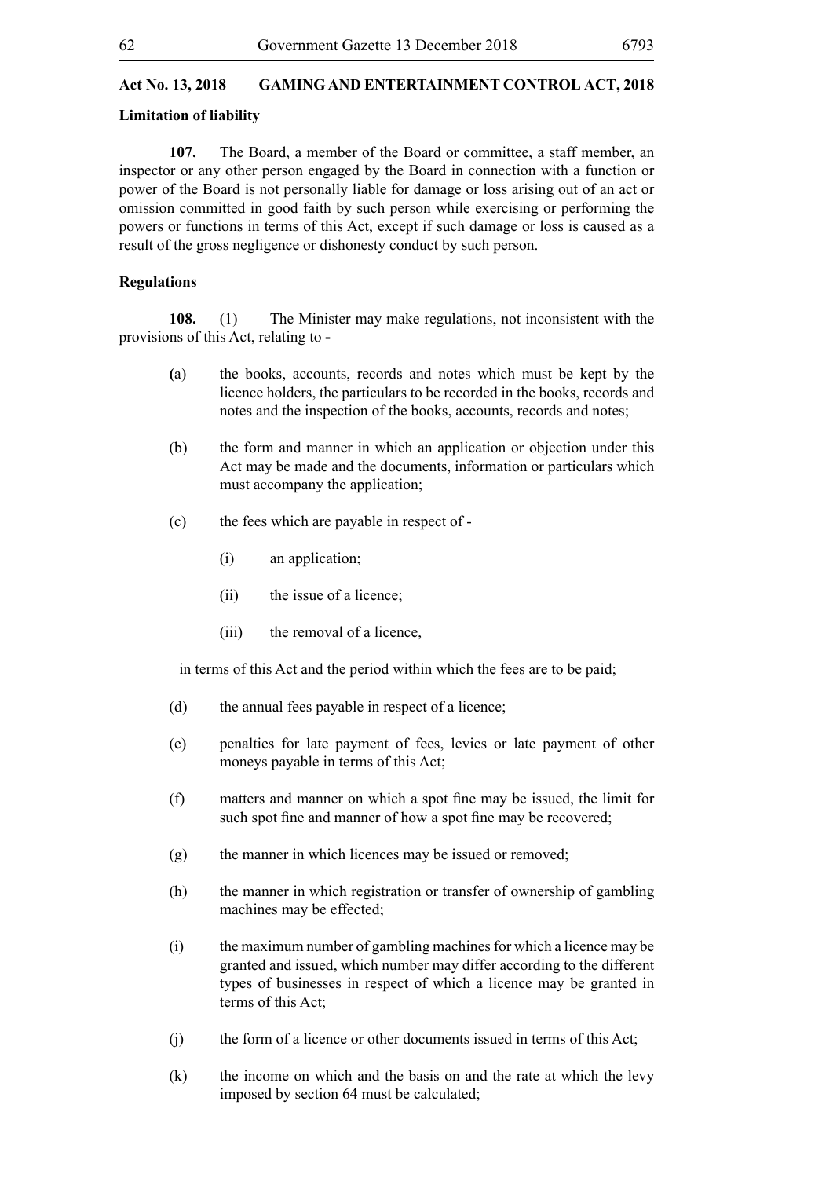**Act No. 13, 2018 GAMING AND ENTERTAINMENT CONTROL ACT, 2018**

**Limitation of liability**

**107.** The Board, a member of the Board or committee, a staff member, an inspector or any other person engaged by the Board in connection with a function or power of the Board is not personally liable for damage or loss arising out of an act or omission committed in good faith by such person while exercising or performing the powers or functions in terms of this Act, except if such damage or loss is caused as a result of the gross negligence or dishonesty conduct by such person.

**Regulations**

**108.** (1) The Minister may make regulations, not inconsistent with the provisions of this Act, relating to -

(a) the books, accounts, records and notes which must be kept by the licence holders, the particulars to be recorded in the books, records and notes and the inspection of the books, accounts, records and notes;

(b) the form and manner in which an application or objection under this Act may be made and the documents, information or particulars which must accompany the application;

(c) the fees which are payable in respect of -

(i) an application;

(ii) the issue of a licence;

(iii) the removal of a licence,

in terms of this Act and the period within which the fees are to be paid;

(d) the annual fees payable in respect of a licence;

(e) penalties for late payment of fees, levies or late payment of other moneys payable in terms of this Act;

(f) matters and manner on which a spot fine may be issued, the limit for such spot fine and manner of how a spot fine may be recovered;

(g) the manner in which licences may be issued or removed;

(h) the manner in which registration or transfer of ownership of gambling machines may be effected;

(i) the maximum number of gambling machines for which a licence may be granted and issued, which number may differ according to the different types of businesses in respect of which a licence may be granted in terms of this Act;

(j) the form of a licence or other documents issued in terms of this Act;

(k) the income on which and the basis on and the rate at which the levy imposed by section 64 must be calculated;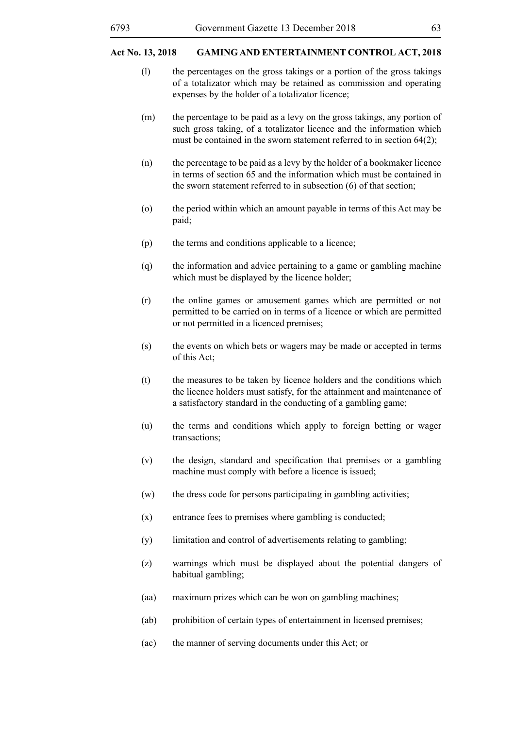(l) the percentages on the gross takings or a portion of the gross takings of a totalizator which may be retained as commission and operating expenses by the holder of a totalizator licence;

(m) the percentage to be paid as a levy on the gross takings, any portion of such gross taking, of a totalizator licence and the information which must be contained in the sworn statement referred to in section 64(2);

(n) the percentage to be paid as a levy by the holder of a bookmaker licence in terms of section 65 and the information which must be contained in the sworn statement referred to in subsection (6) of that section;

(o) the period within which an amount payable in terms of this Act may be paid;

(p) the terms and conditions applicable to a licence;

(q) the information and advice pertaining to a game or gambling machine which must be displayed by the licence holder;

(r) the online games or amusement games which are permitted or not permitted to be carried on in terms of a licence or which are permitted or not permitted in a licenced premises;

(s) the events on which bets or wagers may be made or accepted in terms of this Act;

(t) the measures to be taken by licence holders and the conditions which the licence holders must satisfy, for the attainment and maintenance of a satisfactory standard in the conducting of a gambling game;

(u) the terms and conditions which apply to foreign betting or wager transactions;

(v) the design, standard and specification that premises or a gambling machine must comply with before a licence is issued;

(w) the dress code for persons participating in gambling activities;

(x) entrance fees to premises where gambling is conducted;

(y) limitation and control of advertisements relating to gambling;

(z) warnings which must be displayed about the potential dangers of habitual gambling;

(aa) maximum prizes which can be won on gambling machines;

(ab) prohibition of certain types of entertainment in licensed premises;

(ac) the manner of serving documents under this Act; or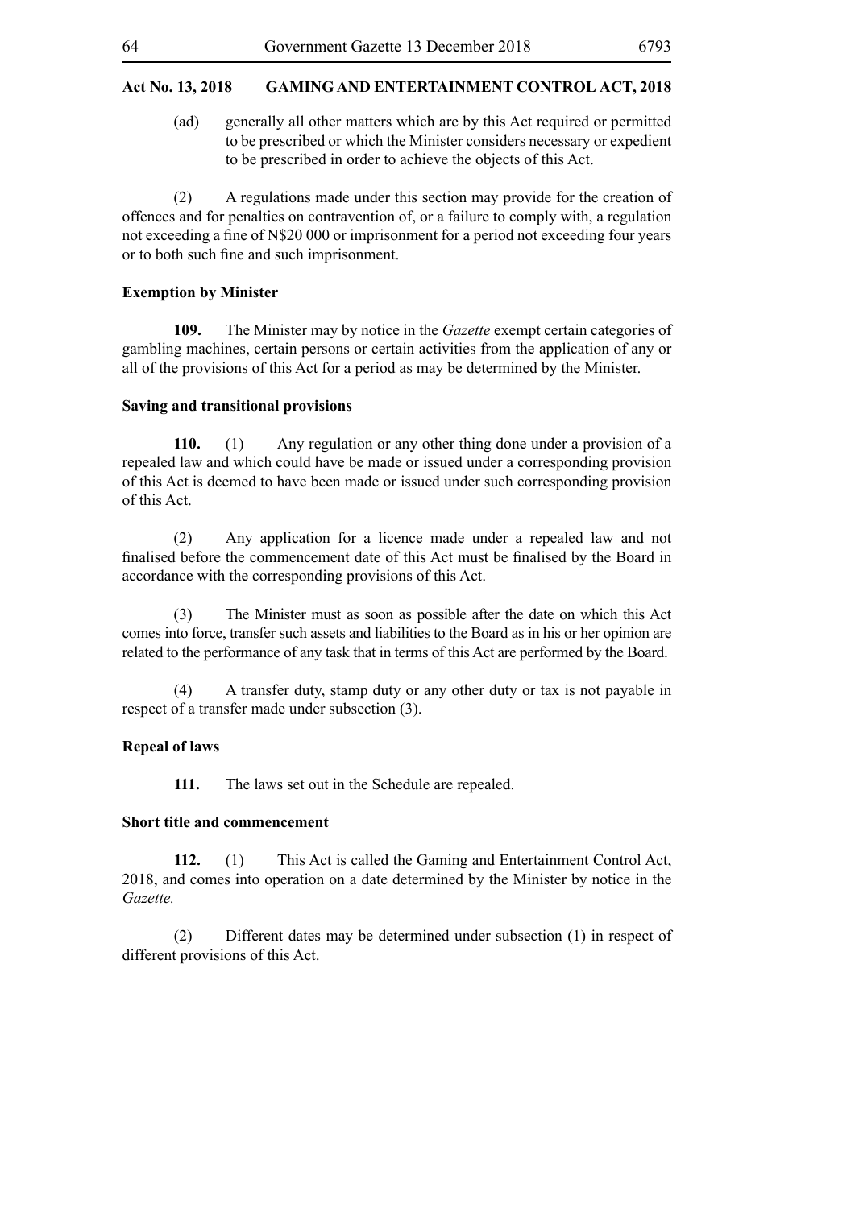(ad) generally all other matters which are by this Act required or permitted to be prescribed or which the Minister considers necessary or expedient to be prescribed in order to achieve the objects of this Act.

(2) A regulations made under this section may provide for the creation of offences and for penalties on contravention of, or a failure to comply with, a regulation not exceeding a fine of N$20 000 or imprisonment for a period not exceeding four years or to both such fine and such imprisonment.

**Exemption by Minister**

**109.** The Minister may by notice in the *Gazette* exempt certain categories of gambling machines, certain persons or certain activities from the application of any or all of the provisions of this Act for a period as may be determined by the Minister.

**Saving and transitional provisions**

**110.** (1) Any regulation or any other thing done under a provision of a repealed law and which could have be made or issued under a corresponding provision of this Act is deemed to have been made or issued under such corresponding provision of this Act.

(2) Any application for a licence made under a repealed law and not finalised before the commencement date of this Act must be finalised by the Board in accordance with the corresponding provisions of this Act.

(3) The Minister must as soon as possible after the date on which this Act comes into force, transfer such assets and liabilities to the Board as in his or her opinion are related to the performance of any task that in terms of this Act are performed by the Board.

(4) A transfer duty, stamp duty or any other duty or tax is not payable in respect of a transfer made under subsection (3).

**Repeal of laws**

**111.** The laws set out in the Schedule are repealed.

**Short title and commencement**

**112.** (1) This Act is called the Gaming and Entertainment Control Act, 2018, and comes into operation on a date determined by the Minister by notice in the *Gazette.*

(2) Different dates may be determined under subsection (1) in respect of different provisions of this Act.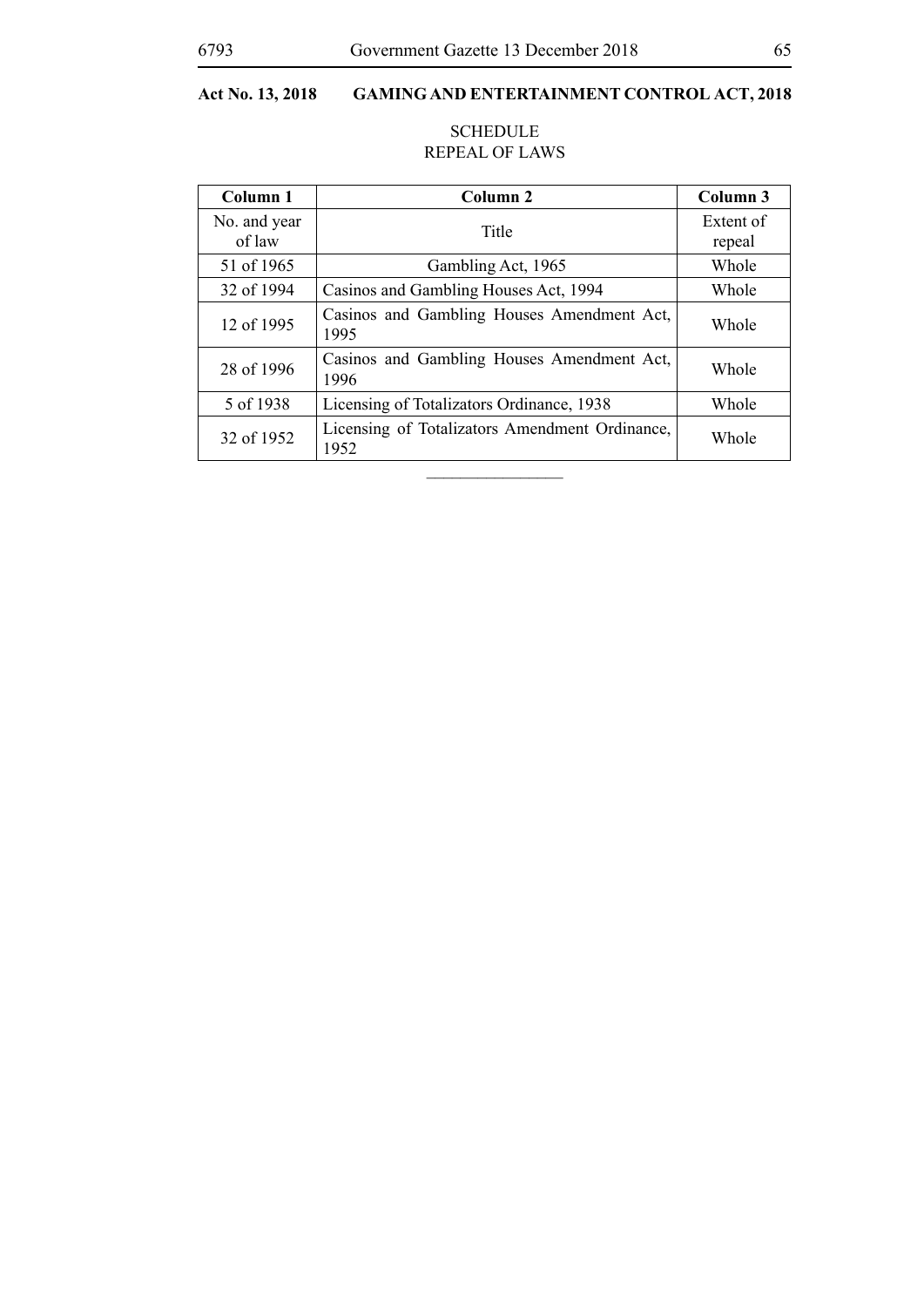SCHEDULE

REPEAL OF LAWS

| Column 1 | Column 2 | Column 3 |
| --- | --- | --- |
| No. and year of law | Title | Extent of repeal |
| 51 of 1965 | Gambling Act, 1965 | Whole |
| 32 of 1994 | Casinos and Gambling Houses Act, 1994 | Whole |
| 12 of 1995 | Casinos and Gambling Houses Amendment Act, 1995 | Whole |
| 28 of 1996 | Casinos and Gambling Houses Amendment Act, 1996 | Whole |
| 5 of 1938 | Licensing of Totalizators Ordinance, 1938 | Whole |
| 32 of 1952 | Licensing of Totalizators Amendment Ordinance, 1952 | Whole |

________________